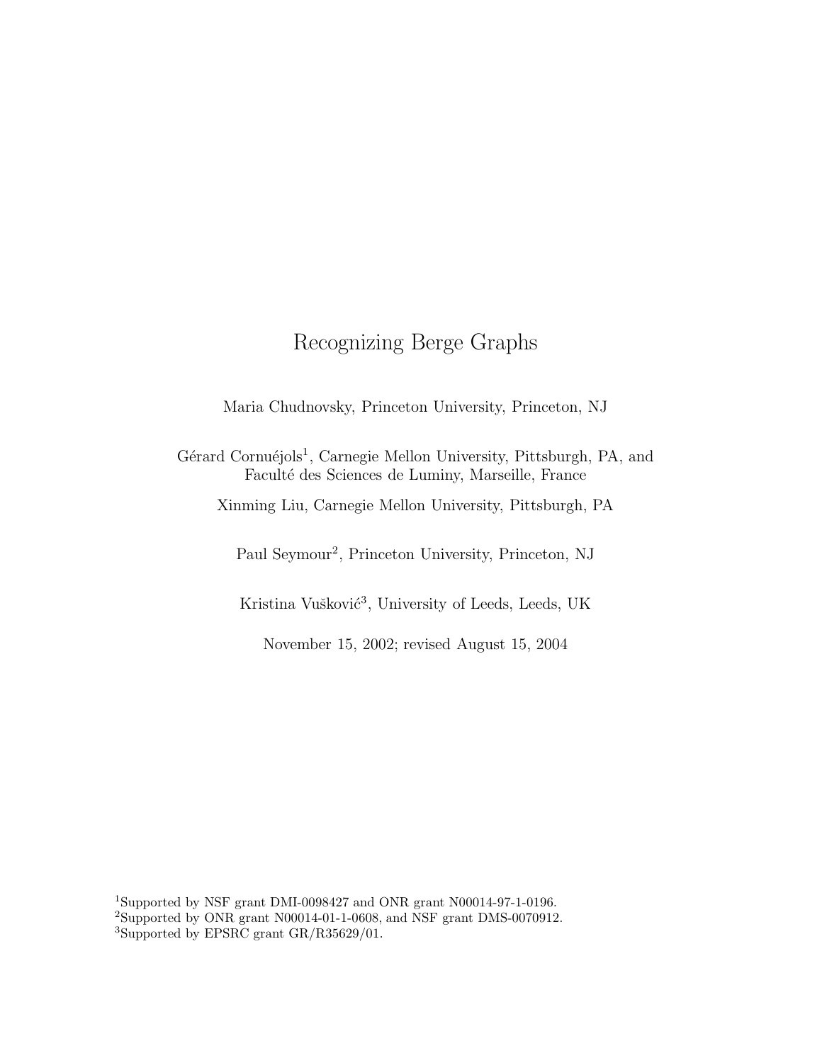# Recognizing Berge Graphs

Maria Chudnovsky, Princeton University, Princeton, NJ

Gérard Cornuéjols[1], Carnegie Mellon University, Pittsburgh, PA, and Faculté des Sciences de Luminy, Marseille, France

Xinming Liu, Carnegie Mellon University, Pittsburgh, PA

Paul Seymour[2], Princeton University, Princeton, NJ

Kristina Vušković[3], University of Leeds, Leeds, UK

November 15, 2002; revised August 15, 2004

[1]Supported by NSF grant DMI-0098427 and ONR grant N00014-97-1-0196.
[2]Supported by ONR grant N00014-01-1-0608, and NSF grant DMS-0070912.
[3]Supported by EPSRC grant GR/R35629/01.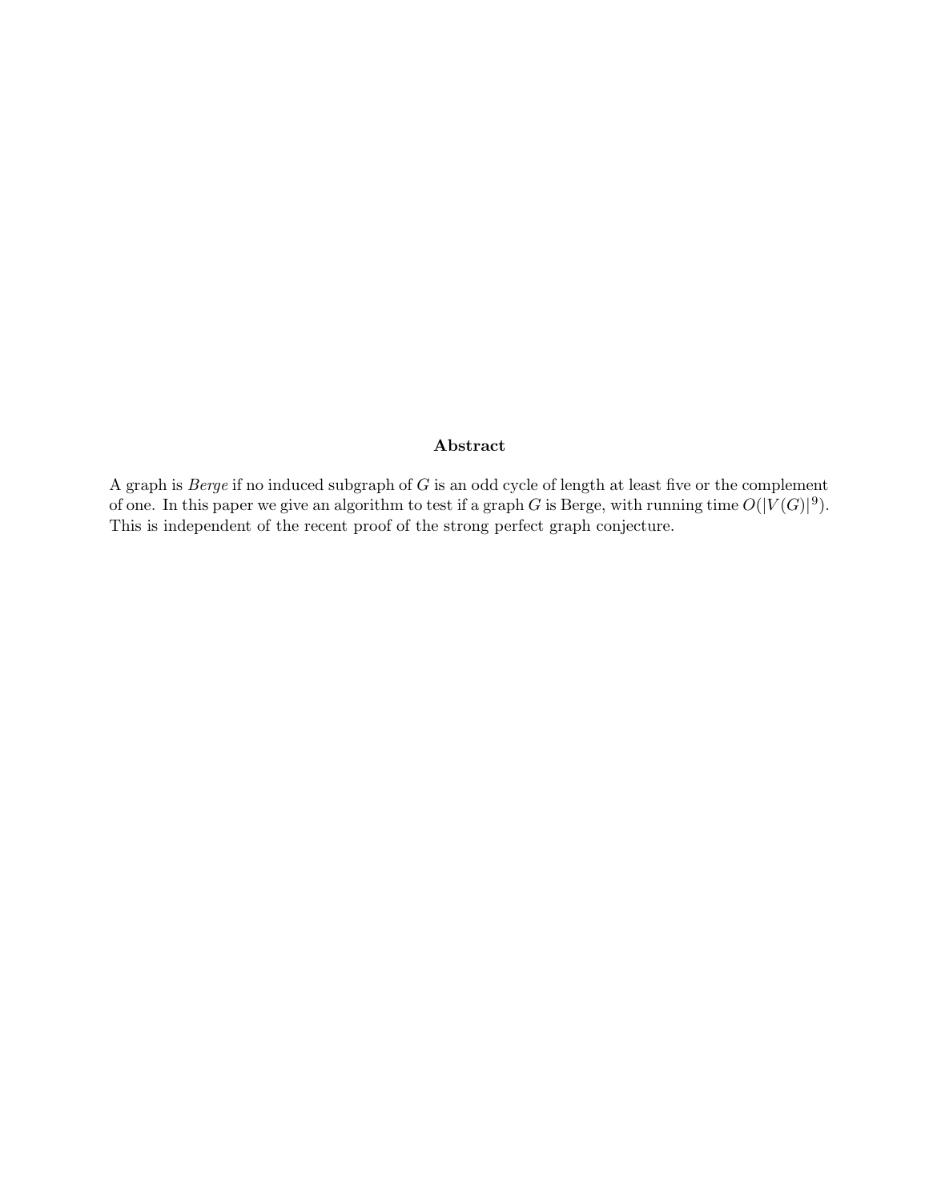### Abstract

A graph is *Berge* if no induced subgraph of $G$ is an odd cycle of length at least five or the complement of one. In this paper we give an algorithm to test if a graph $G$ is Berge, with running time $O(|V(G)|^9)$. This is independent of the recent proof of the strong perfect graph conjecture.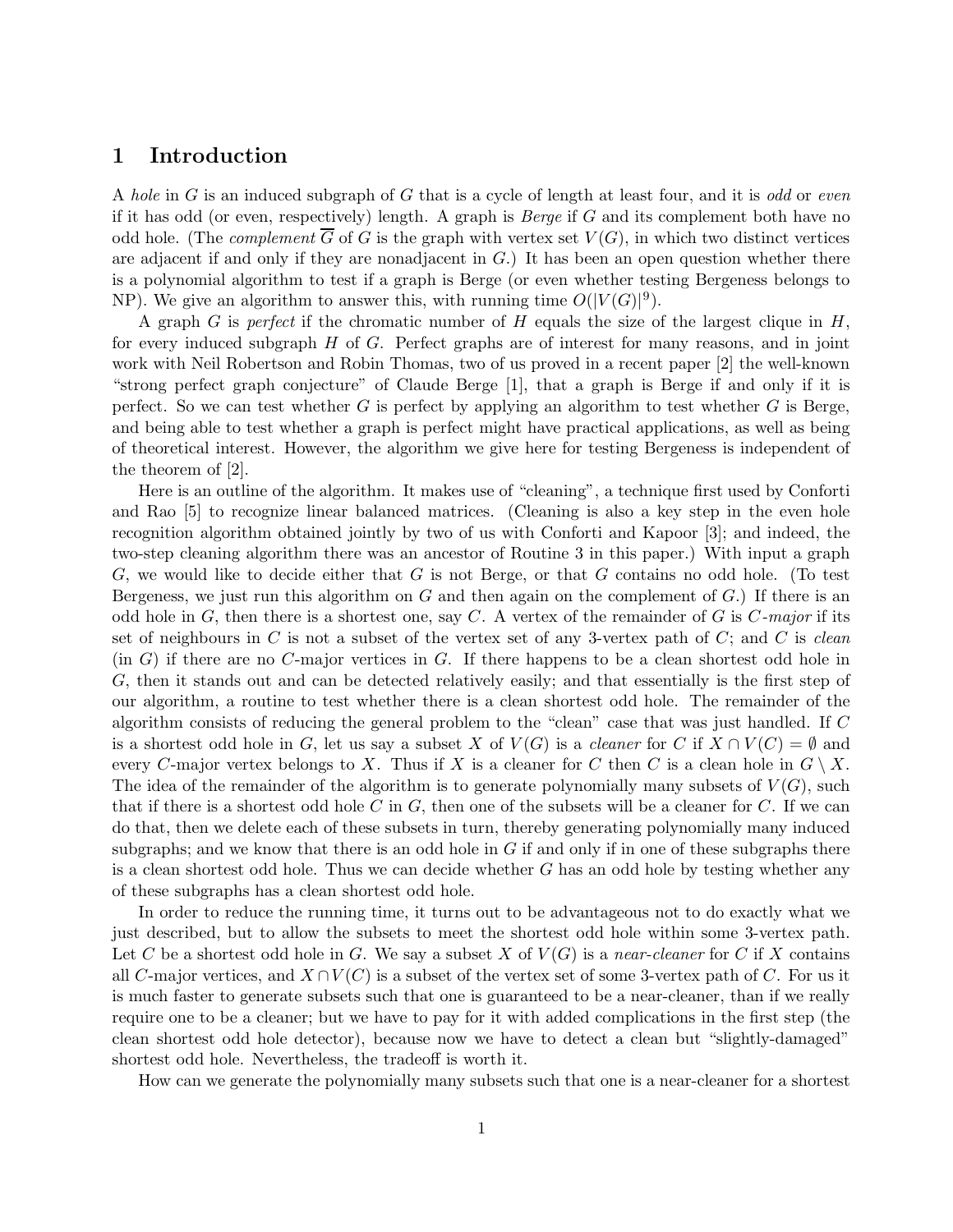## 1 Introduction

A *hole* in $G$ is an induced subgraph of $G$ that is a cycle of length at least four, and it is *odd* or *even* if it has odd (or even, respectively) length. A graph is *Berge* if $G$ and its complement both have no odd hole. (The *complement* $\overline{G}$ of $G$ is the graph with vertex set $V(G)$, in which two distinct vertices are adjacent if and only if they are nonadjacent in $G$.) It has been an open question whether there is a polynomial algorithm to test if a graph is Berge (or even whether testing Bergeness belongs to NP). We give an algorithm to answer this, with running time $O(|V(G)|^9)$.

A graph $G$ is *perfect* if the chromatic number of $H$ equals the size of the largest clique in $H$, for every induced subgraph $H$ of $G$. Perfect graphs are of interest for many reasons, and in joint work with Neil Robertson and Robin Thomas, two of us proved in a recent paper [2] the well-known "strong perfect graph conjecture" of Claude Berge [1], that a graph is Berge if and only if it is perfect. So we can test whether $G$ is perfect by applying an algorithm to test whether $G$ is Berge, and being able to test whether a graph is perfect might have practical applications, as well as being of theoretical interest. However, the algorithm we give here for testing Bergeness is independent of the theorem of [2].

Here is an outline of the algorithm. It makes use of "cleaning", a technique first used by Conforti and Rao [5] to recognize linear balanced matrices. (Cleaning is also a key step in the even hole recognition algorithm obtained jointly by two of us with Conforti and Kapoor [3]; and indeed, the two-step cleaning algorithm there was an ancestor of Routine 3 in this paper.) With input a graph $G$, we would like to decide either that $G$ is not Berge, or that $G$ contains no odd hole. (To test Bergeness, we just run this algorithm on $G$ and then again on the complement of $G$.) If there is an odd hole in $G$, then there is a shortest one, say $C$. A vertex of the remainder of $G$ is $C$*-major* if its set of neighbours in $C$ is not a subset of the vertex set of any 3-vertex path of $C$; and $C$ is *clean* (in $G$) if there are no $C$-major vertices in $G$. If there happens to be a clean shortest odd hole in $G$, then it stands out and can be detected relatively easily; and that essentially is the first step of our algorithm, a routine to test whether there is a clean shortest odd hole. The remainder of the algorithm consists of reducing the general problem to the "clean" case that was just handled. If $C$ is a shortest odd hole in $G$, let us say a subset $X$ of $V(G)$ is a *cleaner* for $C$ if $X \cap V(C) = \emptyset$ and every $C$-major vertex belongs to $X$. Thus if $X$ is a cleaner for $C$ then $C$ is a clean hole in $G \setminus X$. The idea of the remainder of the algorithm is to generate polynomially many subsets of $V(G)$, such that if there is a shortest odd hole $C$ in $G$, then one of the subsets will be a cleaner for $C$. If we can do that, then we delete each of these subsets in turn, thereby generating polynomially many induced subgraphs; and we know that there is an odd hole in $G$ if and only if in one of these subgraphs there is a clean shortest odd hole. Thus we can decide whether $G$ has an odd hole by testing whether any of these subgraphs has a clean shortest odd hole.

In order to reduce the running time, it turns out to be advantageous not to do exactly what we just described, but to allow the subsets to meet the shortest odd hole within some 3-vertex path. Let $C$ be a shortest odd hole in $G$. We say a subset $X$ of $V(G)$ is a *near-cleaner* for $C$ if $X$ contains all $C$-major vertices, and $X \cap V(C)$ is a subset of the vertex set of some 3-vertex path of $C$. For us it is much faster to generate subsets such that one is guaranteed to be a near-cleaner, than if we really require one to be a cleaner; but we have to pay for it with added complications in the first step (the clean shortest odd hole detector), because now we have to detect a clean but "slightly-damaged" shortest odd hole. Nevertheless, the tradeoff is worth it.

How can we generate the polynomially many subsets such that one is a near-cleaner for a shortest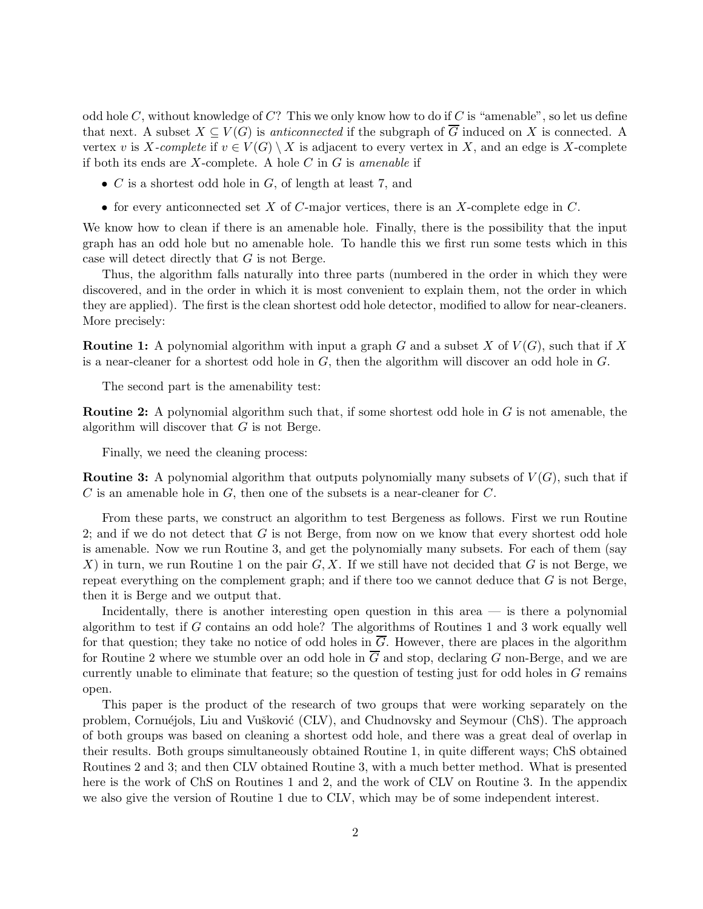odd hole $C$, without knowledge of $C$? This we only know how to do if $C$ is "amenable", so let us define that next. A subset $X \subseteq V(G)$ is *anticonnected* if the subgraph of $\overline{G}$ induced on $X$ is connected. A vertex $v$ is *$X$-complete* if $v \in V(G) \setminus X$ is adjacent to every vertex in $X$, and an edge is $X$-complete if both its ends are $X$-complete. A hole $C$ in $G$ is *amenable* if

- $C$ is a shortest odd hole in $G$, of length at least 7, and
- for every anticonnected set $X$ of $C$-major vertices, there is an $X$-complete edge in $C$.

We know how to clean if there is an amenable hole. Finally, there is the possibility that the input graph has an odd hole but no amenable hole. To handle this we first run some tests which in this case will detect directly that $G$ is not Berge.

Thus, the algorithm falls naturally into three parts (numbered in the order in which they were discovered, and in the order in which it is most convenient to explain them, not the order in which they are applied). The first is the clean shortest odd hole detector, modified to allow for near-cleaners. More precisely:

**Routine 1:** A polynomial algorithm with input a graph $G$ and a subset $X$ of $V(G)$, such that if $X$ is a near-cleaner for a shortest odd hole in $G$, then the algorithm will discover an odd hole in $G$.

The second part is the amenability test:

**Routine 2:** A polynomial algorithm such that, if some shortest odd hole in $G$ is not amenable, the algorithm will discover that $G$ is not Berge.

Finally, we need the cleaning process:

**Routine 3:** A polynomial algorithm that outputs polynomially many subsets of $V(G)$, such that if $C$ is an amenable hole in $G$, then one of the subsets is a near-cleaner for $C$.

From these parts, we construct an algorithm to test Bergeness as follows. First we run Routine 2; and if we do not detect that $G$ is not Berge, from now on we know that every shortest odd hole is amenable. Now we run Routine 3, and get the polynomially many subsets. For each of them (say $X$) in turn, we run Routine 1 on the pair $G, X$. If we still have not decided that $G$ is not Berge, we repeat everything on the complement graph; and if there too we cannot deduce that $G$ is not Berge, then it is Berge and we output that.

Incidentally, there is another interesting open question in this area — is there a polynomial algorithm to test if $G$ contains an odd hole? The algorithms of Routines 1 and 3 work equally well for that question; they take no notice of odd holes in $\overline{G}$. However, there are places in the algorithm for Routine 2 where we stumble over an odd hole in $\overline{G}$ and stop, declaring $G$ non-Berge, and we are currently unable to eliminate that feature; so the question of testing just for odd holes in $G$ remains open.

This paper is the product of the research of two groups that were working separately on the problem, Cornuéjols, Liu and Vušković (CLV), and Chudnovsky and Seymour (ChS). The approach of both groups was based on cleaning a shortest odd hole, and there was a great deal of overlap in their results. Both groups simultaneously obtained Routine 1, in quite different ways; ChS obtained Routines 2 and 3; and then CLV obtained Routine 3, with a much better method. What is presented here is the work of ChS on Routines 1 and 2, and the work of CLV on Routine 3. In the appendix we also give the version of Routine 1 due to CLV, which may be of some independent interest.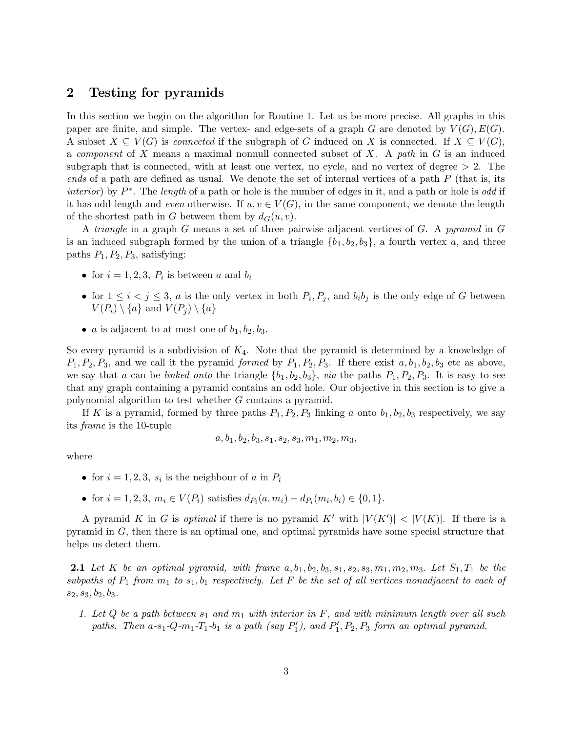## 2 Testing for pyramids

In this section we begin on the algorithm for Routine 1. Let us be more precise. All graphs in this paper are finite, and simple. The vertex- and edge-sets of a graph $G$ are denoted by $V(G), E(G)$. A subset $X \subseteq V(G)$ is *connected* if the subgraph of $G$ induced on $X$ is connected. If $X \subseteq V(G)$, a *component* of $X$ means a maximal nonnull connected subset of $X$. A *path* in $G$ is an induced subgraph that is connected, with at least one vertex, no cycle, and no vertex of degree $> 2$. The *ends* of a path are defined as usual. We denote the set of internal vertices of a path $P$ (that is, its *interior*) by $P^*$. The *length* of a path or hole is the number of edges in it, and a path or hole is *odd* if it has odd length and *even* otherwise. If $u, v \in V(G)$, in the same component, we denote the length of the shortest path in $G$ between them by $d_G(u, v)$.

A *triangle* in a graph $G$ means a set of three pairwise adjacent vertices of $G$. A *pyramid* in $G$ is an induced subgraph formed by the union of a triangle $\{b_1, b_2, b_3\}$, a fourth vertex $a$, and three paths $P_1, P_2, P_3$, satisfying:

- for $i = 1, 2, 3$, $P_i$ is between $a$ and $b_i$
- for $1 \leq i < j \leq 3$, $a$ is the only vertex in both $P_i, P_j$, and $b_ib_j$ is the only edge of $G$ between $V(P_i) \setminus \{a\}$ and $V(P_j) \setminus \{a\}$
- $a$ is adjacent to at most one of $b_1, b_2, b_3$.

So every pyramid is a subdivision of $K_4$. Note that the pyramid is determined by a knowledge of $P_1, P_2, P_3$, and we call it the pyramid *formed* by $P_1, P_2, P_3$. If there exist $a, b_1, b_2, b_3$ etc as above, we say that $a$ can be *linked onto* the triangle $\{b_1, b_2, b_3\}$, *via* the paths $P_1, P_2, P_3$. It is easy to see that any graph containing a pyramid contains an odd hole. Our objective in this section is to give a polynomial algorithm to test whether $G$ contains a pyramid.

If $K$ is a pyramid, formed by three paths $P_1, P_2, P_3$ linking $a$ onto $b_1, b_2, b_3$ respectively, we say its *frame* is the 10-tuple

$$a, b_1, b_2, b_3, s_1, s_2, s_3, m_1, m_2, m_3,$$

where

- for $i = 1, 2, 3$, $s_i$ is the neighbour of $a$ in $P_i$
- for $i = 1, 2, 3$, $m_i \in V(P_i)$ satisfies $d_{P_i}(a, m_i) - d_{P_i}(m_i, b_i) \in \{0, 1\}$.

A pyramid $K$ in $G$ is *optimal* if there is no pyramid $K'$ with $|V(K')| < |V(K)|$. If there is a pyramid in $G$, then there is an optimal one, and optimal pyramids have some special structure that helps us detect them.

**2.1** *Let $K$ be an optimal pyramid, with frame $a, b_1, b_2, b_3, s_1, s_2, s_3, m_1, m_2, m_3$. Let $S_1, T_1$ be the subpaths of $P_1$ from $m_1$ to $s_1, b_1$ respectively. Let $F$ be the set of all vertices nonadjacent to each of $s_2, s_3, b_2, b_3$.*

1. *Let $Q$ be a path between $s_1$ and $m_1$ with interior in $F$, and with minimum length over all such paths. Then $a$-$s_1$-$Q$-$m_1$-$T_1$-$b_1$ is a path (say $P_1'$), and $P_1', P_2, P_3$ form an optimal pyramid.*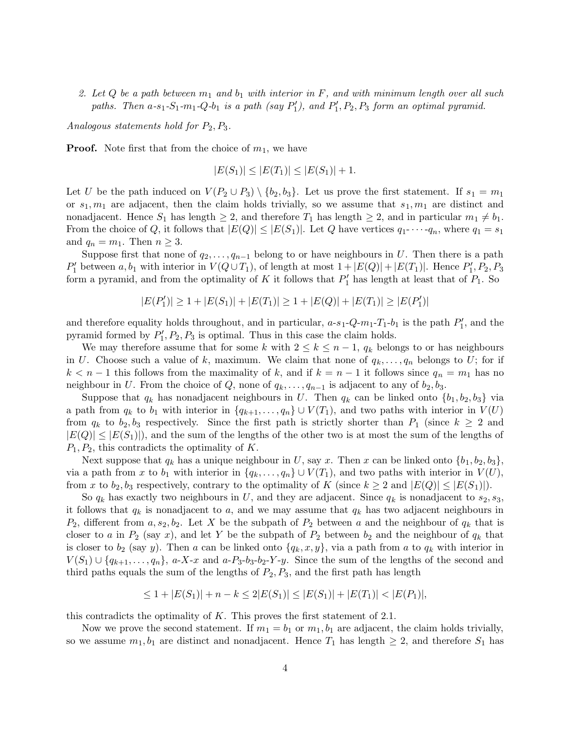2. *Let $Q$ be a path between $m_1$ and $b_1$ with interior in $F$, and with minimum length over all such paths. Then $a$-$s_1$-$S_1$-$m_1$-$Q$-$b_1$ is a path (say $P_1'$), and $P_1', P_2, P_3$ form an optimal pyramid.*

*Analogous statements hold for $P_2, P_3$.*

**Proof.** Note first that from the choice of $m_1$, we have

$$|E(S_1)| \leq |E(T_1)| \leq |E(S_1)| + 1.$$

Let $U$ be the path induced on $V(P_2 \cup P_3) \setminus \{b_2, b_3\}$. Let us prove the first statement. If $s_1 = m_1$ or $s_1, m_1$ are adjacent, then the claim holds trivially, so we assume that $s_1, m_1$ are distinct and nonadjacent. Hence $S_1$ has length $\geq 2$, and therefore $T_1$ has length $\geq 2$, and in particular $m_1 \neq b_1$. From the choice of $Q$, it follows that $|E(Q)| \leq |E(S_1)|$. Let $Q$ have vertices $q_1$-$\cdots$-$q_n$, where $q_1 = s_1$ and $q_n = m_1$. Then $n \geq 3$.

Suppose first that none of $q_2, \ldots, q_{n-1}$ belong to or have neighbours in $U$. Then there is a path $P_1'$ between $a, b_1$ with interior in $V(Q \cup T_1)$, of length at most $1 + |E(Q)| + |E(T_1)|$. Hence $P_1', P_2, P_3$ form a pyramid, and from the optimality of $K$ it follows that $P_1'$ has length at least that of $P_1$. So

$$|E(P_1')| \geq 1 + |E(S_1)| + |E(T_1)| \geq 1 + |E(Q)| + |E(T_1)| \geq |E(P_1')|$$

and therefore equality holds throughout, and in particular, $a$-$s_1$-$Q$-$m_1$-$T_1$-$b_1$ is the path $P_1'$, and the pyramid formed by $P_1', P_2, P_3$ is optimal. Thus in this case the claim holds.

We may therefore assume that for some $k$ with $2 \leq k \leq n-1$, $q_k$ belongs to or has neighbours in $U$. Choose such a value of $k$, maximum. We claim that none of $q_k, \ldots, q_n$ belongs to $U$; for if $k < n-1$ this follows from the maximality of $k$, and if $k = n-1$ it follows since $q_n = m_1$ has no neighbour in $U$. From the choice of $Q$, none of $q_k, \ldots, q_{n-1}$ is adjacent to any of $b_2, b_3$.

Suppose that $q_k$ has nonadjacent neighbours in $U$. Then $q_k$ can be linked onto $\{b_1, b_2, b_3\}$ via a path from $q_k$ to $b_1$ with interior in $\{q_{k+1}, \ldots, q_n\} \cup V(T_1)$, and two paths with interior in $V(U)$ from $q_k$ to $b_2, b_3$ respectively. Since the first path is strictly shorter than $P_1$ (since $k \geq 2$ and $|E(Q)| \leq |E(S_1)|$), and the sum of the lengths of the other two is at most the sum of the lengths of $P_1, P_2$, this contradicts the optimality of $K$.

Next suppose that $q_k$ has a unique neighbour in $U$, say $x$. Then $x$ can be linked onto $\{b_1, b_2, b_3\}$, via a path from $x$ to $b_1$ with interior in $\{q_k, \ldots, q_n\} \cup V(T_1)$, and two paths with interior in $V(U)$, from $x$ to $b_2, b_3$ respectively, contrary to the optimality of $K$ (since $k \geq 2$ and $|E(Q)| \leq |E(S_1)|$).

So $q_k$ has exactly two neighbours in $U$, and they are adjacent. Since $q_k$ is nonadjacent to $s_2, s_3$, it follows that $q_k$ is nonadjacent to $a$, and we may assume that $q_k$ has two adjacent neighbours in $P_2$, different from $a, s_2, b_2$. Let $X$ be the subpath of $P_2$ between $a$ and the neighbour of $q_k$ that is closer to $a$ in $P_2$ (say $x$), and let $Y$ be the subpath of $P_2$ between $b_2$ and the neighbour of $q_k$ that is closer to $b_2$ (say $y$). Then $a$ can be linked onto $\{q_k, x, y\}$, via a path from $a$ to $q_k$ with interior in $V(S_1) \cup \{q_{k+1}, \ldots, q_n\}$, $a$-$X$-$x$ and $a$-$P_3$-$b_3$-$b_2$-$Y$-$y$. Since the sum of the lengths of the second and third paths equals the sum of the lengths of $P_2, P_3$, and the first path has length

$$\leq 1 + |E(S_1)| + n - k \leq 2|E(S_1)| \leq |E(S_1)| + |E(T_1)| < |E(P_1)|,$$

this contradicts the optimality of $K$. This proves the first statement of 2.1.

Now we prove the second statement. If $m_1 = b_1$ or $m_1, b_1$ are adjacent, the claim holds trivially, so we assume $m_1, b_1$ are distinct and nonadjacent. Hence $T_1$ has length $\geq 2$, and therefore $S_1$ has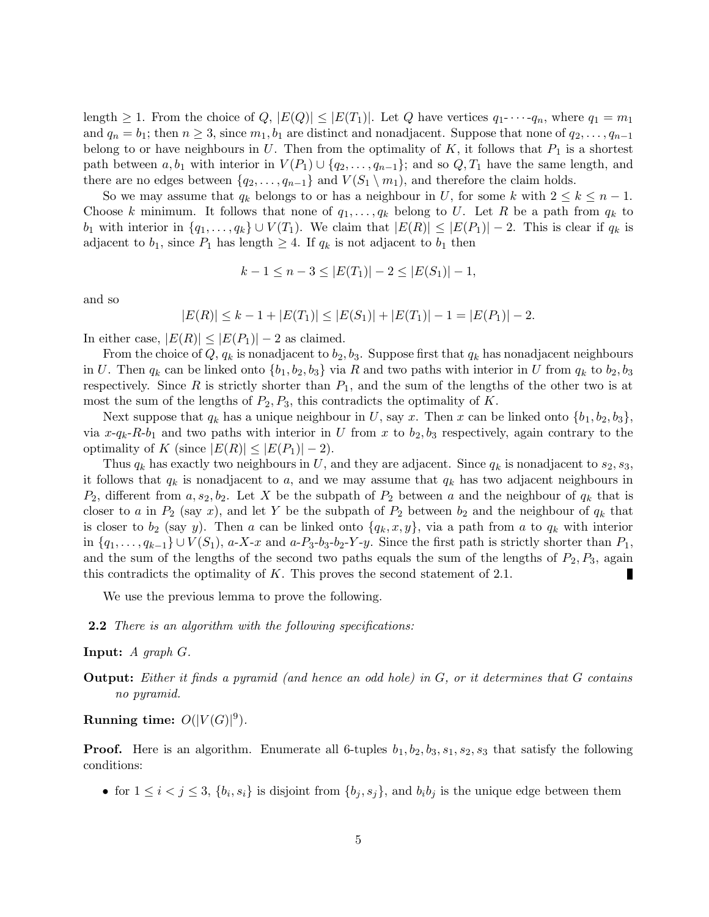length $\geq 1$. From the choice of $Q$, $|E(Q)| \leq |E(T_1)|$. Let $Q$ have vertices $q_1$-$\cdots$-$q_n$, where $q_1 = m_1$ and $q_n = b_1$; then $n \geq 3$, since $m_1, b_1$ are distinct and nonadjacent. Suppose that none of $q_2, \ldots, q_{n-1}$ belong to or have neighbours in $U$. Then from the optimality of $K$, it follows that $P_1$ is a shortest path between $a, b_1$ with interior in $V(P_1) \cup \{q_2, \ldots, q_{n-1}\}$; and so $Q, T_1$ have the same length, and there are no edges between $\{q_2, \ldots, q_{n-1}\}$ and $V(S_1 \setminus m_1)$, and therefore the claim holds.

So we may assume that $q_k$ belongs to or has a neighbour in $U$, for some $k$ with $2 \leq k \leq n-1$. Choose $k$ minimum. It follows that none of $q_1, \ldots, q_k$ belong to $U$. Let $R$ be a path from $q_k$ to $b_1$ with interior in $\{q_1, \ldots, q_k\} \cup V(T_1)$. We claim that $|E(R)| \leq |E(P_1)| - 2$. This is clear if $q_k$ is adjacent to $b_1$, since $P_1$ has length $\geq 4$. If $q_k$ is not adjacent to $b_1$ then

$$k - 1 \leq n - 3 \leq |E(T_1)| - 2 \leq |E(S_1)| - 1,$$

and so

$$|E(R)| \leq k - 1 + |E(T_1)| \leq |E(S_1)| + |E(T_1)| - 1 = |E(P_1)| - 2.$$

In either case, $|E(R)| \leq |E(P_1)| - 2$ as claimed.

From the choice of $Q$, $q_k$ is nonadjacent to $b_2, b_3$. Suppose first that $q_k$ has nonadjacent neighbours in $U$. Then $q_k$ can be linked onto $\{b_1, b_2, b_3\}$ via $R$ and two paths with interior in $U$ from $q_k$ to $b_2, b_3$ respectively. Since $R$ is strictly shorter than $P_1$, and the sum of the lengths of the other two is at most the sum of the lengths of $P_2, P_3$, this contradicts the optimality of $K$.

Next suppose that $q_k$ has a unique neighbour in $U$, say $x$. Then $x$ can be linked onto $\{b_1, b_2, b_3\}$, via $x$-$q_k$-$R$-$b_1$ and two paths with interior in $U$ from $x$ to $b_2, b_3$ respectively, again contrary to the optimality of $K$ (since $|E(R)| \leq |E(P_1)| - 2$).

Thus $q_k$ has exactly two neighbours in $U$, and they are adjacent. Since $q_k$ is nonadjacent to $s_2, s_3$, it follows that $q_k$ is nonadjacent to $a$, and we may assume that $q_k$ has two adjacent neighbours in $P_2$, different from $a, s_2, b_2$. Let $X$ be the subpath of $P_2$ between $a$ and the neighbour of $q_k$ that is closer to $a$ in $P_2$ (say $x$), and let $Y$ be the subpath of $P_2$ between $b_2$ and the neighbour of $q_k$ that is closer to $b_2$ (say $y$). Then $a$ can be linked onto $\{q_k, x, y\}$, via a path from $a$ to $q_k$ with interior in $\{q_1, \ldots, q_{k-1}\} \cup V(S_1)$, $a$-$X$-$x$ and $a$-$P_3$-$b_3$-$b_2$-$Y$-$y$. Since the first path is strictly shorter than $P_1$, and the sum of the lengths of the second two paths equals the sum of the lengths of $P_2, P_3$, again this contradicts the optimality of $K$. This proves the second statement of 2.1. ∎

We use the previous lemma to prove the following.

**2.2** *There is an algorithm with the following specifications:*

**Input:** *A graph $G$.*

**Output:** *Either it finds a pyramid (and hence an odd hole) in $G$, or it determines that $G$ contains no pyramid.*

**Running time:** $O(|V(G)|^9)$.

**Proof.** Here is an algorithm. Enumerate all 6-tuples $b_1, b_2, b_3, s_1, s_2, s_3$ that satisfy the following conditions:

- for $1 \leq i < j \leq 3$, $\{b_i, s_i\}$ is disjoint from $\{b_j, s_j\}$, and $b_ib_j$ is the unique edge between them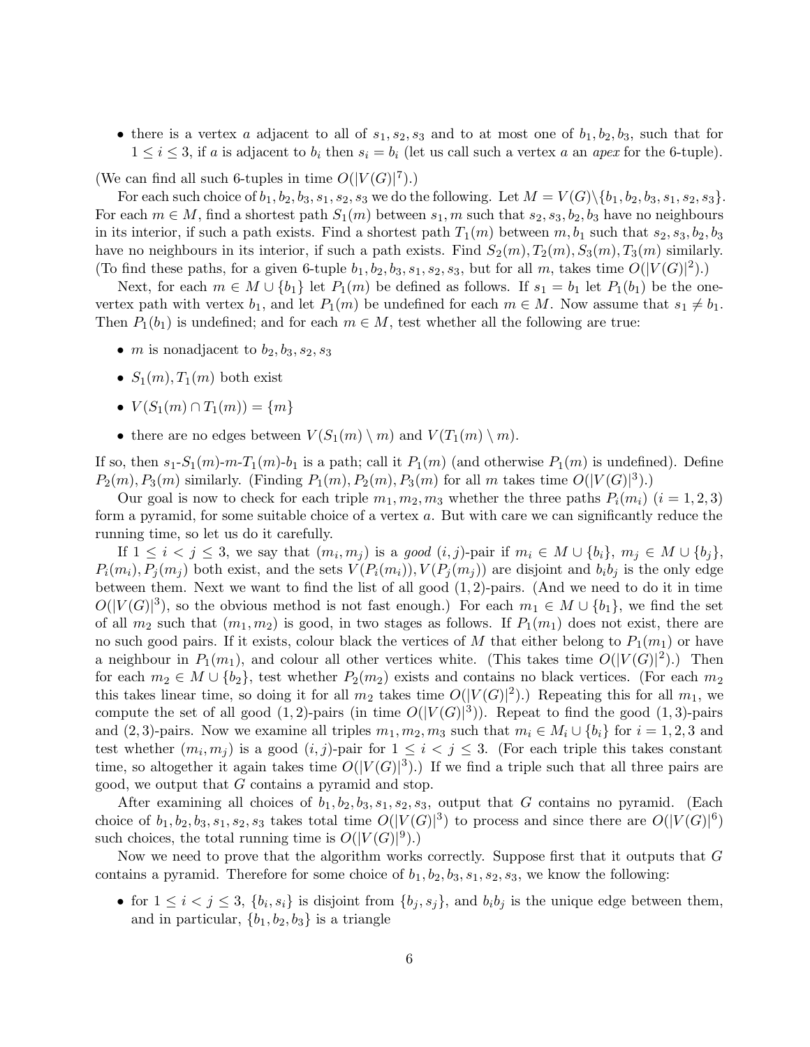- there is a vertex $a$ adjacent to all of $s_1, s_2, s_3$ and to at most one of $b_1, b_2, b_3$, such that for $1 \le i \le 3$, if $a$ is adjacent to $b_i$ then $s_i = b_i$ (let us call such a vertex $a$ an *apex* for the 6-tuple).

(We can find all such 6-tuples in time $O(|V(G)|^7)$.)

For each such choice of $b_1, b_2, b_3, s_1, s_2, s_3$ we do the following. Let $M = V(G) \setminus \{b_1, b_2, b_3, s_1, s_2, s_3\}$. For each $m \in M$, find a shortest path $S_1(m)$ between $s_1, m$ such that $s_2, s_3, b_2, b_3$ have no neighbours in its interior, if such a path exists. Find a shortest path $T_1(m)$ between $m, b_1$ such that $s_2, s_3, b_2, b_3$ have no neighbours in its interior, if such a path exists. Find $S_2(m), T_2(m), S_3(m), T_3(m)$ similarly. (To find these paths, for a given 6-tuple $b_1, b_2, b_3, s_1, s_2, s_3$, but for all $m$, takes time $O(|V(G)|^2)$.)

Next, for each $m \in M \cup \{b_1\}$ let $P_1(m)$ be defined as follows. If $s_1 = b_1$ let $P_1(b_1)$ be the one-vertex path with vertex $b_1$, and let $P_1(m)$ be undefined for each $m \in M$. Now assume that $s_1 \ne b_1$. Then $P_1(b_1)$ is undefined; and for each $m \in M$, test whether all the following are true:

- $m$ is nonadjacent to $b_2, b_3, s_2, s_3$
- $S_1(m), T_1(m)$ both exist
- $V(S_1(m) \cap T_1(m)) = \{m\}$
- there are no edges between $V(S_1(m) \setminus m)$ and $V(T_1(m) \setminus m)$.

If so, then $s_1$-$S_1(m)$-$m$-$T_1(m)$-$b_1$ is a path; call it $P_1(m)$ (and otherwise $P_1(m)$ is undefined). Define $P_2(m), P_3(m)$ similarly. (Finding $P_1(m), P_2(m), P_3(m)$ for all $m$ takes time $O(|V(G)|^3)$.)

Our goal is now to check for each triple $m_1, m_2, m_3$ whether the three paths $P_i(m_i)$ $(i = 1, 2, 3)$ form a pyramid, for some suitable choice of a vertex $a$. But with care we can significantly reduce the running time, so let us do it carefully.

If $1 \le i < j \le 3$, we say that $(m_i, m_j)$ is a *good* $(i, j)$-pair if $m_i \in M \cup \{b_i\}$, $m_j \in M \cup \{b_j\}$, $P_i(m_i), P_j(m_j)$ both exist, and the sets $V(P_i(m_i)), V(P_j(m_j))$ are disjoint and $b_i b_j$ is the only edge between them. Next we want to find the list of all good $(1, 2)$-pairs. (And we need to do it in time $O(|V(G)|^3)$, so the obvious method is not fast enough.) For each $m_1 \in M \cup \{b_1\}$, we find the set of all $m_2$ such that $(m_1, m_2)$ is good, in two stages as follows. If $P_1(m_1)$ does not exist, there are no such good pairs. If it exists, colour black the vertices of $M$ that either belong to $P_1(m_1)$ or have a neighbour in $P_1(m_1)$, and colour all other vertices white. (This takes time $O(|V(G)|^2)$.) Then for each $m_2 \in M \cup \{b_2\}$, test whether $P_2(m_2)$ exists and contains no black vertices. (For each $m_2$ this takes linear time, so doing it for all $m_2$ takes time $O(|V(G)|^2)$.) Repeating this for all $m_1$, we compute the set of all good $(1, 2)$-pairs (in time $O(|V(G)|^3)$). Repeat to find the good $(1, 3)$-pairs and $(2, 3)$-pairs. Now we examine all triples $m_1, m_2, m_3$ such that $m_i \in M_i \cup \{b_i\}$ for $i = 1, 2, 3$ and test whether $(m_i, m_j)$ is a good $(i, j)$-pair for $1 \le i < j \le 3$. (For each triple this takes constant time, so altogether it again takes time $O(|V(G)|^3)$.) If we find a triple such that all three pairs are good, we output that $G$ contains a pyramid and stop.

After examining all choices of $b_1, b_2, b_3, s_1, s_2, s_3$, output that $G$ contains no pyramid. (Each choice of $b_1, b_2, b_3, s_1, s_2, s_3$ takes total time $O(|V(G)|^3)$ to process and since there are $O(|V(G)|^6)$ such choices, the total running time is $O(|V(G)|^9)$.)

Now we need to prove that the algorithm works correctly. Suppose first that it outputs that $G$ contains a pyramid. Therefore for some choice of $b_1, b_2, b_3, s_1, s_2, s_3$, we know the following:

- for $1 \le i < j \le 3$, $\{b_i, s_i\}$ is disjoint from $\{b_j, s_j\}$, and $b_i b_j$ is the unique edge between them, and in particular, $\{b_1, b_2, b_3\}$ is a triangle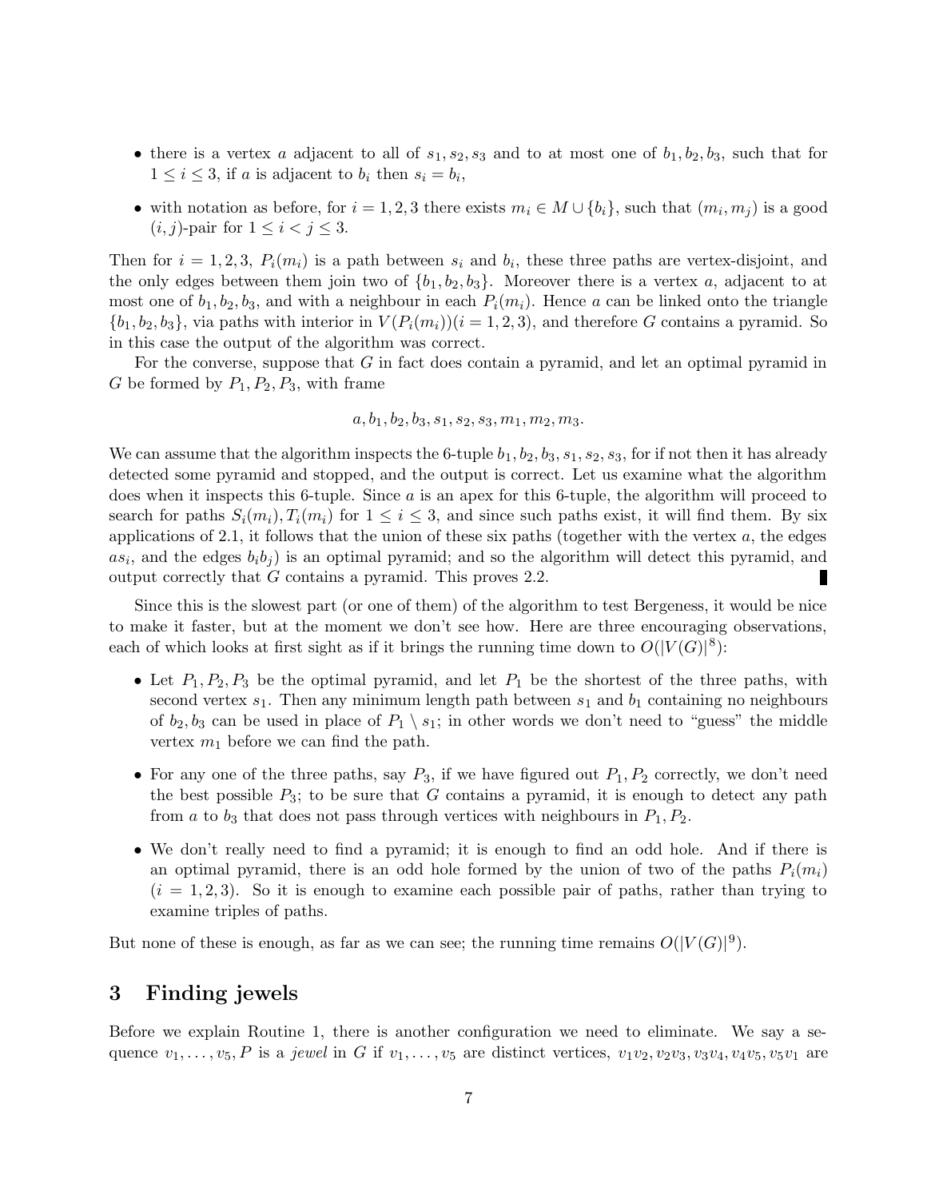- there is a vertex $a$ adjacent to all of $s_1, s_2, s_3$ and to at most one of $b_1, b_2, b_3$, such that for $1 \leq i \leq 3$, if $a$ is adjacent to $b_i$ then $s_i = b_i$,
- with notation as before, for $i = 1, 2, 3$ there exists $m_i \in M \cup \{b_i\}$, such that $(m_i, m_j)$ is a good $(i, j)$-pair for $1 \leq i < j \leq 3$.

Then for $i = 1, 2, 3$, $P_i(m_i)$ is a path between $s_i$ and $b_i$, these three paths are vertex-disjoint, and the only edges between them join two of $\{b_1, b_2, b_3\}$. Moreover there is a vertex $a$, adjacent to at most one of $b_1, b_2, b_3$, and with a neighbour in each $P_i(m_i)$. Hence $a$ can be linked onto the triangle $\{b_1, b_2, b_3\}$, via paths with interior in $V(P_i(m_i))(i = 1, 2, 3)$, and therefore $G$ contains a pyramid. So in this case the output of the algorithm was correct.

For the converse, suppose that $G$ in fact does contain a pyramid, and let an optimal pyramid in $G$ be formed by $P_1, P_2, P_3$, with frame

$$a, b_1, b_2, b_3, s_1, s_2, s_3, m_1, m_2, m_3.$$

We can assume that the algorithm inspects the 6-tuple $b_1, b_2, b_3, s_1, s_2, s_3$, for if not then it has already detected some pyramid and stopped, and the output is correct. Let us examine what the algorithm does when it inspects this 6-tuple. Since $a$ is an apex for this 6-tuple, the algorithm will proceed to search for paths $S_i(m_i), T_i(m_i)$ for $1 \leq i \leq 3$, and since such paths exist, it will find them. By six applications of 2.1, it follows that the union of these six paths (together with the vertex $a$, the edges $as_i$, and the edges $b_ib_j$) is an optimal pyramid; and so the algorithm will detect this pyramid, and output correctly that $G$ contains a pyramid. This proves 2.2. ∎

Since this is the slowest part (or one of them) of the algorithm to test Bergeness, it would be nice to make it faster, but at the moment we don't see how. Here are three encouraging observations, each of which looks at first sight as if it brings the running time down to $O(|V(G)|^8)$:

- Let $P_1, P_2, P_3$ be the optimal pyramid, and let $P_1$ be the shortest of the three paths, with second vertex $s_1$. Then any minimum length path between $s_1$ and $b_1$ containing no neighbours of $b_2, b_3$ can be used in place of $P_1 \setminus s_1$; in other words we don't need to "guess" the middle vertex $m_1$ before we can find the path.
- For any one of the three paths, say $P_3$, if we have figured out $P_1, P_2$ correctly, we don't need the best possible $P_3$; to be sure that $G$ contains a pyramid, it is enough to detect any path from $a$ to $b_3$ that does not pass through vertices with neighbours in $P_1, P_2$.
- We don't really need to find a pyramid; it is enough to find an odd hole. And if there is an optimal pyramid, there is an odd hole formed by the union of two of the paths $P_i(m_i)$ $(i = 1, 2, 3)$. So it is enough to examine each possible pair of paths, rather than trying to examine triples of paths.

But none of these is enough, as far as we can see; the running time remains $O(|V(G)|^9)$.

## 3 Finding jewels

Before we explain Routine 1, there is another configuration we need to eliminate. We say a sequence $v_1, \ldots, v_5, P$ is a *jewel* in $G$ if $v_1, \ldots, v_5$ are distinct vertices, $v_1v_2, v_2v_3, v_3v_4, v_4v_5, v_5v_1$ are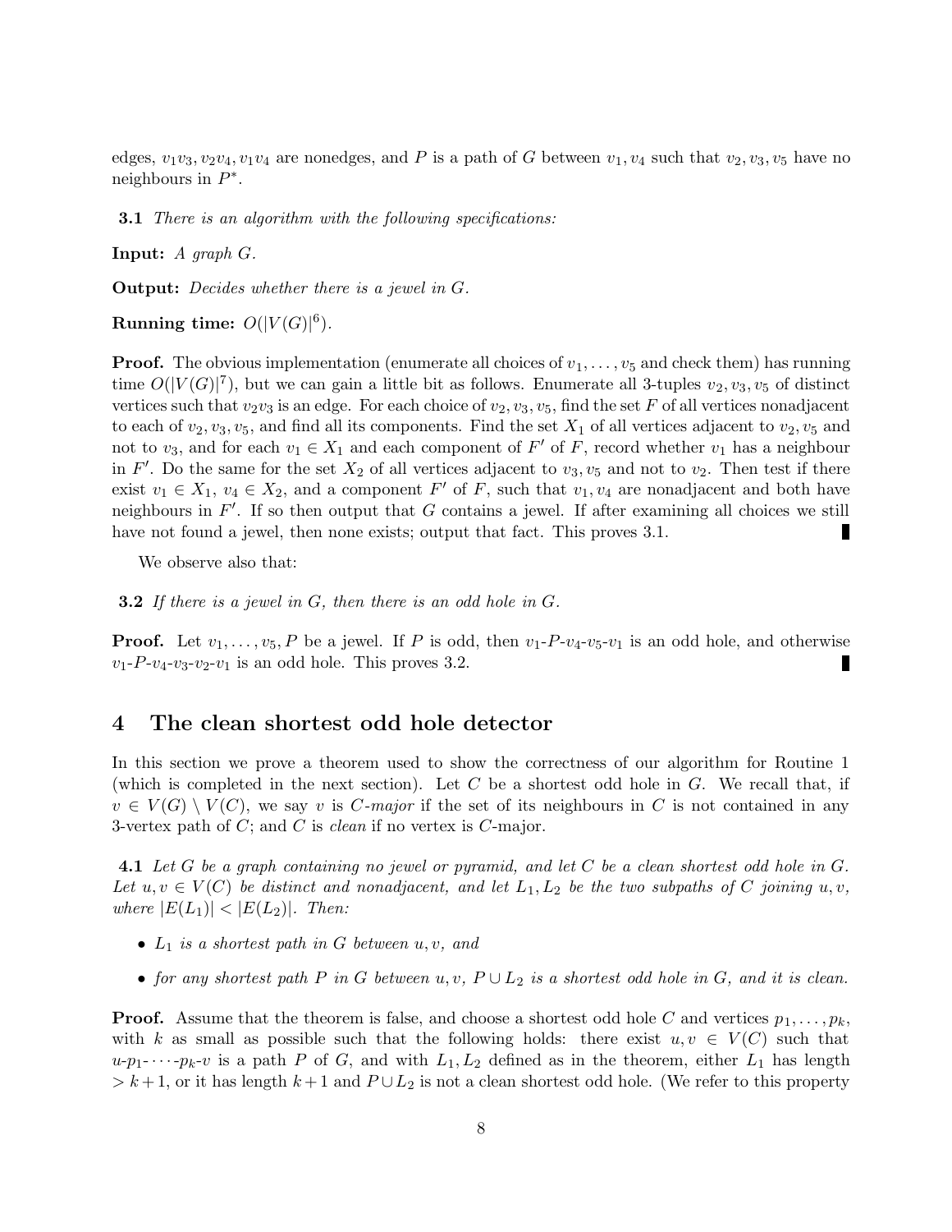edges, $v_1v_3, v_2v_4, v_1v_4$ are nonedges, and $P$ is a path of $G$ between $v_1, v_4$ such that $v_2, v_3, v_5$ have no neighbours in $P^*$.

**3.1** *There is an algorithm with the following specifications:*

**Input:** *A graph $G$.*

**Output:** *Decides whether there is a jewel in $G$.*

**Running time:** $O(|V(G)|^6)$.

**Proof.** The obvious implementation (enumerate all choices of $v_1, \ldots, v_5$ and check them) has running time $O(|V(G)|^7)$, but we can gain a little bit as follows. Enumerate all 3-tuples $v_2, v_3, v_5$ of distinct vertices such that $v_2v_3$ is an edge. For each choice of $v_2, v_3, v_5$, find the set $F$ of all vertices nonadjacent to each of $v_2, v_3, v_5$, and find all its components. Find the set $X_1$ of all vertices adjacent to $v_2, v_5$ and not to $v_3$, and for each $v_1 \in X_1$ and each component of $F'$ of $F$, record whether $v_1$ has a neighbour in $F'$. Do the same for the set $X_2$ of all vertices adjacent to $v_3, v_5$ and not to $v_2$. Then test if there exist $v_1 \in X_1$, $v_4 \in X_2$, and a component $F'$ of $F$, such that $v_1, v_4$ are nonadjacent and both have neighbours in $F'$. If so then output that $G$ contains a jewel. If after examining all choices we still have not found a jewel, then none exists; output that fact. This proves 3.1. ∎

We observe also that:

**3.2** *If there is a jewel in $G$, then there is an odd hole in $G$.*

**Proof.** Let $v_1, \ldots, v_5, P$ be a jewel. If $P$ is odd, then $v_1$-$P$-$v_4$-$v_5$-$v_1$ is an odd hole, and otherwise $v_1$-$P$-$v_4$-$v_3$-$v_2$-$v_1$ is an odd hole. This proves 3.2. ∎

## 4 The clean shortest odd hole detector

In this section we prove a theorem used to show the correctness of our algorithm for Routine 1 (which is completed in the next section). Let $C$ be a shortest odd hole in $G$. We recall that, if $v \in V(G) \setminus V(C)$, we say $v$ is *$C$-major* if the set of its neighbours in $C$ is not contained in any 3-vertex path of $C$; and $C$ is *clean* if no vertex is $C$-major.

**4.1** *Let $G$ be a graph containing no jewel or pyramid, and let $C$ be a clean shortest odd hole in $G$. Let $u, v \in V(C)$ be distinct and nonadjacent, and let $L_1, L_2$ be the two subpaths of $C$ joining $u, v$, where $|E(L_1)| < |E(L_2)|$. Then:*

- *$L_1$ is a shortest path in $G$ between $u, v$, and*
- *for any shortest path $P$ in $G$ between $u, v$, $P \cup L_2$ is a shortest odd hole in $G$, and it is clean.*

**Proof.** Assume that the theorem is false, and choose a shortest odd hole $C$ and vertices $p_1, \ldots, p_k$, with $k$ as small as possible such that the following holds: there exist $u, v \in V(C)$ such that $u$-$p_1$-$\cdots$-$p_k$-$v$ is a path $P$ of $G$, and with $L_1, L_2$ defined as in the theorem, either $L_1$ has length $> k+1$, or it has length $k+1$ and $P \cup L_2$ is not a clean shortest odd hole. (We refer to this property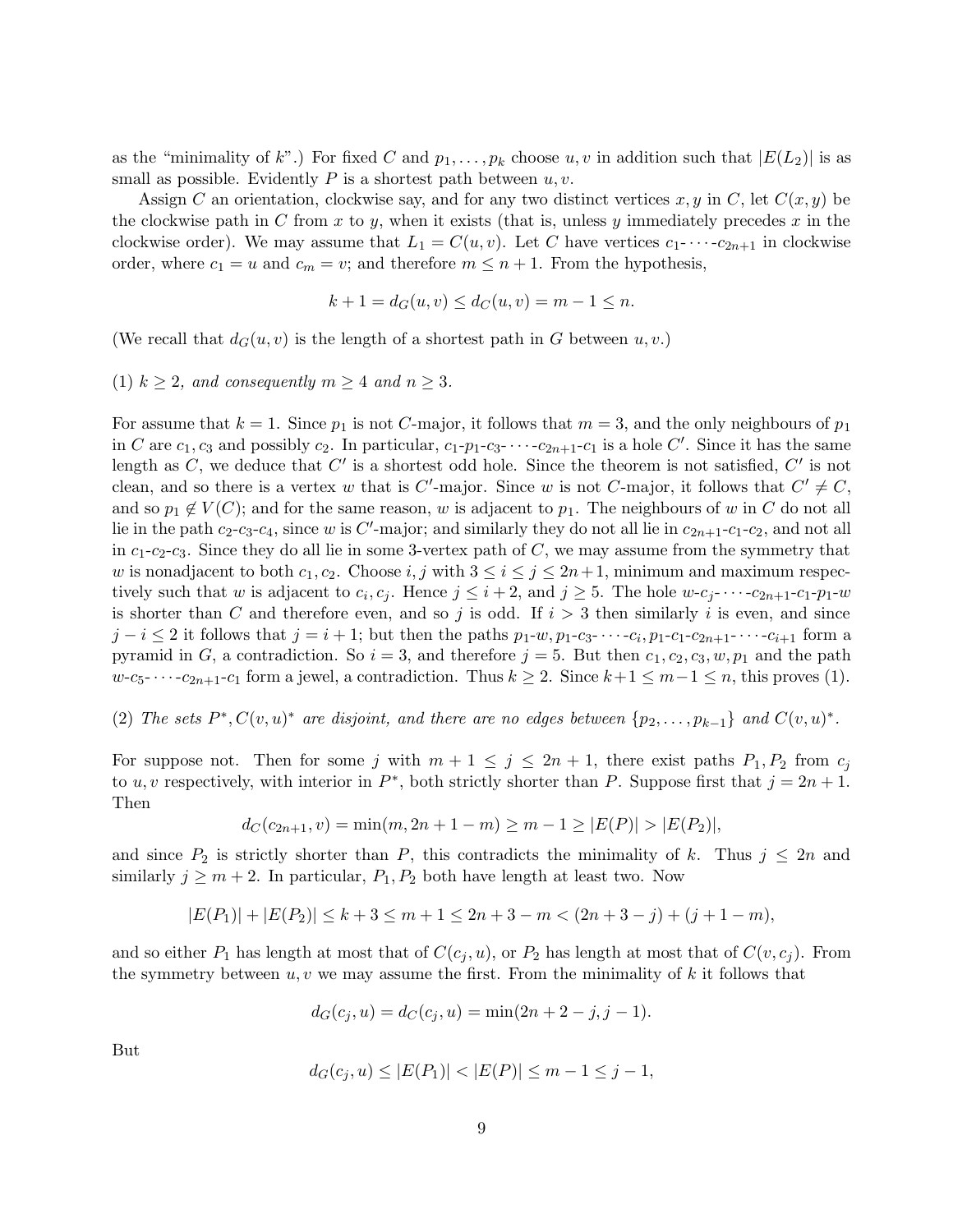as the "minimality of $k$".) For fixed $C$ and $p_1, \dots, p_k$ choose $u, v$ in addition such that $|E(L_2)|$ is as small as possible. Evidently $P$ is a shortest path between $u, v$.

Assign $C$ an orientation, clockwise say, and for any two distinct vertices $x, y$ in $C$, let $C(x, y)$ be the clockwise path in $C$ from $x$ to $y$, when it exists (that is, unless $y$ immediately precedes $x$ in the clockwise order). We may assume that $L_1 = C(u, v)$. Let $C$ have vertices $c_1$-$\cdots$-$c_{2n+1}$ in clockwise order, where $c_1 = u$ and $c_m = v$; and therefore $m \leq n + 1$. From the hypothesis,

$$k + 1 = d_G(u, v) \leq d_C(u, v) = m - 1 \leq n.$$

(We recall that $d_G(u, v)$ is the length of a shortest path in $G$ between $u, v$.)

(1) *$k \geq 2$, and consequently $m \geq 4$ and $n \geq 3$.*

For assume that $k = 1$. Since $p_1$ is not $C$-major, it follows that $m = 3$, and the only neighbours of $p_1$ in $C$ are $c_1, c_3$ and possibly $c_2$. In particular, $c_1$-$p_1$-$c_3$-$\cdots$-$c_{2n+1}$-$c_1$ is a hole $C'$. Since it has the same length as $C$, we deduce that $C'$ is a shortest odd hole. Since the theorem is not satisfied, $C'$ is not clean, and so there is a vertex $w$ that is $C'$-major. Since $w$ is not $C$-major, it follows that $C' \neq C$, and so $p_1 \notin V(C)$; and for the same reason, $w$ is adjacent to $p_1$. The neighbours of $w$ in $C$ do not all lie in the path $c_2$-$c_3$-$c_4$, since $w$ is $C'$-major; and similarly they do not all lie in $c_{2n+1}$-$c_1$-$c_2$, and not all in $c_1$-$c_2$-$c_3$. Since they do all lie in some 3-vertex path of $C$, we may assume from the symmetry that $w$ is nonadjacent to both $c_1, c_2$. Choose $i, j$ with $3 \leq i \leq j \leq 2n+1$, minimum and maximum respectively such that $w$ is adjacent to $c_i, c_j$. Hence $j \leq i + 2$, and $j \geq 5$. The hole $w$-$c_j$-$\cdots$-$c_{2n+1}$-$c_1$-$p_1$-$w$ is shorter than $C$ and therefore even, and so $j$ is odd. If $i > 3$ then similarly $i$ is even, and since $j - i \leq 2$ it follows that $j = i + 1$; but then the paths $p_1$-$w$, $p_1$-$c_3$-$\cdots$-$c_i$, $p_1$-$c_1$-$c_{2n+1}$-$\cdots$-$c_{i+1}$ form a pyramid in $G$, a contradiction. So $i = 3$, and therefore $j = 5$. But then $c_1, c_2, c_3, w, p_1$ and the path $w$-$c_5$-$\cdots$-$c_{2n+1}$-$c_1$ form a jewel, a contradiction. Thus $k \geq 2$. Since $k+1 \leq m-1 \leq n$, this proves (1).

(2) *The sets $P^*, C(v, u)^*$ are disjoint, and there are no edges between $\{p_2, \dots, p_{k-1}\}$ and $C(v, u)^*$.*

For suppose not. Then for some $j$ with $m + 1 \leq j \leq 2n + 1$, there exist paths $P_1, P_2$ from $c_j$ to $u, v$ respectively, with interior in $P^*$, both strictly shorter than $P$. Suppose first that $j = 2n + 1$. Then

$$d_C(c_{2n+1}, v) = \min(m, 2n + 1 - m) \geq m - 1 \geq |E(P)| > |E(P_2)|,$$

and since $P_2$ is strictly shorter than $P$, this contradicts the minimality of $k$. Thus $j \leq 2n$ and similarly $j \geq m + 2$. In particular, $P_1, P_2$ both have length at least two. Now

$$|E(P_1)| + |E(P_2)| \leq k + 3 \leq m + 1 \leq 2n + 3 - m < (2n + 3 - j) + (j + 1 - m),$$

and so either $P_1$ has length at most that of $C(c_j, u)$, or $P_2$ has length at most that of $C(v, c_j)$. From the symmetry between $u, v$ we may assume the first. From the minimality of $k$ it follows that

$$d_G(c_j, u) = d_C(c_j, u) = \min(2n + 2 - j, j - 1).$$

But

$$d_G(c_j, u) \leq |E(P_1)| < |E(P)| \leq m - 1 \leq j - 1,$$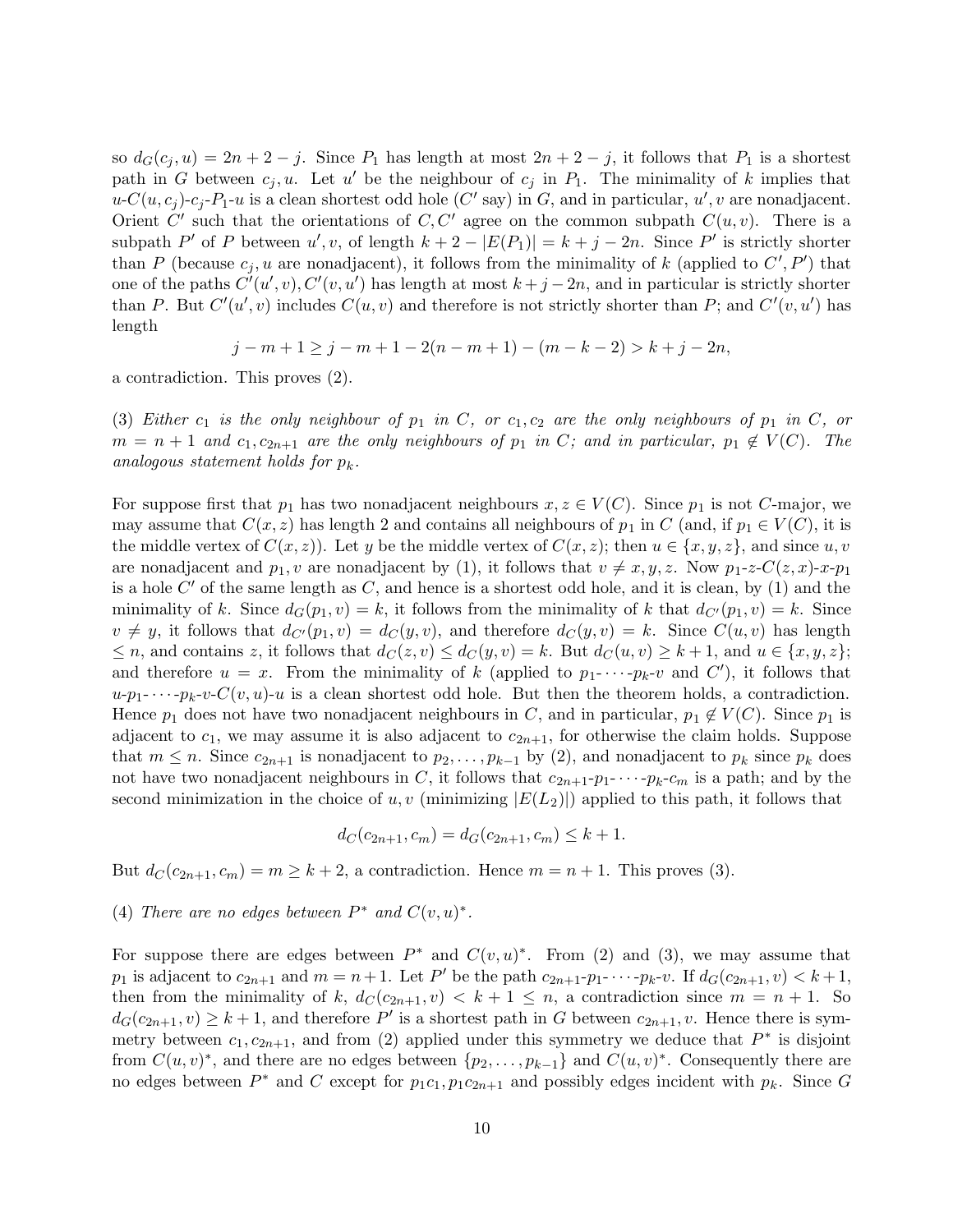so $d_G(c_j, u) = 2n + 2 - j$. Since $P_1$ has length at most $2n + 2 - j$, it follows that $P_1$ is a shortest path in $G$ between $c_j, u$. Let $u'$ be the neighbour of $c_j$ in $P_1$. The minimality of $k$ implies that $u$-$C(u, c_j)$-$c_j$-$P_1$-$u$ is a clean shortest odd hole ($C'$ say) in $G$, and in particular, $u', v$ are nonadjacent. Orient $C'$ such that the orientations of $C, C'$ agree on the common subpath $C(u, v)$. There is a subpath $P'$ of $P$ between $u', v$, of length $k + 2 - |E(P_1)| = k + j - 2n$. Since $P'$ is strictly shorter than $P$ (because $c_j, u$ are nonadjacent), it follows from the minimality of $k$ (applied to $C', P'$) that one of the paths $C'(u', v), C'(v, u')$ has length at most $k + j - 2n$, and in particular is strictly shorter than $P$. But $C'(u', v)$ includes $C(u, v)$ and therefore is not strictly shorter than $P$; and $C'(v, u')$ has length

$$j - m + 1 \geq j - m + 1 - 2(n - m + 1) - (m - k - 2) > k + j - 2n,$$

a contradiction. This proves (2).

(3) *Either $c_1$ is the only neighbour of $p_1$ in $C$, or $c_1, c_2$ are the only neighbours of $p_1$ in $C$, or $m = n + 1$ and $c_1, c_{2n+1}$ are the only neighbours of $p_1$ in $C$; and in particular, $p_1 \notin V(C)$. The analogous statement holds for $p_k$.*

For suppose first that $p_1$ has two nonadjacent neighbours $x, z \in V(C)$. Since $p_1$ is not $C$-major, we may assume that $C(x, z)$ has length 2 and contains all neighbours of $p_1$ in $C$ (and, if $p_1 \in V(C)$, it is the middle vertex of $C(x, z)$). Let $y$ be the middle vertex of $C(x, z)$; then $u \in \{x, y, z\}$, and since $u, v$ are nonadjacent and $p_1, v$ are nonadjacent by (1), it follows that $v \neq x, y, z$. Now $p_1$-$z$-$C(z, x)$-$x$-$p_1$ is a hole $C'$ of the same length as $C$, and hence is a shortest odd hole, and it is clean, by (1) and the minimality of $k$. Since $d_G(p_1, v) = k$, it follows from the minimality of $k$ that $d_{C'}(p_1, v) = k$. Since $v \neq y$, it follows that $d_{C'}(p_1, v) = d_C(y, v)$, and therefore $d_C(y, v) = k$. Since $C(u, v)$ has length $\leq n$, and contains $z$, it follows that $d_C(z, v) \leq d_C(y, v) = k$. But $d_C(u, v) \geq k + 1$, and $u \in \{x, y, z\}$; and therefore $u = x$. From the minimality of $k$ (applied to $p_1$-$\cdots$-$p_k$-$v$ and $C'$), it follows that $u$-$p_1$-$\cdots$-$p_k$-$v$-$C(v, u)$-$u$ is a clean shortest odd hole. But then the theorem holds, a contradiction. Hence $p_1$ does not have two nonadjacent neighbours in $C$, and in particular, $p_1 \notin V(C)$. Since $p_1$ is adjacent to $c_1$, we may assume it is also adjacent to $c_{2n+1}$, for otherwise the claim holds. Suppose that $m \leq n$. Since $c_{2n+1}$ is nonadjacent to $p_2, \ldots, p_{k-1}$ by (2), and nonadjacent to $p_k$ since $p_k$ does not have two nonadjacent neighbours in $C$, it follows that $c_{2n+1}$-$p_1$-$\cdots$-$p_k$-$c_m$ is a path; and by the second minimization in the choice of $u, v$ (minimizing $|E(L_2)|$) applied to this path, it follows that

$$d_C(c_{2n+1}, c_m) = d_G(c_{2n+1}, c_m) \leq k + 1.$$

But $d_C(c_{2n+1}, c_m) = m \geq k + 2$, a contradiction. Hence $m = n + 1$. This proves (3).

(4) *There are no edges between $P^*$ and $C(v, u)^*$.*

For suppose there are edges between $P^*$ and $C(v, u)^*$. From (2) and (3), we may assume that $p_1$ is adjacent to $c_{2n+1}$ and $m = n+1$. Let $P'$ be the path $c_{2n+1}$-$p_1$-$\cdots$-$p_k$-$v$. If $d_G(c_{2n+1}, v) < k+1$, then from the minimality of $k$, $d_C(c_{2n+1}, v) < k + 1 \leq n$, a contradiction since $m = n + 1$. So $d_G(c_{2n+1}, v) \geq k + 1$, and therefore $P'$ is a shortest path in $G$ between $c_{2n+1}, v$. Hence there is symmetry between $c_1, c_{2n+1}$, and from (2) applied under this symmetry we deduce that $P^*$ is disjoint from $C(u, v)^*$, and there are no edges between $\{p_2, \ldots, p_{k-1}\}$ and $C(u, v)^*$. Consequently there are no edges between $P^*$ and $C$ except for $p_1c_1, p_1c_{2n+1}$ and possibly edges incident with $p_k$. Since $G$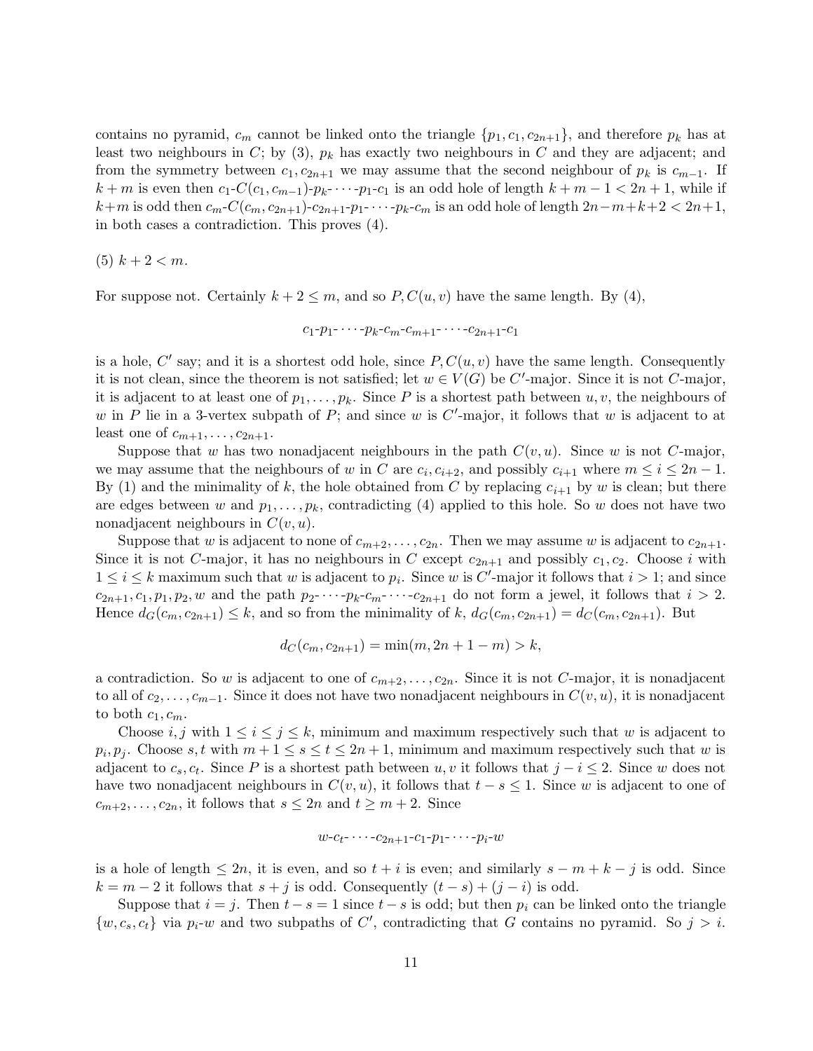contains no pyramid, $c_m$ cannot be linked onto the triangle $\{p_1, c_1, c_{2n+1}\}$, and therefore $p_k$ has at least two neighbours in $C$; by (3), $p_k$ has exactly two neighbours in $C$ and they are adjacent; and from the symmetry between $c_1, c_{2n+1}$ we may assume that the second neighbour of $p_k$ is $c_{m-1}$. If $k + m$ is even then $c_1$-$C(c_1, c_{m-1})$-$p_k$-$\cdots$-$p_1$-$c_1$ is an odd hole of length $k + m - 1 < 2n + 1$, while if $k+m$ is odd then $c_m$-$C(c_m, c_{2n+1})$-$c_{2n+1}$-$p_1$-$\cdots$-$p_k$-$c_m$ is an odd hole of length $2n-m+k+2 < 2n+1$, in both cases a contradiction. This proves (4).

(5) $k + 2 < m$.

For suppose not. Certainly $k + 2 \leq m$, and so $P, C(u, v)$ have the same length. By (4),

$$c_1\text{-}p_1\text{-}\cdots\text{-}p_k\text{-}c_m\text{-}c_{m+1}\text{-}\cdots\text{-}c_{2n+1}\text{-}c_1$$

is a hole, $C'$ say; and it is a shortest odd hole, since $P, C(u, v)$ have the same length. Consequently it is not clean, since the theorem is not satisfied; let $w \in V(G)$ be $C'$-major. Since it is not $C$-major, it is adjacent to at least one of $p_1, \ldots, p_k$. Since $P$ is a shortest path between $u, v$, the neighbours of $w$ in $P$ lie in a 3-vertex subpath of $P$; and since $w$ is $C'$-major, it follows that $w$ is adjacent to at least one of $c_{m+1}, \ldots, c_{2n+1}$.

Suppose that $w$ has two nonadjacent neighbours in the path $C(v, u)$. Since $w$ is not $C$-major, we may assume that the neighbours of $w$ in $C$ are $c_i, c_{i+2}$, and possibly $c_{i+1}$ where $m \leq i \leq 2n - 1$. By (1) and the minimality of $k$, the hole obtained from $C$ by replacing $c_{i+1}$ by $w$ is clean; but there are edges between $w$ and $p_1, \ldots, p_k$, contradicting (4) applied to this hole. So $w$ does not have two nonadjacent neighbours in $C(v, u)$.

Suppose that $w$ is adjacent to none of $c_{m+2}, \ldots, c_{2n}$. Then we may assume $w$ is adjacent to $c_{2n+1}$. Since it is not $C$-major, it has no neighbours in $C$ except $c_{2n+1}$ and possibly $c_1, c_2$. Choose $i$ with $1 \leq i \leq k$ maximum such that $w$ is adjacent to $p_i$. Since $w$ is $C'$-major it follows that $i > 1$; and since $c_{2n+1}, c_1, p_1, p_2, w$ and the path $p_2$-$\cdots$-$p_k$-$c_m$-$\cdots$-$c_{2n+1}$ do not form a jewel, it follows that $i > 2$. Hence $d_G(c_m, c_{2n+1}) \leq k$, and so from the minimality of $k$, $d_G(c_m, c_{2n+1}) = d_C(c_m, c_{2n+1})$. But

$$d_C(c_m, c_{2n+1}) = \min(m, 2n + 1 - m) > k,$$

a contradiction. So $w$ is adjacent to one of $c_{m+2}, \ldots, c_{2n}$. Since it is not $C$-major, it is nonadjacent to all of $c_2, \ldots, c_{m-1}$. Since it does not have two nonadjacent neighbours in $C(v, u)$, it is nonadjacent to both $c_1, c_m$.

Choose $i, j$ with $1 \leq i \leq j \leq k$, minimum and maximum respectively such that $w$ is adjacent to $p_i, p_j$. Choose $s, t$ with $m + 1 \leq s \leq t \leq 2n + 1$, minimum and maximum respectively such that $w$ is adjacent to $c_s, c_t$. Since $P$ is a shortest path between $u, v$ it follows that $j - i \leq 2$. Since $w$ does not have two nonadjacent neighbours in $C(v, u)$, it follows that $t - s \leq 1$. Since $w$ is adjacent to one of $c_{m+2}, \ldots, c_{2n}$, it follows that $s \leq 2n$ and $t \geq m + 2$. Since

$$w\text{-}c_t\text{-}\cdots\text{-}c_{2n+1}\text{-}c_1\text{-}p_1\text{-}\cdots\text{-}p_i\text{-}w$$

is a hole of length $\leq 2n$, it is even, and so $t + i$ is even; and similarly $s - m + k - j$ is odd. Since $k = m - 2$ it follows that $s + j$ is odd. Consequently $(t - s) + (j - i)$ is odd.

Suppose that $i = j$. Then $t - s = 1$ since $t - s$ is odd; but then $p_i$ can be linked onto the triangle $\{w, c_s, c_t\}$ via $p_i$-$w$ and two subpaths of $C'$, contradicting that $G$ contains no pyramid. So $j > i$.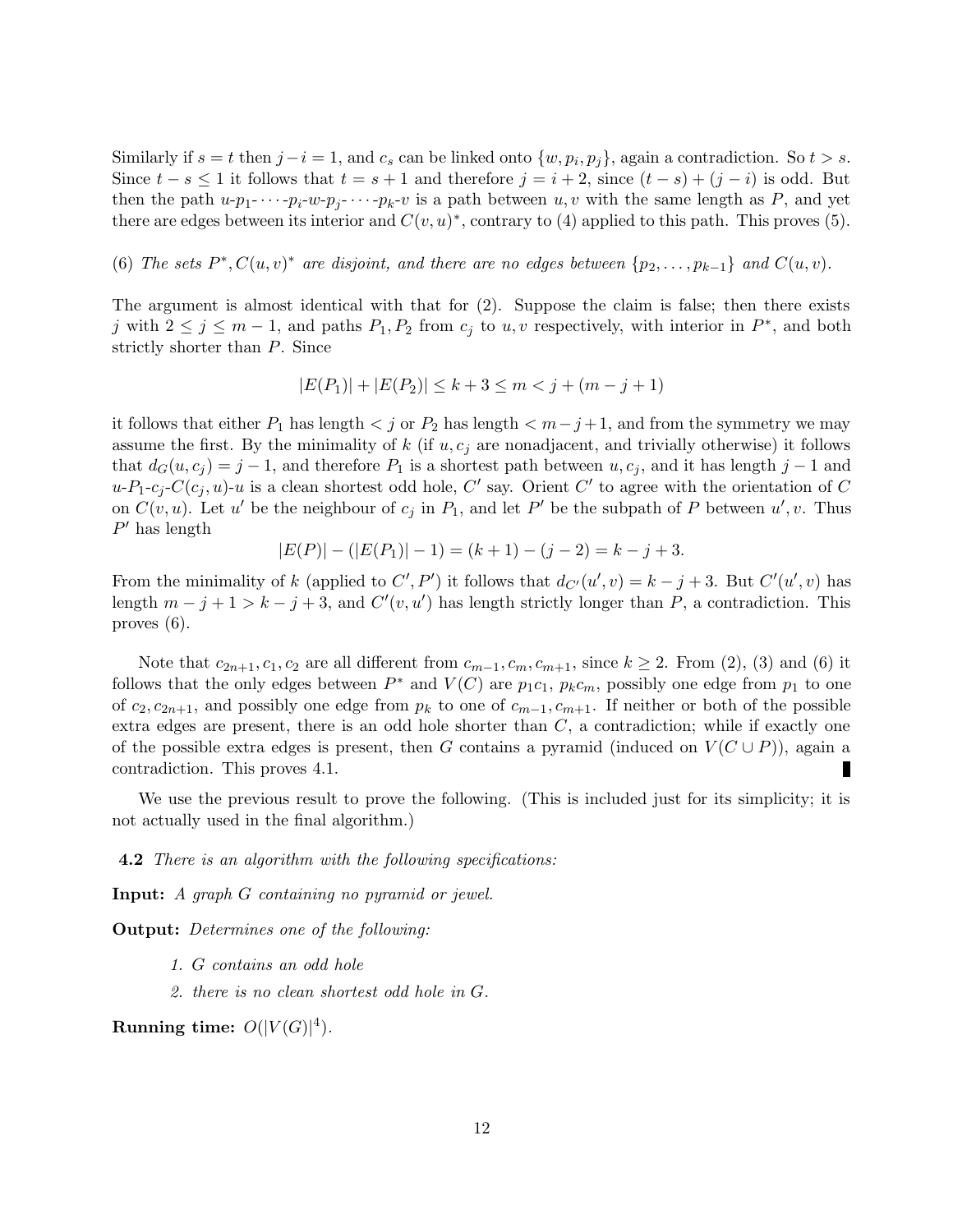Similarly if $s = t$ then $j - i = 1$, and $c_s$ can be linked onto $\{w, p_i, p_j\}$, again a contradiction. So $t > s$. Since $t - s \leq 1$ it follows that $t = s + 1$ and therefore $j = i + 2$, since $(t - s) + (j - i)$ is odd. But then the path $u$-$p_1$-$\cdots$-$p_i$-$w$-$p_j$-$\cdots$-$p_k$-$v$ is a path between $u, v$ with the same length as $P$, and yet there are edges between its interior and $C(v, u)^*$, contrary to (4) applied to this path. This proves (5).

(6) *The sets $P^*, C(u, v)^*$ are disjoint, and there are no edges between $\{p_2, \ldots, p_{k-1}\}$ and $C(u, v)$.*

The argument is almost identical with that for (2). Suppose the claim is false; then there exists $j$ with $2 \leq j \leq m - 1$, and paths $P_1, P_2$ from $c_j$ to $u, v$ respectively, with interior in $P^*$, and both strictly shorter than $P$. Since

$$|E(P_1)| + |E(P_2)| \leq k + 3 \leq m < j + (m - j + 1)$$

it follows that either $P_1$ has length $< j$ or $P_2$ has length $< m - j + 1$, and from the symmetry we may assume the first. By the minimality of $k$ (if $u, c_j$ are nonadjacent, and trivially otherwise) it follows that $d_G(u, c_j) = j - 1$, and therefore $P_1$ is a shortest path between $u, c_j$, and it has length $j - 1$ and $u$-$P_1$-$c_j$-$C(c_j, u)$-$u$ is a clean shortest odd hole, $C'$ say. Orient $C'$ to agree with the orientation of $C$ on $C(v, u)$. Let $u'$ be the neighbour of $c_j$ in $P_1$, and let $P'$ be the subpath of $P$ between $u', v$. Thus $P'$ has length

$$|E(P)| - (|E(P_1)| - 1) = (k + 1) - (j - 2) = k - j + 3.$$

From the minimality of $k$ (applied to $C', P'$) it follows that $d_{C'}(u', v) = k - j + 3$. But $C'(u', v)$ has length $m - j + 1 > k - j + 3$, and $C'(v, u')$ has length strictly longer than $P$, a contradiction. This proves (6).

Note that $c_{2n+1}, c_1, c_2$ are all different from $c_{m-1}, c_m, c_{m+1}$, since $k \geq 2$. From (2), (3) and (6) it follows that the only edges between $P^*$ and $V(C)$ are $p_1c_1$, $p_kc_m$, possibly one edge from $p_1$ to one of $c_2, c_{2n+1}$, and possibly one edge from $p_k$ to one of $c_{m-1}, c_{m+1}$. If neither or both of the possible extra edges are present, there is an odd hole shorter than $C$, a contradiction; while if exactly one of the possible extra edges is present, then $G$ contains a pyramid (induced on $V(C \cup P)$), again a contradiction. This proves 4.1. ∎

We use the previous result to prove the following. (This is included just for its simplicity; it is not actually used in the final algorithm.)

**4.2** *There is an algorithm with the following specifications:*

**Input:** *A graph $G$ containing no pyramid or jewel.*

**Output:** *Determines one of the following:*

1. *$G$ contains an odd hole*
2. *there is no clean shortest odd hole in $G$.*

**Running time:** $O(|V(G)|^4)$.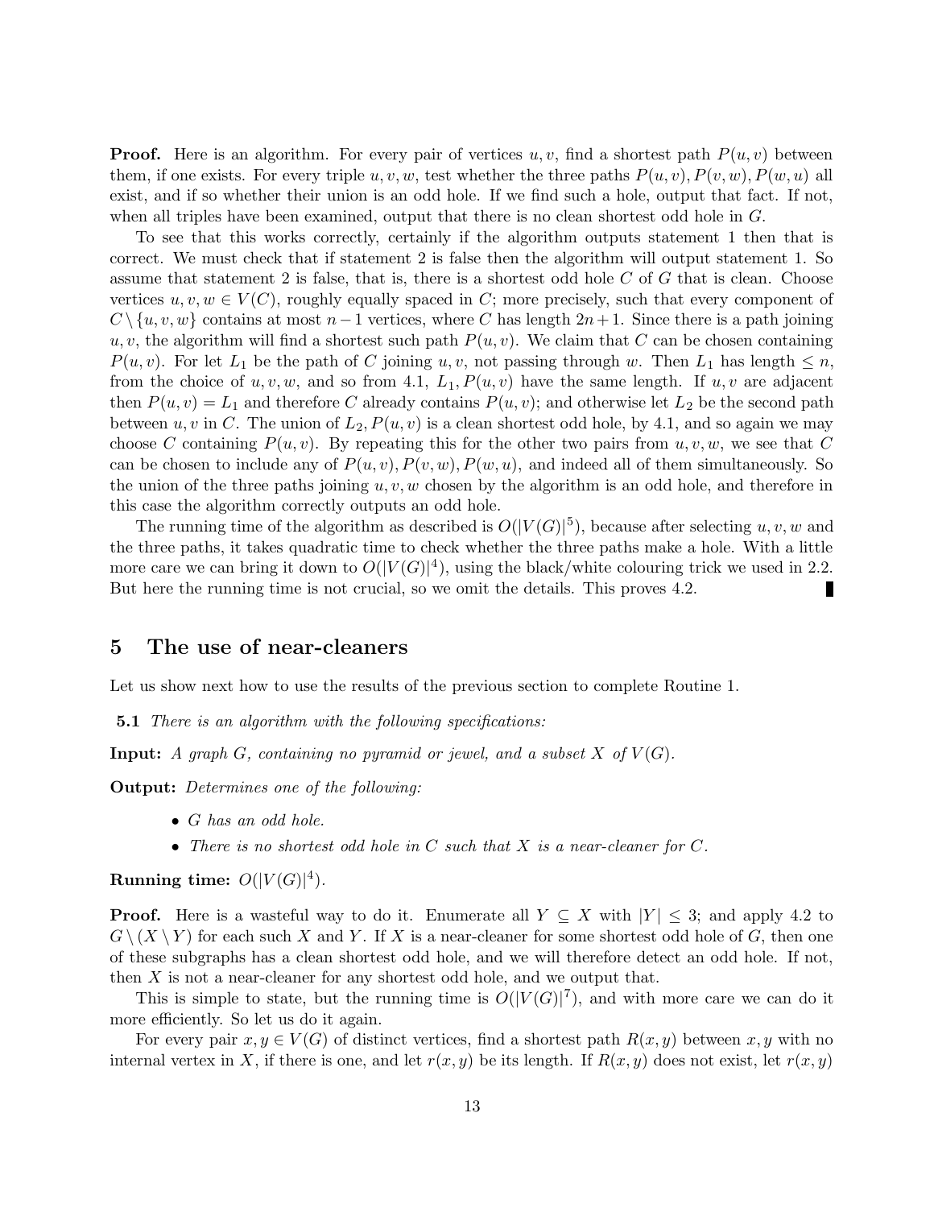**Proof.** Here is an algorithm. For every pair of vertices $u, v$, find a shortest path $P(u, v)$ between them, if one exists. For every triple $u, v, w$, test whether the three paths $P(u, v), P(v, w), P(w, u)$ all exist, and if so whether their union is an odd hole. If we find such a hole, output that fact. If not, when all triples have been examined, output that there is no clean shortest odd hole in $G$.

To see that this works correctly, certainly if the algorithm outputs statement 1 then that is correct. We must check that if statement 2 is false then the algorithm will output statement 1. So assume that statement 2 is false, that is, there is a shortest odd hole $C$ of $G$ that is clean. Choose vertices $u, v, w \in V(C)$, roughly equally spaced in $C$; more precisely, such that every component of $C \setminus \{u, v, w\}$ contains at most $n-1$ vertices, where $C$ has length $2n+1$. Since there is a path joining $u, v$, the algorithm will find a shortest such path $P(u, v)$. We claim that $C$ can be chosen containing $P(u, v)$. For let $L_1$ be the path of $C$ joining $u, v$, not passing through $w$. Then $L_1$ has length $\leq n$, from the choice of $u, v, w$, and so from 4.1, $L_1, P(u, v)$ have the same length. If $u, v$ are adjacent then $P(u, v) = L_1$ and therefore $C$ already contains $P(u, v)$; and otherwise let $L_2$ be the second path between $u, v$ in $C$. The union of $L_2, P(u, v)$ is a clean shortest odd hole, by 4.1, and so again we may choose $C$ containing $P(u, v)$. By repeating this for the other two pairs from $u, v, w$, we see that $C$ can be chosen to include any of $P(u, v), P(v, w), P(w, u)$, and indeed all of them simultaneously. So the union of the three paths joining $u, v, w$ chosen by the algorithm is an odd hole, and therefore in this case the algorithm correctly outputs an odd hole.

The running time of the algorithm as described is $O(|V(G)|^5)$, because after selecting $u, v, w$ and the three paths, it takes quadratic time to check whether the three paths make a hole. With a little more care we can bring it down to $O(|V(G)|^4)$, using the black/white colouring trick we used in 2.2. But here the running time is not crucial, so we omit the details. This proves 4.2. ∎

## 5 The use of near-cleaners

Let us show next how to use the results of the previous section to complete Routine 1.

**5.1** *There is an algorithm with the following specifications:*

**Input:** *A graph $G$, containing no pyramid or jewel, and a subset $X$ of $V(G)$.*

**Output:** *Determines one of the following:*

- *$G$ has an odd hole.*
- *There is no shortest odd hole in $C$ such that $X$ is a near-cleaner for $C$.*

**Running time:** $O(|V(G)|^4)$.

**Proof.** Here is a wasteful way to do it. Enumerate all $Y \subseteq X$ with $|Y| \leq 3$; and apply 4.2 to $G \setminus (X \setminus Y)$ for each such $X$ and $Y$. If $X$ is a near-cleaner for some shortest odd hole of $G$, then one of these subgraphs has a clean shortest odd hole, and we will therefore detect an odd hole. If not, then $X$ is not a near-cleaner for any shortest odd hole, and we output that.

This is simple to state, but the running time is $O(|V(G)|^7)$, and with more care we can do it more efficiently. So let us do it again.

For every pair $x, y \in V(G)$ of distinct vertices, find a shortest path $R(x, y)$ between $x, y$ with no internal vertex in $X$, if there is one, and let $r(x, y)$ be its length. If $R(x, y)$ does not exist, let $r(x, y)$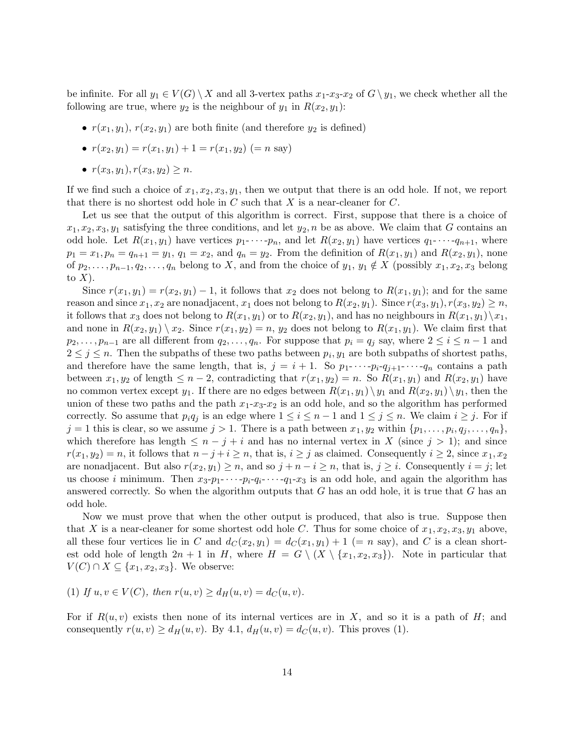be infinite. For all $y_1 \in V(G) \setminus X$ and all 3-vertex paths $x_1$-$x_3$-$x_2$ of $G \setminus y_1$, we check whether all the following are true, where $y_2$ is the neighbour of $y_1$ in $R(x_2, y_1)$:

- $r(x_1, y_1)$, $r(x_2, y_1)$ are both finite (and therefore $y_2$ is defined)
- $r(x_2, y_1) = r(x_1, y_1) + 1 = r(x_1, y_2)$ ($= n$ say)
- $r(x_3, y_1), r(x_3, y_2) \geq n$.

If we find such a choice of $x_1, x_2, x_3, y_1$, then we output that there is an odd hole. If not, we report that there is no shortest odd hole in $C$ such that $X$ is a near-cleaner for $C$.

Let us see that the output of this algorithm is correct. First, suppose that there is a choice of $x_1, x_2, x_3, y_1$ satisfying the three conditions, and let $y_2, n$ be as above. We claim that $G$ contains an odd hole. Let $R(x_1, y_1)$ have vertices $p_1$-$\cdots$-$p_n$, and let $R(x_2, y_1)$ have vertices $q_1$-$\cdots$-$q_{n+1}$, where $p_1 = x_1, p_n = q_{n+1} = y_1$, $q_1 = x_2$, and $q_n = y_2$. From the definition of $R(x_1, y_1)$ and $R(x_2, y_1)$, none of $p_2, \ldots, p_{n-1}, q_2, \ldots, q_n$ belong to $X$, and from the choice of $y_1$, $y_1 \notin X$ (possibly $x_1, x_2, x_3$ belong to $X$).

Since $r(x_1, y_1) = r(x_2, y_1) - 1$, it follows that $x_2$ does not belong to $R(x_1, y_1)$; and for the same reason and since $x_1, x_2$ are nonadjacent, $x_1$ does not belong to $R(x_2, y_1)$. Since $r(x_3, y_1), r(x_3, y_2) \geq n$, it follows that $x_3$ does not belong to $R(x_1, y_1)$ or to $R(x_2, y_1)$, and has no neighbours in $R(x_1, y_1) \setminus x_1$, and none in $R(x_2, y_1) \setminus x_2$. Since $r(x_1, y_2) = n$, $y_2$ does not belong to $R(x_1, y_1)$. We claim first that $p_2, \ldots, p_{n-1}$ are all different from $q_2, \ldots, q_n$. For suppose that $p_i = q_j$ say, where $2 \leq i \leq n-1$ and $2 \leq j \leq n$. Then the subpaths of these two paths between $p_i, y_1$ are both subpaths of shortest paths, and therefore have the same length, that is, $j = i + 1$. So $p_1$-$\cdots$-$p_i$-$q_{j+1}$-$\cdots$-$q_n$ contains a path between $x_1, y_2$ of length $\leq n-2$, contradicting that $r(x_1, y_2) = n$. So $R(x_1, y_1)$ and $R(x_2, y_1)$ have no common vertex except $y_1$. If there are no edges between $R(x_1, y_1) \setminus y_1$ and $R(x_2, y_1) \setminus y_1$, then the union of these two paths and the path $x_1$-$x_3$-$x_2$ is an odd hole, and so the algorithm has performed correctly. So assume that $p_i q_j$ is an edge where $1 \leq i \leq n-1$ and $1 \leq j \leq n$. We claim $i \geq j$. For if $j = 1$ this is clear, so we assume $j > 1$. There is a path between $x_1, y_2$ within $\{p_1, \ldots, p_i, q_j, \ldots, q_n\}$, which therefore has length $\leq n - j + i$ and has no internal vertex in $X$ (since $j > 1$); and since $r(x_1, y_2) = n$, it follows that $n - j + i \geq n$, that is, $i \geq j$ as claimed. Consequently $i \geq 2$, since $x_1, x_2$ are nonadjacent. But also $r(x_2, y_1) \geq n$, and so $j + n - i \geq n$, that is, $j \geq i$. Consequently $i = j$; let us choose $i$ minimum. Then $x_3$-$p_1$-$\cdots$-$p_i$-$q_i$-$\cdots$-$q_1$-$x_3$ is an odd hole, and again the algorithm has answered correctly. So when the algorithm outputs that $G$ has an odd hole, it is true that $G$ has an odd hole.

Now we must prove that when the other output is produced, that also is true. Suppose then that $X$ is a near-cleaner for some shortest odd hole $C$. Thus for some choice of $x_1, x_2, x_3, y_1$ above, all these four vertices lie in $C$ and $d_C(x_2, y_1) = d_C(x_1, y_1) + 1$ ($= n$ say), and $C$ is a clean shortest odd hole of length $2n + 1$ in $H$, where $H = G \setminus (X \setminus \{x_1, x_2, x_3\})$. Note in particular that $V(C) \cap X \subseteq \{x_1, x_2, x_3\}$. We observe:

(1) *If $u, v \in V(C)$, then $r(u, v) \geq d_H(u, v) = d_C(u, v)$.*

For if $R(u, v)$ exists then none of its internal vertices are in $X$, and so it is a path of $H$; and consequently $r(u, v) \geq d_H(u, v)$. By 4.1, $d_H(u, v) = d_C(u, v)$. This proves (1).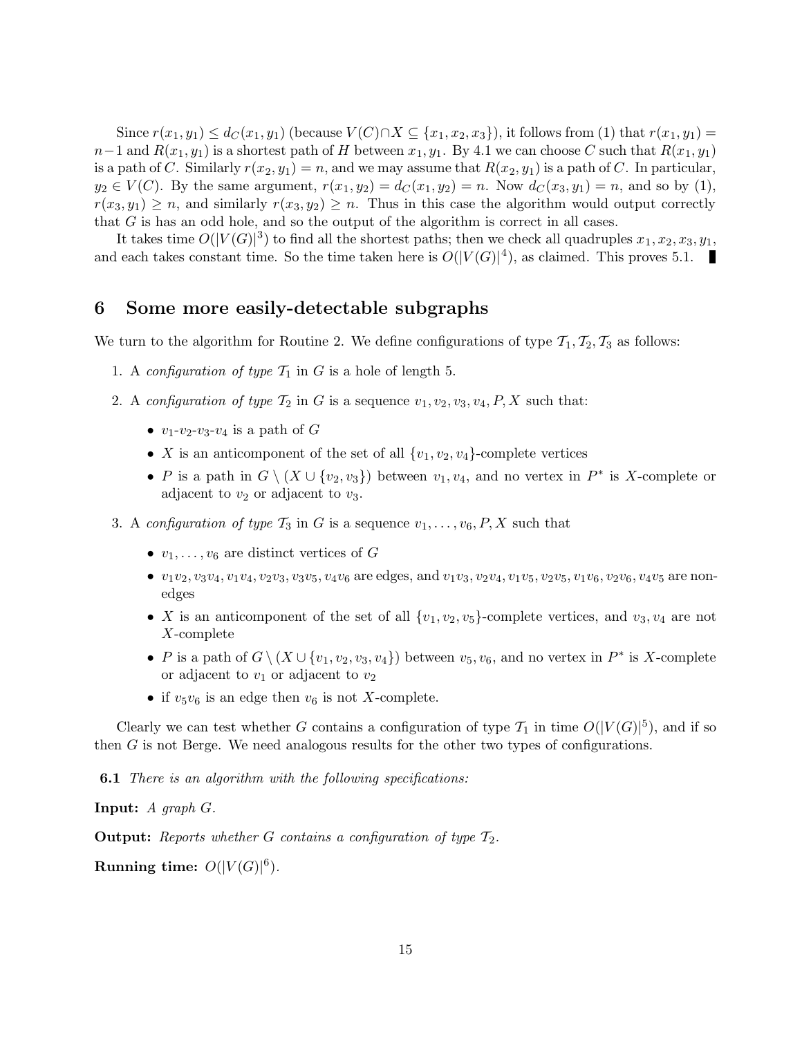Since $r(x_1, y_1) \leq d_C(x_1, y_1)$ (because $V(C) \cap X \subseteq \{x_1, x_2, x_3\}$), it follows from (1) that $r(x_1, y_1) = n-1$ and $R(x_1, y_1)$ is a shortest path of $H$ between $x_1, y_1$. By 4.1 we can choose $C$ such that $R(x_1, y_1)$ is a path of $C$. Similarly $r(x_2, y_1) = n$, and we may assume that $R(x_2, y_1)$ is a path of $C$. In particular, $y_2 \in V(C)$. By the same argument, $r(x_1, y_2) = d_C(x_1, y_2) = n$. Now $d_C(x_3, y_1) = n$, and so by (1), $r(x_3, y_1) \geq n$, and similarly $r(x_3, y_2) \geq n$. Thus in this case the algorithm would output correctly that $G$ is has an odd hole, and so the output of the algorithm is correct in all cases.

It takes time $O(|V(G)|^3)$ to find all the shortest paths; then we check all quadruples $x_1, x_2, x_3, y_1$, and each takes constant time. So the time taken here is $O(|V(G)|^4)$, as claimed. This proves 5.1. ∎

## 6 Some more easily-detectable subgraphs

We turn to the algorithm for Routine 2. We define configurations of type $\mathcal{T}_1, \mathcal{T}_2, \mathcal{T}_3$ as follows:

1. A *configuration of type* $\mathcal{T}_1$ in $G$ is a hole of length 5.
2. A *configuration of type* $\mathcal{T}_2$ in $G$ is a sequence $v_1, v_2, v_3, v_4, P, X$ such that:
   - $v_1$-$v_2$-$v_3$-$v_4$ is a path of $G$
   - $X$ is an anticomponent of the set of all $\{v_1, v_2, v_4\}$-complete vertices
   - $P$ is a path in $G \setminus (X \cup \{v_2, v_3\})$ between $v_1, v_4$, and no vertex in $P^*$ is $X$-complete or adjacent to $v_2$ or adjacent to $v_3$.
3. A *configuration of type* $\mathcal{T}_3$ in $G$ is a sequence $v_1, \ldots, v_6, P, X$ such that
   - $v_1, \ldots, v_6$ are distinct vertices of $G$
   - $v_1v_2, v_3v_4, v_1v_4, v_2v_3, v_3v_5, v_4v_6$ are edges, and $v_1v_3, v_2v_4, v_1v_5, v_2v_5, v_1v_6, v_2v_6, v_4v_5$ are non-edges
   - $X$ is an anticomponent of the set of all $\{v_1, v_2, v_5\}$-complete vertices, and $v_3, v_4$ are not $X$-complete
   - $P$ is a path of $G \setminus (X \cup \{v_1, v_2, v_3, v_4\})$ between $v_5, v_6$, and no vertex in $P^*$ is $X$-complete or adjacent to $v_1$ or adjacent to $v_2$
   - if $v_5v_6$ is an edge then $v_6$ is not $X$-complete.

Clearly we can test whether $G$ contains a configuration of type $\mathcal{T}_1$ in time $O(|V(G)|^5)$, and if so then $G$ is not Berge. We need analogous results for the other two types of configurations.

**6.1** *There is an algorithm with the following specifications:*

**Input:** *A graph* $G$.

**Output:** *Reports whether* $G$ *contains a configuration of type* $\mathcal{T}_2$.

**Running time:** $O(|V(G)|^6)$.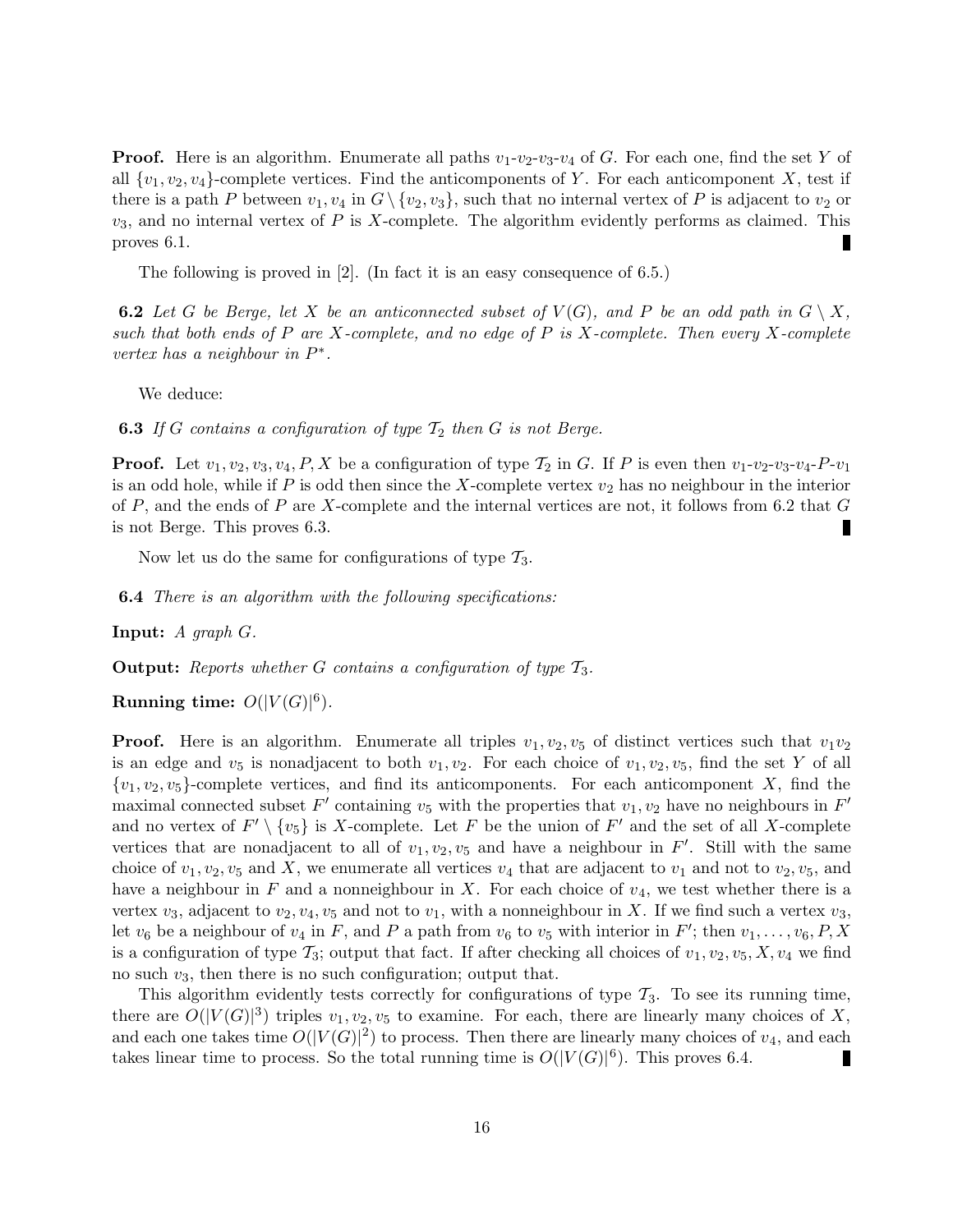**Proof.** Here is an algorithm. Enumerate all paths $v_1$-$v_2$-$v_3$-$v_4$ of $G$. For each one, find the set $Y$ of all $\{v_1, v_2, v_4\}$-complete vertices. Find the anticomponents of $Y$. For each anticomponent $X$, test if there is a path $P$ between $v_1, v_4$ in $G \setminus \{v_2, v_3\}$, such that no internal vertex of $P$ is adjacent to $v_2$ or $v_3$, and no internal vertex of $P$ is $X$-complete. The algorithm evidently performs as claimed. This proves 6.1. ∎

The following is proved in [2]. (In fact it is an easy consequence of 6.5.)

**6.2** *Let $G$ be Berge, let $X$ be an anticonnected subset of $V(G)$, and $P$ be an odd path in $G \setminus X$, such that both ends of $P$ are $X$-complete, and no edge of $P$ is $X$-complete. Then every $X$-complete vertex has a neighbour in $P^*$.*

We deduce:

**6.3** *If $G$ contains a configuration of type $\mathcal{T}_2$ then $G$ is not Berge.*

**Proof.** Let $v_1, v_2, v_3, v_4, P, X$ be a configuration of type $\mathcal{T}_2$ in $G$. If $P$ is even then $v_1$-$v_2$-$v_3$-$v_4$-$P$-$v_1$ is an odd hole, while if $P$ is odd then since the $X$-complete vertex $v_2$ has no neighbour in the interior of $P$, and the ends of $P$ are $X$-complete and the internal vertices are not, it follows from 6.2 that $G$ is not Berge. This proves 6.3. ∎

Now let us do the same for configurations of type $\mathcal{T}_3$.

**6.4** *There is an algorithm with the following specifications:*

**Input:** *A graph $G$.*

**Output:** *Reports whether $G$ contains a configuration of type $\mathcal{T}_3$.*

**Running time:** $O(|V(G)|^6)$.

**Proof.** Here is an algorithm. Enumerate all triples $v_1, v_2, v_5$ of distinct vertices such that $v_1v_2$ is an edge and $v_5$ is nonadjacent to both $v_1, v_2$. For each choice of $v_1, v_2, v_5$, find the set $Y$ of all $\{v_1, v_2, v_5\}$-complete vertices, and find its anticomponents. For each anticomponent $X$, find the maximal connected subset $F'$ containing $v_5$ with the properties that $v_1, v_2$ have no neighbours in $F'$ and no vertex of $F' \setminus \{v_5\}$ is $X$-complete. Let $F$ be the union of $F'$ and the set of all $X$-complete vertices that are nonadjacent to all of $v_1, v_2, v_5$ and have a neighbour in $F'$. Still with the same choice of $v_1, v_2, v_5$ and $X$, we enumerate all vertices $v_4$ that are adjacent to $v_1$ and not to $v_2, v_5$, and have a neighbour in $F$ and a nonneighbour in $X$. For each choice of $v_4$, we test whether there is a vertex $v_3$, adjacent to $v_2, v_4, v_5$ and not to $v_1$, with a nonneighbour in $X$. If we find such a vertex $v_3$, let $v_6$ be a neighbour of $v_4$ in $F$, and $P$ a path from $v_6$ to $v_5$ with interior in $F'$; then $v_1, \ldots, v_6, P, X$ is a configuration of type $\mathcal{T}_3$; output that fact. If after checking all choices of $v_1, v_2, v_5, X, v_4$ we find no such $v_3$, then there is no such configuration; output that.

This algorithm evidently tests correctly for configurations of type $\mathcal{T}_3$. To see its running time, there are $O(|V(G)|^3)$ triples $v_1, v_2, v_5$ to examine. For each, there are linearly many choices of $X$, and each one takes time $O(|V(G)|^2)$ to process. Then there are linearly many choices of $v_4$, and each takes linear time to process. So the total running time is $O(|V(G)|^6)$. This proves 6.4. ∎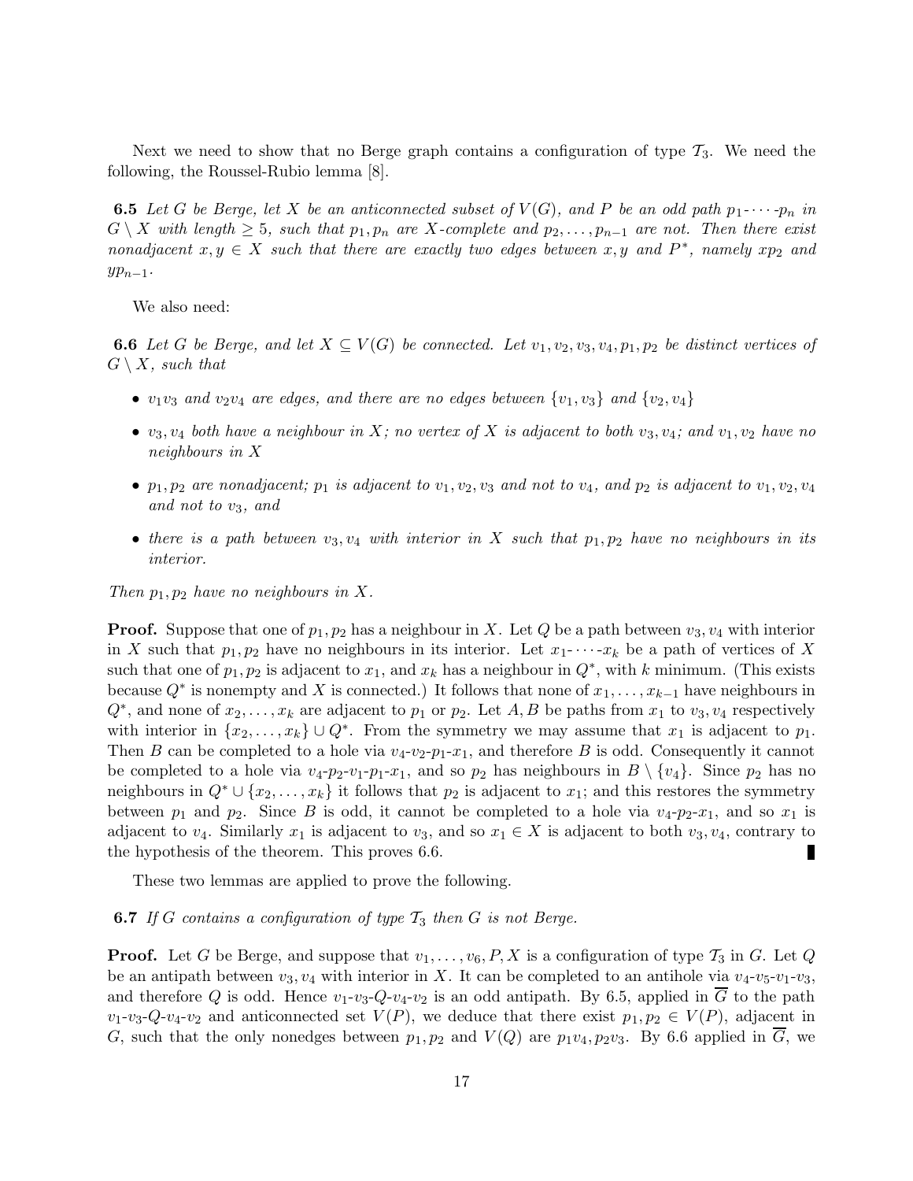Next we need to show that no Berge graph contains a configuration of type $\mathcal{T}_3$. We need the following, the Roussel-Rubio lemma [8].

**6.5** *Let $G$ be Berge, let $X$ be an anticonnected subset of $V(G)$, and $P$ be an odd path $p_1$-$\cdots$-$p_n$ in $G \setminus X$ with length $\geq 5$, such that $p_1, p_n$ are $X$-complete and $p_2, \ldots, p_{n-1}$ are not. Then there exist nonadjacent $x, y \in X$ such that there are exactly two edges between $x, y$ and $P^*$, namely $xp_2$ and $yp_{n-1}$.*

We also need:

**6.6** *Let $G$ be Berge, and let $X \subseteq V(G)$ be connected. Let $v_1, v_2, v_3, v_4, p_1, p_2$ be distinct vertices of $G \setminus X$, such that*

- *$v_1v_3$ and $v_2v_4$ are edges, and there are no edges between $\{v_1, v_3\}$ and $\{v_2, v_4\}$*
- *$v_3, v_4$ both have a neighbour in $X$; no vertex of $X$ is adjacent to both $v_3, v_4$; and $v_1, v_2$ have no neighbours in $X$*
- *$p_1, p_2$ are nonadjacent; $p_1$ is adjacent to $v_1, v_2, v_3$ and not to $v_4$, and $p_2$ is adjacent to $v_1, v_2, v_4$ and not to $v_3$, and*
- *there is a path between $v_3, v_4$ with interior in $X$ such that $p_1, p_2$ have no neighbours in its interior.*

*Then $p_1, p_2$ have no neighbours in $X$.*

**Proof.** Suppose that one of $p_1, p_2$ has a neighbour in $X$. Let $Q$ be a path between $v_3, v_4$ with interior in $X$ such that $p_1, p_2$ have no neighbours in its interior. Let $x_1$-$\cdots$-$x_k$ be a path of vertices of $X$ such that one of $p_1, p_2$ is adjacent to $x_1$, and $x_k$ has a neighbour in $Q^*$, with $k$ minimum. (This exists because $Q^*$ is nonempty and $X$ is connected.) It follows that none of $x_1, \ldots, x_{k-1}$ have neighbours in $Q^*$, and none of $x_2, \ldots, x_k$ are adjacent to $p_1$ or $p_2$. Let $A, B$ be paths from $x_1$ to $v_3, v_4$ respectively with interior in $\{x_2, \ldots, x_k\} \cup Q^*$. From the symmetry we may assume that $x_1$ is adjacent to $p_1$. Then $B$ can be completed to a hole via $v_4$-$v_2$-$p_1$-$x_1$, and therefore $B$ is odd. Consequently it cannot be completed to a hole via $v_4$-$p_2$-$v_1$-$p_1$-$x_1$, and so $p_2$ has neighbours in $B \setminus \{v_4\}$. Since $p_2$ has no neighbours in $Q^* \cup \{x_2, \ldots, x_k\}$ it follows that $p_2$ is adjacent to $x_1$; and this restores the symmetry between $p_1$ and $p_2$. Since $B$ is odd, it cannot be completed to a hole via $v_4$-$p_2$-$x_1$, and so $x_1$ is adjacent to $v_4$. Similarly $x_1$ is adjacent to $v_3$, and so $x_1 \in X$ is adjacent to both $v_3, v_4$, contrary to the hypothesis of the theorem. This proves 6.6. ∎

These two lemmas are applied to prove the following.

**6.7** *If $G$ contains a configuration of type $\mathcal{T}_3$ then $G$ is not Berge.*

**Proof.** Let $G$ be Berge, and suppose that $v_1, \ldots, v_6, P, X$ is a configuration of type $\mathcal{T}_3$ in $G$. Let $Q$ be an antipath between $v_3, v_4$ with interior in $X$. It can be completed to an antihole via $v_4$-$v_5$-$v_1$-$v_3$, and therefore $Q$ is odd. Hence $v_1$-$v_3$-$Q$-$v_4$-$v_2$ is an odd antipath. By 6.5, applied in $\overline{G}$ to the path $v_1$-$v_3$-$Q$-$v_4$-$v_2$ and anticonnected set $V(P)$, we deduce that there exist $p_1, p_2 \in V(P)$, adjacent in $G$, such that the only nonedges between $p_1, p_2$ and $V(Q)$ are $p_1v_4, p_2v_3$. By 6.6 applied in $\overline{G}$, we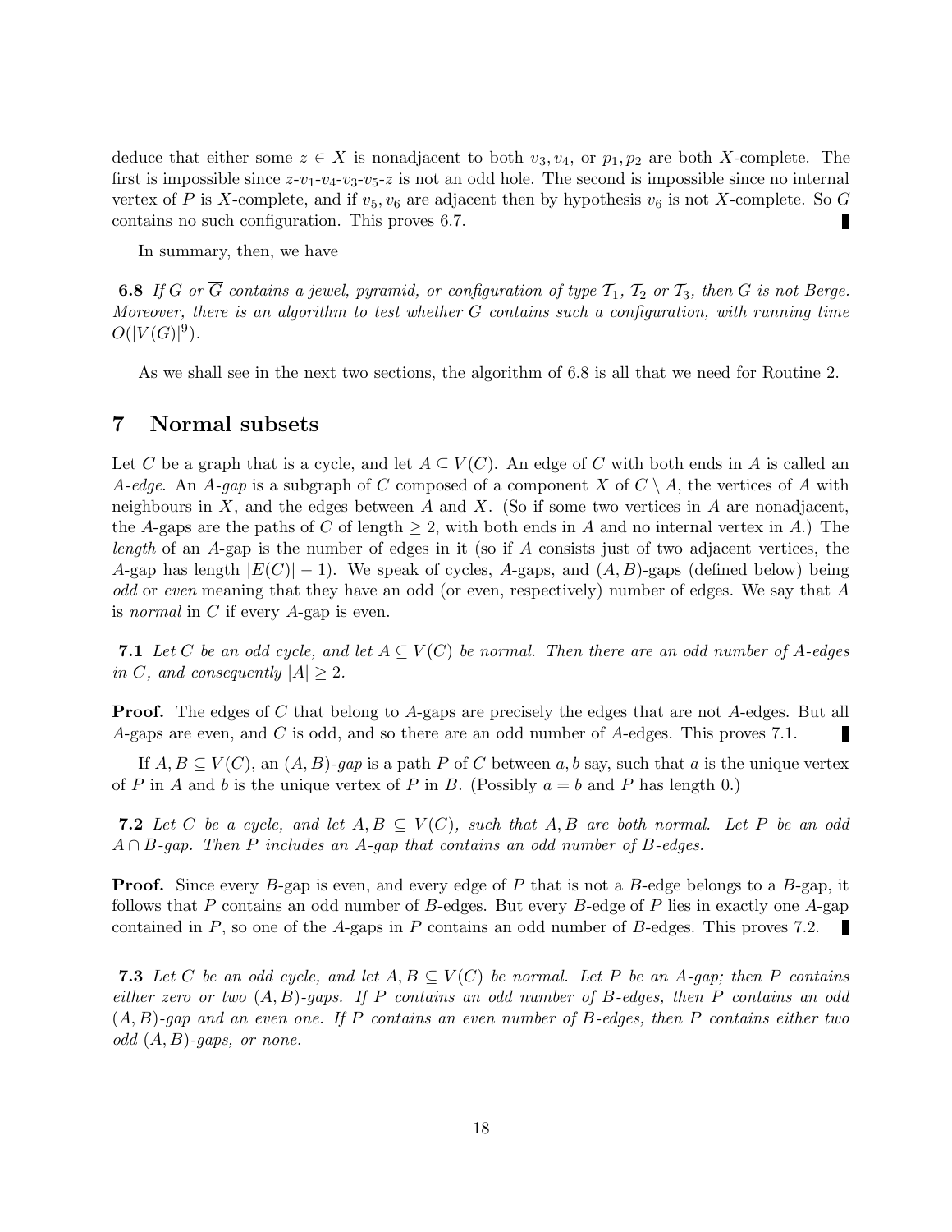deduce that either some $z \in X$ is nonadjacent to both $v_3, v_4$, or $p_1, p_2$ are both $X$-complete. The first is impossible since $z$-$v_1$-$v_4$-$v_3$-$v_5$-$z$ is not an odd hole. The second is impossible since no internal vertex of $P$ is $X$-complete, and if $v_5, v_6$ are adjacent then by hypothesis $v_6$ is not $X$-complete. So $G$ contains no such configuration. This proves 6.7. ∎

In summary, then, we have

**6.8** *If $G$ or $\overline{G}$ contains a jewel, pyramid, or configuration of type $\mathcal{T}_1$, $\mathcal{T}_2$ or $\mathcal{T}_3$, then $G$ is not Berge. Moreover, there is an algorithm to test whether $G$ contains such a configuration, with running time $O(|V(G)|^9)$.*

As we shall see in the next two sections, the algorithm of 6.8 is all that we need for Routine 2.

## 7 Normal subsets

Let $C$ be a graph that is a cycle, and let $A \subseteq V(C)$. An edge of $C$ with both ends in $A$ is called an *$A$-edge*. An *$A$-gap* is a subgraph of $C$ composed of a component $X$ of $C \setminus A$, the vertices of $A$ with neighbours in $X$, and the edges between $A$ and $X$. (So if some two vertices in $A$ are nonadjacent, the $A$-gaps are the paths of $C$ of length $\geq 2$, with both ends in $A$ and no internal vertex in $A$.) The *length* of an $A$-gap is the number of edges in it (so if $A$ consists just of two adjacent vertices, the $A$-gap has length $|E(C)| - 1$). We speak of cycles, $A$-gaps, and $(A, B)$-gaps (defined below) being *odd* or *even* meaning that they have an odd (or even, respectively) number of edges. We say that $A$ is *normal* in $C$ if every $A$-gap is even.

**7.1** *Let $C$ be an odd cycle, and let $A \subseteq V(C)$ be normal. Then there are an odd number of $A$-edges in $C$, and consequently $|A| \geq 2$.*

**Proof.** The edges of $C$ that belong to $A$-gaps are precisely the edges that are not $A$-edges. But all $A$-gaps are even, and $C$ is odd, and so there are an odd number of $A$-edges. This proves 7.1. ∎

If $A, B \subseteq V(C)$, an *$(A, B)$-gap* is a path $P$ of $C$ between $a, b$ say, such that $a$ is the unique vertex of $P$ in $A$ and $b$ is the unique vertex of $P$ in $B$. (Possibly $a = b$ and $P$ has length 0.)

**7.2** *Let $C$ be a cycle, and let $A, B \subseteq V(C)$, such that $A, B$ are both normal. Let $P$ be an odd $A \cap B$-gap. Then $P$ includes an $A$-gap that contains an odd number of $B$-edges.*

**Proof.** Since every $B$-gap is even, and every edge of $P$ that is not a $B$-edge belongs to a $B$-gap, it follows that $P$ contains an odd number of $B$-edges. But every $B$-edge of $P$ lies in exactly one $A$-gap contained in $P$, so one of the $A$-gaps in $P$ contains an odd number of $B$-edges. This proves 7.2. ∎

**7.3** *Let $C$ be an odd cycle, and let $A, B \subseteq V(C)$ be normal. Let $P$ be an $A$-gap; then $P$ contains either zero or two $(A, B)$-gaps. If $P$ contains an odd number of $B$-edges, then $P$ contains an odd $(A, B)$-gap and an even one. If $P$ contains an even number of $B$-edges, then $P$ contains either two odd $(A, B)$-gaps, or none.*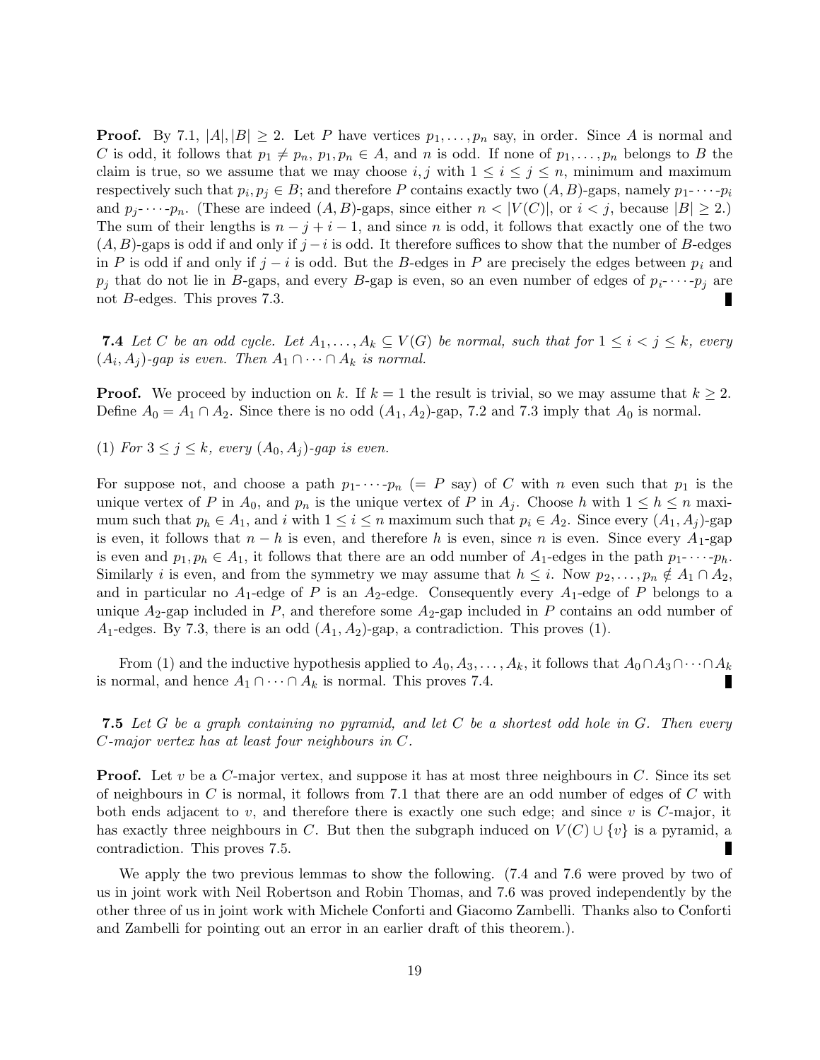**Proof.** By 7.1, $|A|, |B| \geq 2$. Let $P$ have vertices $p_1, \ldots, p_n$ say, in order. Since $A$ is normal and $C$ is odd, it follows that $p_1 \neq p_n$, $p_1, p_n \in A$, and $n$ is odd. If none of $p_1, \ldots, p_n$ belongs to $B$ the claim is true, so we assume that we may choose $i, j$ with $1 \leq i \leq j \leq n$, minimum and maximum respectively such that $p_i, p_j \in B$; and therefore $P$ contains exactly two $(A, B)$-gaps, namely $p_1\text{-}\cdots\text{-}p_i$ and $p_j\text{-}\cdots\text{-}p_n$. (These are indeed $(A, B)$-gaps, since either $n < |V(C)|$, or $i < j$, because $|B| \geq 2$.) The sum of their lengths is $n - j + i - 1$, and since $n$ is odd, it follows that exactly one of the two $(A, B)$-gaps is odd if and only if $j - i$ is odd. It therefore suffices to show that the number of $B$-edges in $P$ is odd if and only if $j - i$ is odd. But the $B$-edges in $P$ are precisely the edges between $p_i$ and $p_j$ that do not lie in $B$-gaps, and every $B$-gap is even, so an even number of edges of $p_i\text{-}\cdots\text{-}p_j$ are not $B$-edges. This proves 7.3. ∎

**7.4** *Let $C$ be an odd cycle. Let $A_1, \ldots, A_k \subseteq V(G)$ be normal, such that for $1 \leq i < j \leq k$, every $(A_i, A_j)$-gap is even. Then $A_1 \cap \cdots \cap A_k$ is normal.*

**Proof.** We proceed by induction on $k$. If $k = 1$ the result is trivial, so we may assume that $k \geq 2$. Define $A_0 = A_1 \cap A_2$. Since there is no odd $(A_1, A_2)$-gap, 7.2 and 7.3 imply that $A_0$ is normal.

(1) *For $3 \leq j \leq k$, every $(A_0, A_j)$-gap is even.*

For suppose not, and choose a path $p_1\text{-}\cdots\text{-}p_n$ ($= P$ say) of $C$ with $n$ even such that $p_1$ is the unique vertex of $P$ in $A_0$, and $p_n$ is the unique vertex of $P$ in $A_j$. Choose $h$ with $1 \leq h \leq n$ maximum such that $p_h \in A_1$, and $i$ with $1 \leq i \leq n$ maximum such that $p_i \in A_2$. Since every $(A_1, A_j)$-gap is even, it follows that $n - h$ is even, and therefore $h$ is even, since $n$ is even. Since every $A_1$-gap is even and $p_1, p_h \in A_1$, it follows that there are an odd number of $A_1$-edges in the path $p_1\text{-}\cdots\text{-}p_h$. Similarly $i$ is even, and from the symmetry we may assume that $h \leq i$. Now $p_2, \ldots, p_n \notin A_1 \cap A_2$, and in particular no $A_1$-edge of $P$ is an $A_2$-edge. Consequently every $A_1$-edge of $P$ belongs to a unique $A_2$-gap included in $P$, and therefore some $A_2$-gap included in $P$ contains an odd number of $A_1$-edges. By 7.3, there is an odd $(A_1, A_2)$-gap, a contradiction. This proves (1).

From (1) and the inductive hypothesis applied to $A_0, A_3, \ldots, A_k$, it follows that $A_0 \cap A_3 \cap \cdots \cap A_k$ is normal, and hence $A_1 \cap \cdots \cap A_k$ is normal. This proves 7.4. ∎

**7.5** *Let $G$ be a graph containing no pyramid, and let $C$ be a shortest odd hole in $G$. Then every $C$-major vertex has at least four neighbours in $C$.*

**Proof.** Let $v$ be a $C$-major vertex, and suppose it has at most three neighbours in $C$. Since its set of neighbours in $C$ is normal, it follows from 7.1 that there are an odd number of edges of $C$ with both ends adjacent to $v$, and therefore there is exactly one such edge; and since $v$ is $C$-major, it has exactly three neighbours in $C$. But then the subgraph induced on $V(C) \cup \{v\}$ is a pyramid, a contradiction. This proves 7.5. ∎

We apply the two previous lemmas to show the following. (7.4 and 7.6 were proved by two of us in joint work with Neil Robertson and Robin Thomas, and 7.6 was proved independently by the other three of us in joint work with Michele Conforti and Giacomo Zambelli. Thanks also to Conforti and Zambelli for pointing out an error in an earlier draft of this theorem.).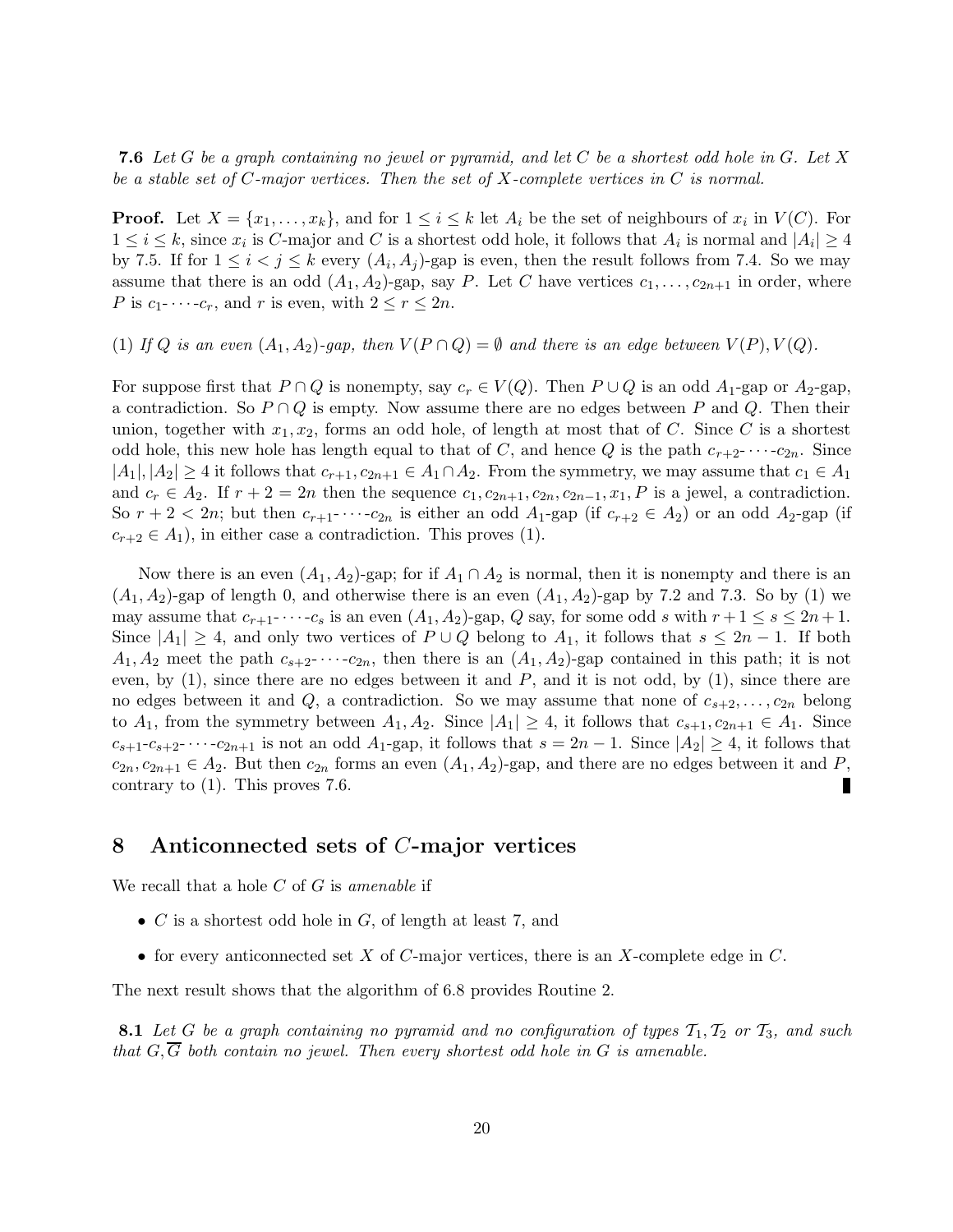**7.6** *Let $G$ be a graph containing no jewel or pyramid, and let $C$ be a shortest odd hole in $G$. Let $X$ be a stable set of $C$-major vertices. Then the set of $X$-complete vertices in $C$ is normal.*

**Proof.** Let $X = \{x_1, \ldots, x_k\}$, and for $1 \leq i \leq k$ let $A_i$ be the set of neighbours of $x_i$ in $V(C)$. For $1 \leq i \leq k$, since $x_i$ is $C$-major and $C$ is a shortest odd hole, it follows that $A_i$ is normal and $|A_i| \geq 4$ by 7.5. If for $1 \leq i < j \leq k$ every $(A_i, A_j)$-gap is even, then the result follows from 7.4. So we may assume that there is an odd $(A_1, A_2)$-gap, say $P$. Let $C$ have vertices $c_1, \ldots, c_{2n+1}$ in order, where $P$ is $c_1$-$\cdots$-$c_r$, and $r$ is even, with $2 \leq r \leq 2n$.

(1) *If $Q$ is an even $(A_1, A_2)$-gap, then $V(P \cap Q) = \emptyset$ and there is an edge between $V(P), V(Q)$.*

For suppose first that $P \cap Q$ is nonempty, say $c_r \in V(Q)$. Then $P \cup Q$ is an odd $A_1$-gap or $A_2$-gap, a contradiction. So $P \cap Q$ is empty. Now assume there are no edges between $P$ and $Q$. Then their union, together with $x_1, x_2$, forms an odd hole, of length at most that of $C$. Since $C$ is a shortest odd hole, this new hole has length equal to that of $C$, and hence $Q$ is the path $c_{r+2}$-$\cdots$-$c_{2n}$. Since $|A_1|, |A_2| \geq 4$ it follows that $c_{r+1}, c_{2n+1} \in A_1 \cap A_2$. From the symmetry, we may assume that $c_1 \in A_1$ and $c_r \in A_2$. If $r + 2 = 2n$ then the sequence $c_1, c_{2n+1}, c_{2n}, c_{2n-1}, x_1, P$ is a jewel, a contradiction. So $r + 2 < 2n$; but then $c_{r+1}$-$\cdots$-$c_{2n}$ is either an odd $A_1$-gap (if $c_{r+2} \in A_2$) or an odd $A_2$-gap (if $c_{r+2} \in A_1$), in either case a contradiction. This proves (1).

Now there is an even $(A_1, A_2)$-gap; for if $A_1 \cap A_2$ is normal, then it is nonempty and there is an $(A_1, A_2)$-gap of length 0, and otherwise there is an even $(A_1, A_2)$-gap by 7.2 and 7.3. So by (1) we may assume that $c_{r+1}$-$\cdots$-$c_s$ is an even $(A_1, A_2)$-gap, $Q$ say, for some odd $s$ with $r + 1 \leq s \leq 2n + 1$. Since $|A_1| \geq 4$, and only two vertices of $P \cup Q$ belong to $A_1$, it follows that $s \leq 2n - 1$. If both $A_1, A_2$ meet the path $c_{s+2}$-$\cdots$-$c_{2n}$, then there is an $(A_1, A_2)$-gap contained in this path; it is not even, by (1), since there are no edges between it and $P$, and it is not odd, by (1), since there are no edges between it and $Q$, a contradiction. So we may assume that none of $c_{s+2}, \ldots, c_{2n}$ belong to $A_1$, from the symmetry between $A_1, A_2$. Since $|A_1| \geq 4$, it follows that $c_{s+1}, c_{2n+1} \in A_1$. Since $c_{s+1}$-$c_{s+2}$-$\cdots$-$c_{2n+1}$ is not an odd $A_1$-gap, it follows that $s = 2n - 1$. Since $|A_2| \geq 4$, it follows that $c_{2n}, c_{2n+1} \in A_2$. But then $c_{2n}$ forms an even $(A_1, A_2)$-gap, and there are no edges between it and $P$, contrary to (1). This proves 7.6. ∎

## 8 Anticonnected sets of $C$-major vertices

We recall that a hole $C$ of $G$ is *amenable* if

- $C$ is a shortest odd hole in $G$, of length at least 7, and
- for every anticonnected set $X$ of $C$-major vertices, there is an $X$-complete edge in $C$.

The next result shows that the algorithm of 6.8 provides Routine 2.

**8.1** *Let $G$ be a graph containing no pyramid and no configuration of types $\mathcal{T}_1, \mathcal{T}_2$ or $\mathcal{T}_3$, and such that $G, \overline{G}$ both contain no jewel. Then every shortest odd hole in $G$ is amenable.*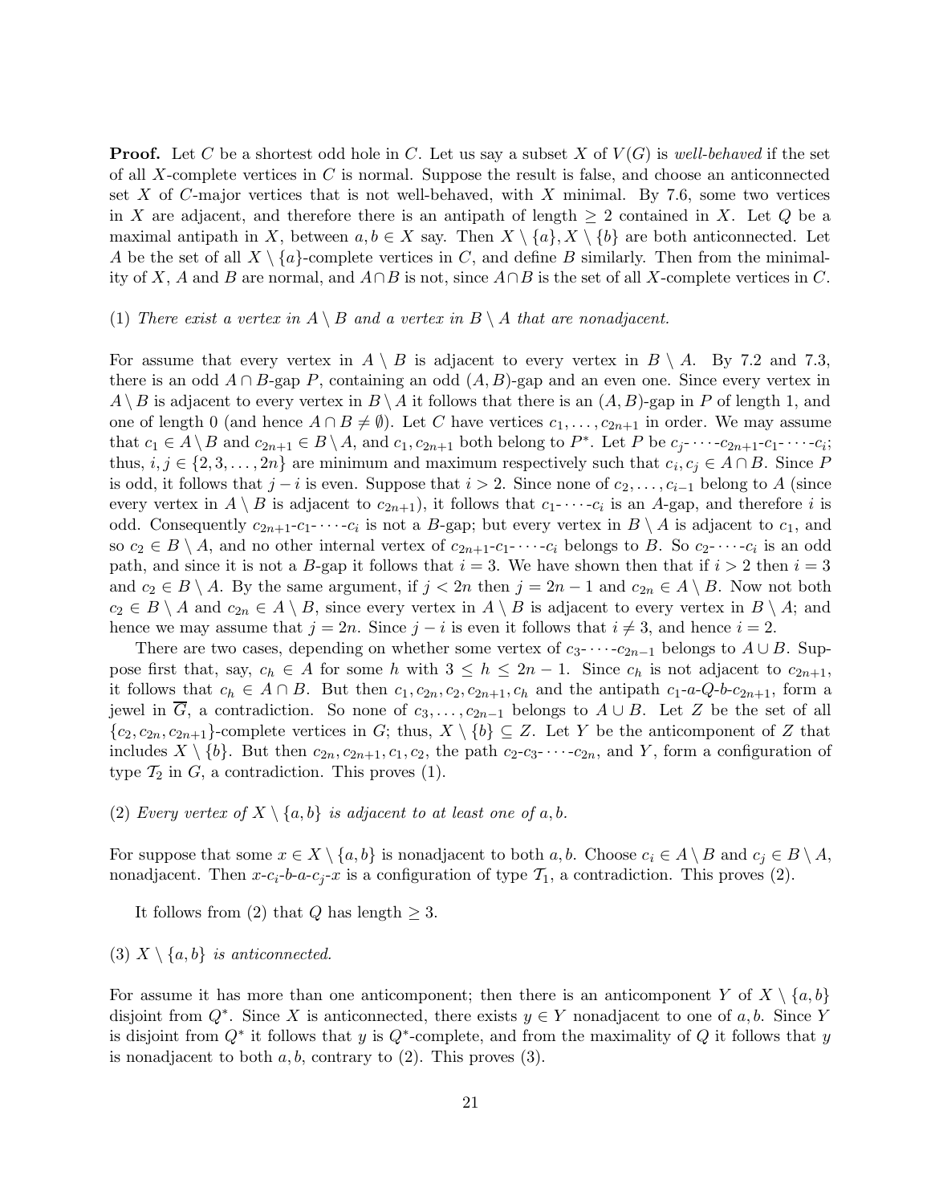**Proof.** Let $C$ be a shortest odd hole in $C$. Let us say a subset $X$ of $V(G)$ is *well-behaved* if the set of all $X$-complete vertices in $C$ is normal. Suppose the result is false, and choose an anticonnected set $X$ of $C$-major vertices that is not well-behaved, with $X$ minimal. By 7.6, some two vertices in $X$ are adjacent, and therefore there is an antipath of length $\geq 2$ contained in $X$. Let $Q$ be a maximal antipath in $X$, between $a, b \in X$ say. Then $X \setminus \{a\}, X \setminus \{b\}$ are both anticonnected. Let $A$ be the set of all $X \setminus \{a\}$-complete vertices in $C$, and define $B$ similarly. Then from the minimality of $X$, $A$ and $B$ are normal, and $A \cap B$ is not, since $A \cap B$ is the set of all $X$-complete vertices in $C$.

(1) *There exist a vertex in $A \setminus B$ and a vertex in $B \setminus A$ that are nonadjacent.*

For assume that every vertex in $A \setminus B$ is adjacent to every vertex in $B \setminus A$. By 7.2 and 7.3, there is an odd $A \cap B$-gap $P$, containing an odd $(A, B)$-gap and an even one. Since every vertex in $A \setminus B$ is adjacent to every vertex in $B \setminus A$ it follows that there is an $(A, B)$-gap in $P$ of length 1, and one of length 0 (and hence $A \cap B \neq \emptyset$). Let $C$ have vertices $c_1, \ldots, c_{2n+1}$ in order. We may assume that $c_1 \in A \setminus B$ and $c_{2n+1} \in B \setminus A$, and $c_1, c_{2n+1}$ both belong to $P^*$. Let $P$ be $c_j$-$\cdots$-$c_{2n+1}$-$c_1$-$\cdots$-$c_i$; thus, $i, j \in \{2, 3, \ldots, 2n\}$ are minimum and maximum respectively such that $c_i, c_j \in A \cap B$. Since $P$ is odd, it follows that $j - i$ is even. Suppose that $i > 2$. Since none of $c_2, \ldots, c_{i-1}$ belong to $A$ (since every vertex in $A \setminus B$ is adjacent to $c_{2n+1}$), it follows that $c_1$-$\cdots$-$c_i$ is an $A$-gap, and therefore $i$ is odd. Consequently $c_{2n+1}$-$c_1$-$\cdots$-$c_i$ is not a $B$-gap; but every vertex in $B \setminus A$ is adjacent to $c_1$, and so $c_2 \in B \setminus A$, and no other internal vertex of $c_{2n+1}$-$c_1$-$\cdots$-$c_i$ belongs to $B$. So $c_2$-$\cdots$-$c_i$ is an odd path, and since it is not a $B$-gap it follows that $i = 3$. We have shown then that if $i > 2$ then $i = 3$ and $c_2 \in B \setminus A$. By the same argument, if $j < 2n$ then $j = 2n - 1$ and $c_{2n} \in A \setminus B$. Now not both $c_2 \in B \setminus A$ and $c_{2n} \in A \setminus B$, since every vertex in $A \setminus B$ is adjacent to every vertex in $B \setminus A$; and hence we may assume that $j = 2n$. Since $j - i$ is even it follows that $i \neq 3$, and hence $i = 2$.

There are two cases, depending on whether some vertex of $c_3$-$\cdots$-$c_{2n-1}$ belongs to $A \cup B$. Suppose first that, say, $c_h \in A$ for some $h$ with $3 \leq h \leq 2n - 1$. Since $c_h$ is not adjacent to $c_{2n+1}$, it follows that $c_h \in A \cap B$. But then $c_1, c_{2n}, c_2, c_{2n+1}, c_h$ and the antipath $c_1$-$a$-$Q$-$b$-$c_{2n+1}$, form a jewel in $\overline{G}$, a contradiction. So none of $c_3, \ldots, c_{2n-1}$ belongs to $A \cup B$. Let $Z$ be the set of all $\{c_2, c_{2n}, c_{2n+1}\}$-complete vertices in $G$; thus, $X \setminus \{b\} \subseteq Z$. Let $Y$ be the anticomponent of $Z$ that includes $X \setminus \{b\}$. But then $c_{2n}, c_{2n+1}, c_1, c_2$, the path $c_2$-$c_3$-$\cdots$-$c_{2n}$, and $Y$, form a configuration of type $\mathcal{T}_2$ in $G$, a contradiction. This proves (1).

(2) *Every vertex of $X \setminus \{a, b\}$ is adjacent to at least one of $a, b$.*

For suppose that some $x \in X \setminus \{a, b\}$ is nonadjacent to both $a, b$. Choose $c_i \in A \setminus B$ and $c_j \in B \setminus A$, nonadjacent. Then $x$-$c_i$-$b$-$a$-$c_j$-$x$ is a configuration of type $\mathcal{T}_1$, a contradiction. This proves (2).

It follows from (2) that $Q$ has length $\geq 3$.

(3) *$X \setminus \{a, b\}$ is anticonnected.*

For assume it has more than one anticomponent; then there is an anticomponent $Y$ of $X \setminus \{a, b\}$ disjoint from $Q^*$. Since $X$ is anticonnected, there exists $y \in Y$ nonadjacent to one of $a, b$. Since $Y$ is disjoint from $Q^*$ it follows that $y$ is $Q^*$-complete, and from the maximality of $Q$ it follows that $y$ is nonadjacent to both $a, b$, contrary to (2). This proves (3).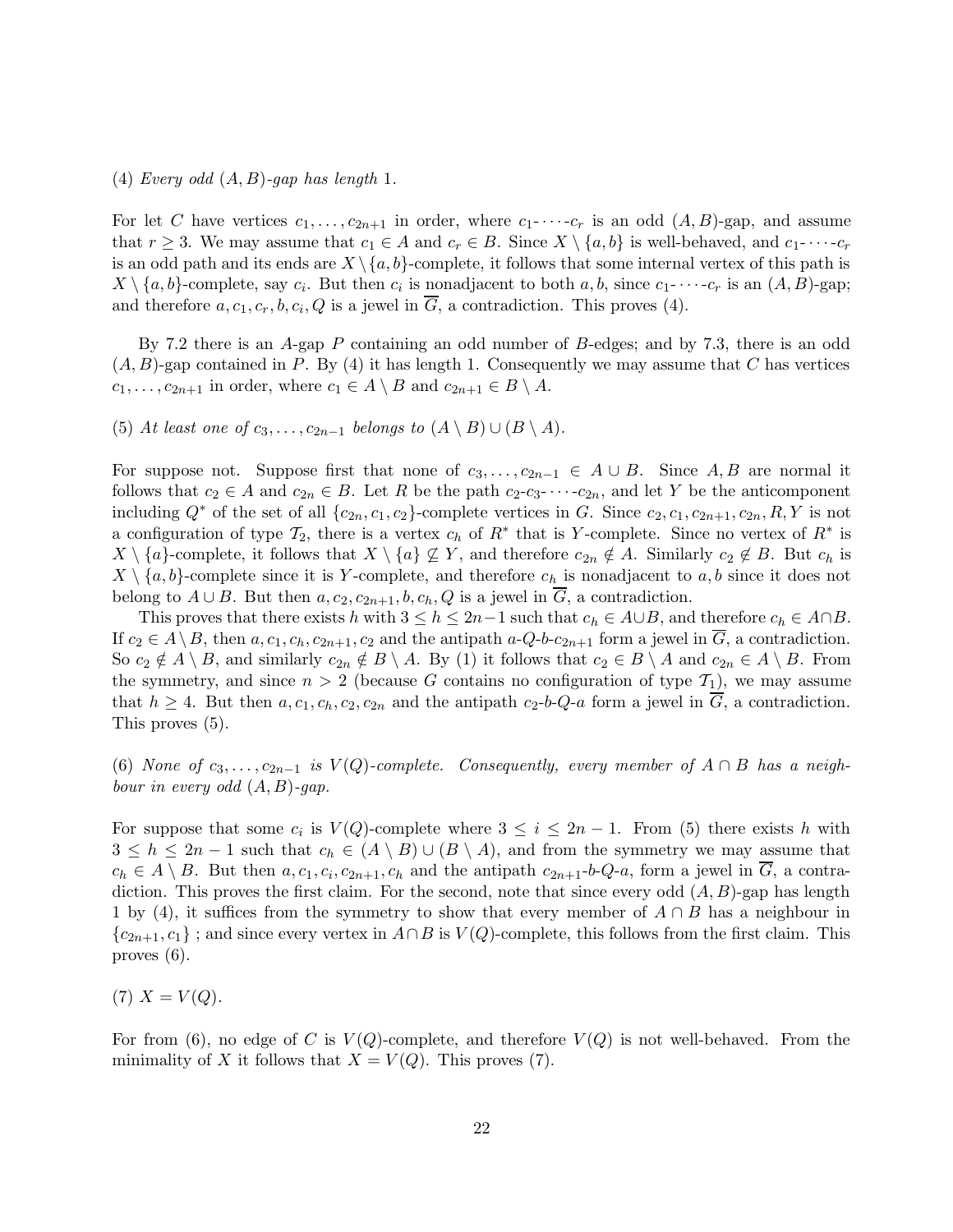(4) *Every odd $(A,B)$-gap has length 1.*

For let $C$ have vertices $c_1, \dots, c_{2n+1}$ in order, where $c_1$-$\cdots$-$c_r$ is an odd $(A,B)$-gap, and assume that $r \geq 3$. We may assume that $c_1 \in A$ and $c_r \in B$. Since $X \setminus \{a,b\}$ is well-behaved, and $c_1$-$\cdots$-$c_r$ is an odd path and its ends are $X \setminus \{a,b\}$-complete, it follows that some internal vertex of this path is $X \setminus \{a,b\}$-complete, say $c_i$. But then $c_i$ is nonadjacent to both $a,b$, since $c_1$-$\cdots$-$c_r$ is an $(A,B)$-gap; and therefore $a, c_1, c_r, b, c_i, Q$ is a jewel in $\overline{G}$, a contradiction. This proves (4).

By 7.2 there is an $A$-gap $P$ containing an odd number of $B$-edges; and by 7.3, there is an odd $(A,B)$-gap contained in $P$. By (4) it has length 1. Consequently we may assume that $C$ has vertices $c_1, \dots, c_{2n+1}$ in order, where $c_1 \in A \setminus B$ and $c_{2n+1} \in B \setminus A$.

(5) *At least one of $c_3, \dots, c_{2n-1}$ belongs to $(A \setminus B) \cup (B \setminus A)$.*

For suppose not. Suppose first that none of $c_3, \dots, c_{2n-1} \in A \cup B$. Since $A, B$ are normal it follows that $c_2 \in A$ and $c_{2n} \in B$. Let $R$ be the path $c_2$-$c_3$-$\cdots$-$c_{2n}$, and let $Y$ be the anticomponent including $Q^*$ of the set of all $\{c_{2n}, c_1, c_2\}$-complete vertices in $G$. Since $c_2, c_1, c_{2n+1}, c_{2n}, R, Y$ is not a configuration of type $\mathcal{T}_2$, there is a vertex $c_h$ of $R^*$ that is $Y$-complete. Since no vertex of $R^*$ is $X \setminus \{a\}$-complete, it follows that $X \setminus \{a\} \not\subseteq Y$, and therefore $c_{2n} \notin A$. Similarly $c_2 \notin B$. But $c_h$ is $X \setminus \{a,b\}$-complete since it is $Y$-complete, and therefore $c_h$ is nonadjacent to $a,b$ since it does not belong to $A \cup B$. But then $a, c_2, c_{2n+1}, b, c_h, Q$ is a jewel in $\overline{G}$, a contradiction.

This proves that there exists $h$ with $3 \leq h \leq 2n-1$ such that $c_h \in A \cup B$, and therefore $c_h \in A \cap B$. If $c_2 \in A \setminus B$, then $a, c_1, c_h, c_{2n+1}, c_2$ and the antipath $a$-$Q$-$b$-$c_{2n+1}$ form a jewel in $\overline{G}$, a contradiction. So $c_2 \notin A \setminus B$, and similarly $c_{2n} \notin B \setminus A$. By (1) it follows that $c_2 \in B \setminus A$ and $c_{2n} \in A \setminus B$. From the symmetry, and since $n > 2$ (because $G$ contains no configuration of type $\mathcal{T}_1$), we may assume that $h \geq 4$. But then $a, c_1, c_h, c_2, c_{2n}$ and the antipath $c_2$-$b$-$Q$-$a$ form a jewel in $\overline{G}$, a contradiction. This proves (5).

(6) *None of $c_3, \dots, c_{2n-1}$ is $V(Q)$-complete. Consequently, every member of $A \cap B$ has a neighbour in every odd $(A,B)$-gap.*

For suppose that some $c_i$ is $V(Q)$-complete where $3 \leq i \leq 2n-1$. From (5) there exists $h$ with $3 \leq h \leq 2n-1$ such that $c_h \in (A \setminus B) \cup (B \setminus A)$, and from the symmetry we may assume that $c_h \in A \setminus B$. But then $a, c_1, c_i, c_{2n+1}, c_h$ and the antipath $c_{2n+1}$-$b$-$Q$-$a$, form a jewel in $\overline{G}$, a contradiction. This proves the first claim. For the second, note that since every odd $(A,B)$-gap has length 1 by (4), it suffices from the symmetry to show that every member of $A \cap B$ has a neighbour in $\{c_{2n+1}, c_1\}$ ; and since every vertex in $A \cap B$ is $V(Q)$-complete, this follows from the first claim. This proves (6).

(7) $X = V(Q)$.

For from (6), no edge of $C$ is $V(Q)$-complete, and therefore $V(Q)$ is not well-behaved. From the minimality of $X$ it follows that $X = V(Q)$. This proves (7).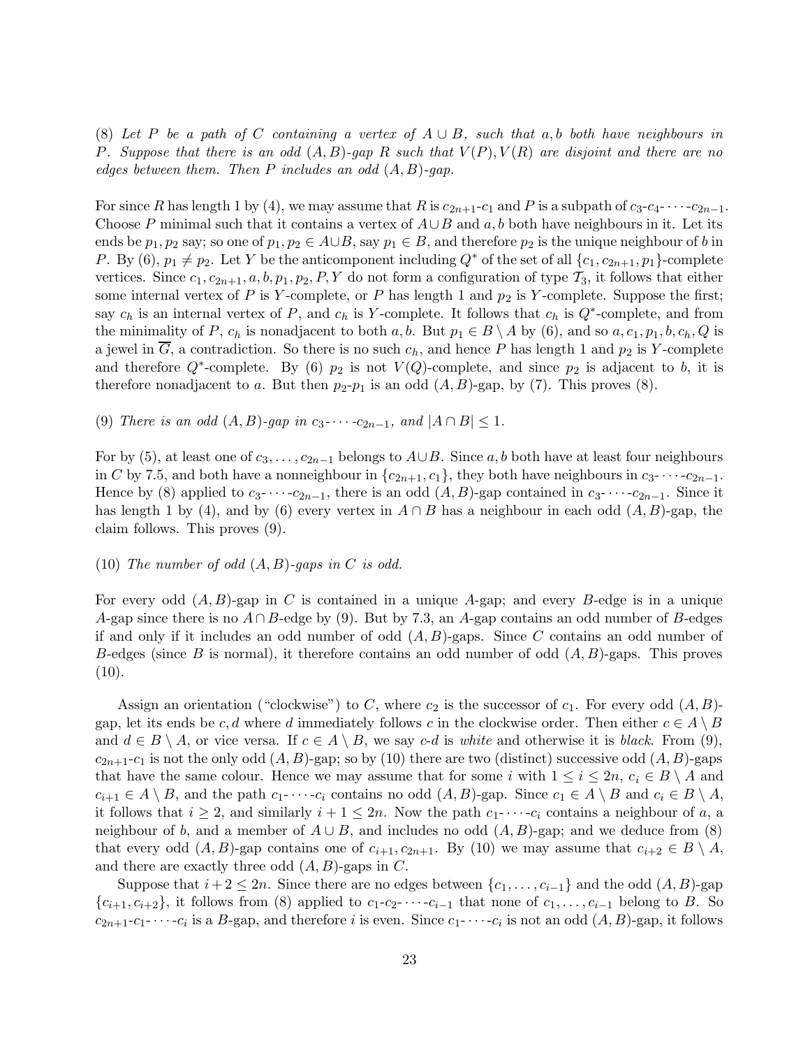(8) *Let $P$ be a path of $C$ containing a vertex of $A \cup B$, such that $a, b$ both have neighbours in $P$. Suppose that there is an odd $(A,B)$-gap $R$ such that $V(P), V(R)$ are disjoint and there are no edges between them. Then $P$ includes an odd $(A,B)$-gap.*

For since $R$ has length 1 by (4), we may assume that $R$ is $c_{2n+1}$-$c_1$ and $P$ is a subpath of $c_3$-$c_4$-$\cdots$-$c_{2n-1}$. Choose $P$ minimal such that it contains a vertex of $A \cup B$ and $a, b$ both have neighbours in it. Let its ends be $p_1, p_2$ say; so one of $p_1, p_2 \in A \cup B$, say $p_1 \in B$, and therefore $p_2$ is the unique neighbour of $b$ in $P$. By (6), $p_1 \neq p_2$. Let $Y$ be the anticomponent including $Q^*$ of the set of all $\{c_1, c_{2n+1}, p_1\}$-complete vertices. Since $c_1, c_{2n+1}, a, b, p_1, p_2, P, Y$ do not form a configuration of type $\mathcal{T}_3$, it follows that either some internal vertex of $P$ is $Y$-complete, or $P$ has length 1 and $p_2$ is $Y$-complete. Suppose the first; say $c_h$ is an internal vertex of $P$, and $c_h$ is $Y$-complete. It follows that $c_h$ is $Q^*$-complete, and from the minimality of $P$, $c_h$ is nonadjacent to both $a, b$. But $p_1 \in B \setminus A$ by (6), and so $a, c_1, p_1, b, c_h, Q$ is a jewel in $\overline{G}$, a contradiction. So there is no such $c_h$, and hence $P$ has length 1 and $p_2$ is $Y$-complete and therefore $Q^*$-complete. By (6) $p_2$ is not $V(Q)$-complete, and since $p_2$ is adjacent to $b$, it is therefore nonadjacent to $a$. But then $p_2$-$p_1$ is an odd $(A,B)$-gap, by (7). This proves (8).

(9) *There is an odd $(A,B)$-gap in $c_3$-$\cdots$-$c_{2n-1}$, and $|A \cap B| \leq 1$.*

For by (5), at least one of $c_3, \ldots, c_{2n-1}$ belongs to $A \cup B$. Since $a, b$ both have at least four neighbours in $C$ by 7.5, and both have a nonneighbour in $\{c_{2n+1}, c_1\}$, they both have neighbours in $c_3$-$\cdots$-$c_{2n-1}$. Hence by (8) applied to $c_3$-$\cdots$-$c_{2n-1}$, there is an odd $(A,B)$-gap contained in $c_3$-$\cdots$-$c_{2n-1}$. Since it has length 1 by (4), and by (6) every vertex in $A \cap B$ has a neighbour in each odd $(A,B)$-gap, the claim follows. This proves (9).

(10) *The number of odd $(A,B)$-gaps in $C$ is odd.*

For every odd $(A,B)$-gap in $C$ is contained in a unique $A$-gap; and every $B$-edge is in a unique $A$-gap since there is no $A \cap B$-edge by (9). But by 7.3, an $A$-gap contains an odd number of $B$-edges if and only if it includes an odd number of odd $(A,B)$-gaps. Since $C$ contains an odd number of $B$-edges (since $B$ is normal), it therefore contains an odd number of odd $(A,B)$-gaps. This proves (10).

Assign an orientation ("clockwise") to $C$, where $c_2$ is the successor of $c_1$. For every odd $(A,B)$-gap, let its ends be $c, d$ where $d$ immediately follows $c$ in the clockwise order. Then either $c \in A \setminus B$ and $d \in B \setminus A$, or vice versa. If $c \in A \setminus B$, we say $c$-$d$ is *white* and otherwise it is *black*. From (9), $c_{2n+1}$-$c_1$ is not the only odd $(A,B)$-gap; so by (10) there are two (distinct) successive odd $(A,B)$-gaps that have the same colour. Hence we may assume that for some $i$ with $1 \leq i \leq 2n$, $c_i \in B \setminus A$ and $c_{i+1} \in A \setminus B$, and the path $c_1$-$\cdots$-$c_i$ contains no odd $(A,B)$-gap. Since $c_1 \in A \setminus B$ and $c_i \in B \setminus A$, it follows that $i \geq 2$, and similarly $i+1 \leq 2n$. Now the path $c_1$-$\cdots$-$c_i$ contains a neighbour of $a$, a neighbour of $b$, and a member of $A \cup B$, and includes no odd $(A,B)$-gap; and we deduce from (8) that every odd $(A,B)$-gap contains one of $c_{i+1}, c_{2n+1}$. By (10) we may assume that $c_{i+2} \in B \setminus A$, and there are exactly three odd $(A,B)$-gaps in $C$.

Suppose that $i+2 \leq 2n$. Since there are no edges between $\{c_1, \ldots, c_{i-1}\}$ and the odd $(A,B)$-gap $\{c_{i+1}, c_{i+2}\}$, it follows from (8) applied to $c_1$-$c_2$-$\cdots$-$c_{i-1}$ that none of $c_1, \ldots, c_{i-1}$ belong to $B$. So $c_{2n+1}$-$c_1$-$\cdots$-$c_i$ is a $B$-gap, and therefore $i$ is even. Since $c_1$-$\cdots$-$c_i$ is not an odd $(A,B)$-gap, it follows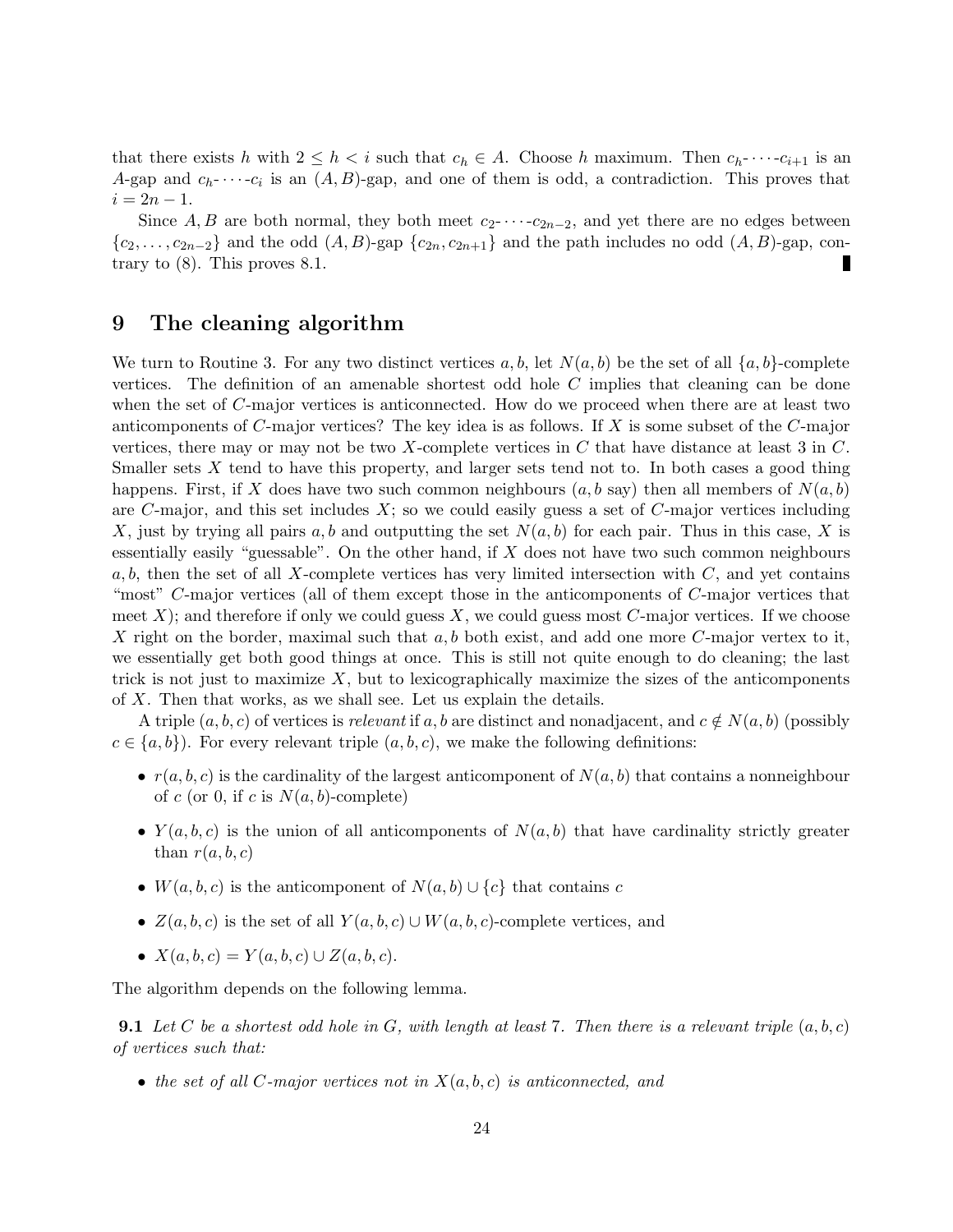that there exists $h$ with $2 \leq h < i$ such that $c_h \in A$. Choose $h$ maximum. Then $c_h$-$\cdots$-$c_{i+1}$ is an $A$-gap and $c_h$-$\cdots$-$c_i$ is an $(A, B)$-gap, and one of them is odd, a contradiction. This proves that $i = 2n - 1$.

Since $A, B$ are both normal, they both meet $c_2$-$\cdots$-$c_{2n-2}$, and yet there are no edges between $\{c_2, \ldots, c_{2n-2}\}$ and the odd $(A, B)$-gap $\{c_{2n}, c_{2n+1}\}$ and the path includes no odd $(A, B)$-gap, contrary to (8). This proves 8.1. ∎

## 9 The cleaning algorithm

We turn to Routine 3. For any two distinct vertices $a, b$, let $N(a, b)$ be the set of all $\{a, b\}$-complete vertices. The definition of an amenable shortest odd hole $C$ implies that cleaning can be done when the set of $C$-major vertices is anticonnected. How do we proceed when there are at least two anticomponents of $C$-major vertices? The key idea is as follows. If $X$ is some subset of the $C$-major vertices, there may or may not be two $X$-complete vertices in $C$ that have distance at least 3 in $C$. Smaller sets $X$ tend to have this property, and larger sets tend not to. In both cases a good thing happens. First, if $X$ does have two such common neighbours ($a, b$ say) then all members of $N(a, b)$ are $C$-major, and this set includes $X$; so we could easily guess a set of $C$-major vertices including $X$, just by trying all pairs $a, b$ and outputting the set $N(a, b)$ for each pair. Thus in this case, $X$ is essentially easily "guessable". On the other hand, if $X$ does not have two such common neighbours $a, b$, then the set of all $X$-complete vertices has very limited intersection with $C$, and yet contains "most" $C$-major vertices (all of them except those in the anticomponents of $C$-major vertices that meet $X$); and therefore if only we could guess $X$, we could guess most $C$-major vertices. If we choose $X$ right on the border, maximal such that $a, b$ both exist, and add one more $C$-major vertex to it, we essentially get both good things at once. This is still not quite enough to do cleaning; the last trick is not just to maximize $X$, but to lexicographically maximize the sizes of the anticomponents of $X$. Then that works, as we shall see. Let us explain the details.

A triple $(a, b, c)$ of vertices is *relevant* if $a, b$ are distinct and nonadjacent, and $c \notin N(a, b)$ (possibly $c \in \{a, b\}$). For every relevant triple $(a, b, c)$, we make the following definitions:

- $r(a, b, c)$ is the cardinality of the largest anticomponent of $N(a, b)$ that contains a nonneighbour of $c$ (or 0, if $c$ is $N(a, b)$-complete)
- $Y(a, b, c)$ is the union of all anticomponents of $N(a, b)$ that have cardinality strictly greater than $r(a, b, c)$
- $W(a, b, c)$ is the anticomponent of $N(a, b) \cup \{c\}$ that contains $c$
- $Z(a, b, c)$ is the set of all $Y(a, b, c) \cup W(a, b, c)$-complete vertices, and
- $X(a, b, c) = Y(a, b, c) \cup Z(a, b, c)$.

The algorithm depends on the following lemma.

**9.1** *Let $C$ be a shortest odd hole in $G$, with length at least 7. Then there is a relevant triple $(a, b, c)$ of vertices such that:*

- *the set of all $C$-major vertices not in $X(a, b, c)$ is anticonnected, and*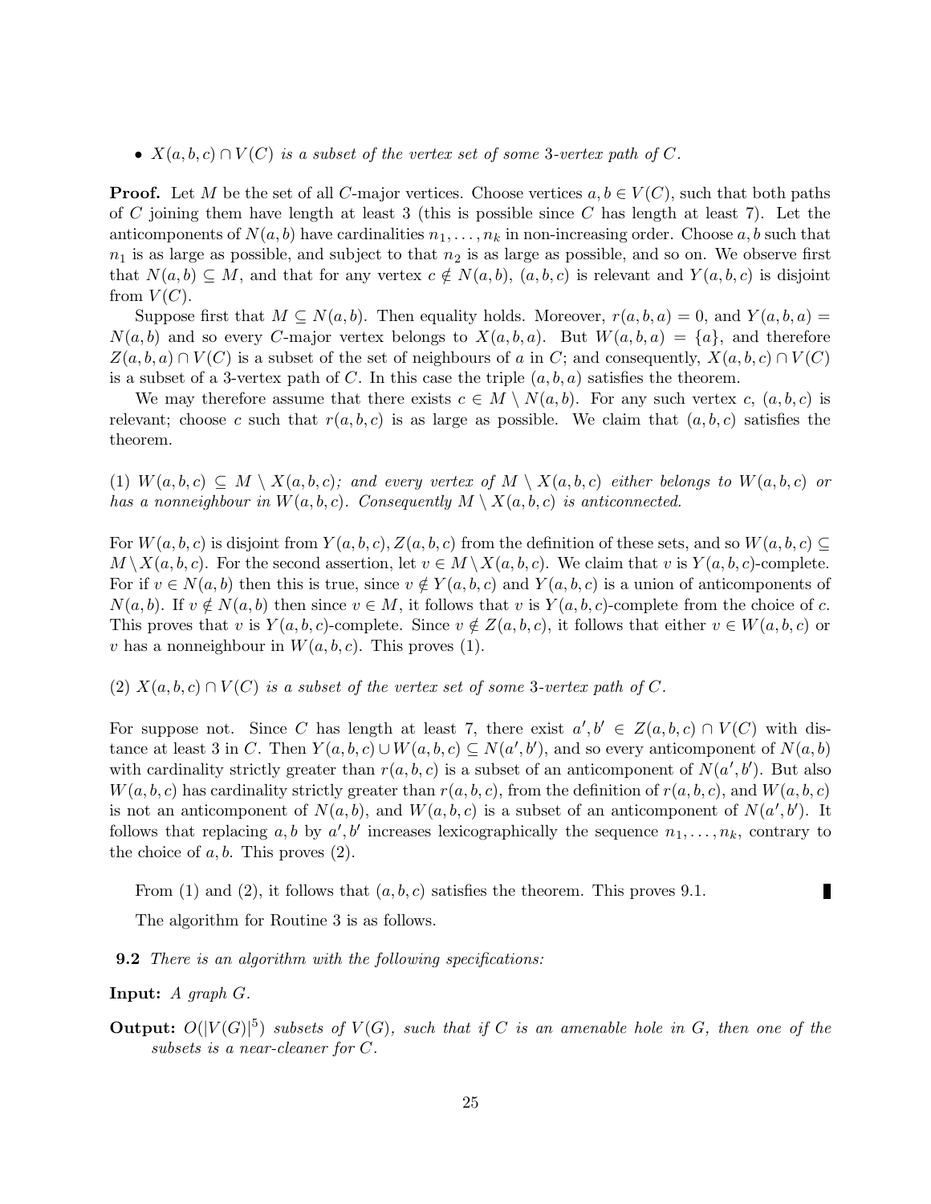- *$X(a,b,c) \cap V(C)$ is a subset of the vertex set of some 3-vertex path of $C$.*

**Proof.** Let $M$ be the set of all $C$-major vertices. Choose vertices $a, b \in V(C)$, such that both paths of $C$ joining them have length at least 3 (this is possible since $C$ has length at least 7). Let the anticomponents of $N(a,b)$ have cardinalities $n_1, \ldots, n_k$ in non-increasing order. Choose $a, b$ such that $n_1$ is as large as possible, and subject to that $n_2$ is as large as possible, and so on. We observe first that $N(a,b) \subseteq M$, and that for any vertex $c \notin N(a,b)$, $(a,b,c)$ is relevant and $Y(a,b,c)$ is disjoint from $V(C)$.

Suppose first that $M \subseteq N(a,b)$. Then equality holds. Moreover, $r(a,b,a) = 0$, and $Y(a,b,a) = N(a,b)$ and so every $C$-major vertex belongs to $X(a,b,a)$. But $W(a,b,a) = \{a\}$, and therefore $Z(a,b,a) \cap V(C)$ is a subset of the set of neighbours of $a$ in $C$; and consequently, $X(a,b,c) \cap V(C)$ is a subset of a 3-vertex path of $C$. In this case the triple $(a,b,a)$ satisfies the theorem.

We may therefore assume that there exists $c \in M \setminus N(a,b)$. For any such vertex $c$, $(a,b,c)$ is relevant; choose $c$ such that $r(a,b,c)$ is as large as possible. We claim that $(a,b,c)$ satisfies the theorem.

(1) *$W(a,b,c) \subseteq M \setminus X(a,b,c)$; and every vertex of $M \setminus X(a,b,c)$ either belongs to $W(a,b,c)$ or has a nonneighbour in $W(a,b,c)$. Consequently $M \setminus X(a,b,c)$ is anticonnected.*

For $W(a,b,c)$ is disjoint from $Y(a,b,c), Z(a,b,c)$ from the definition of these sets, and so $W(a,b,c) \subseteq M \setminus X(a,b,c)$. For the second assertion, let $v \in M \setminus X(a,b,c)$. We claim that $v$ is $Y(a,b,c)$-complete. For if $v \in N(a,b)$ then this is true, since $v \notin Y(a,b,c)$ and $Y(a,b,c)$ is a union of anticomponents of $N(a,b)$. If $v \notin N(a,b)$ then since $v \in M$, it follows that $v$ is $Y(a,b,c)$-complete from the choice of $c$. This proves that $v$ is $Y(a,b,c)$-complete. Since $v \notin Z(a,b,c)$, it follows that either $v \in W(a,b,c)$ or $v$ has a nonneighbour in $W(a,b,c)$. This proves (1).

(2) *$X(a,b,c) \cap V(C)$ is a subset of the vertex set of some 3-vertex path of $C$.*

For suppose not. Since $C$ has length at least 7, there exist $a', b' \in Z(a,b,c) \cap V(C)$ with distance at least 3 in $C$. Then $Y(a,b,c) \cup W(a,b,c) \subseteq N(a',b')$, and so every anticomponent of $N(a,b)$ with cardinality strictly greater than $r(a,b,c)$ is a subset of an anticomponent of $N(a',b')$. But also $W(a,b,c)$ has cardinality strictly greater than $r(a,b,c)$, from the definition of $r(a,b,c)$, and $W(a,b,c)$ is not an anticomponent of $N(a,b)$, and $W(a,b,c)$ is a subset of an anticomponent of $N(a',b')$. It follows that replacing $a, b$ by $a', b'$ increases lexicographically the sequence $n_1, \ldots, n_k$, contrary to the choice of $a, b$. This proves (2).

From (1) and (2), it follows that $(a,b,c)$ satisfies the theorem. This proves 9.1. ∎

The algorithm for Routine 3 is as follows.

**9.2** *There is an algorithm with the following specifications:*

**Input:** *A graph $G$.*

**Output:** *$O(|V(G)|^5)$ subsets of $V(G)$, such that if $C$ is an amenable hole in $G$, then one of the subsets is a near-cleaner for $C$.*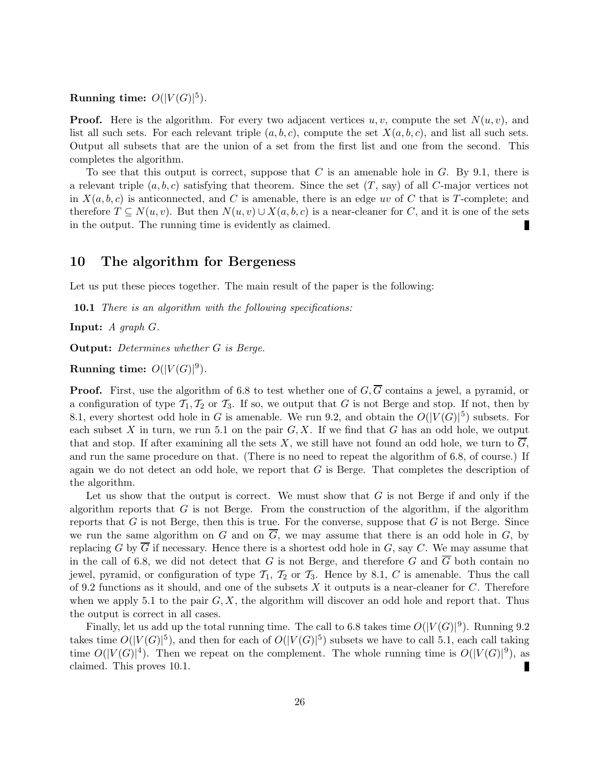**Running time:** $O(|V(G)|^5)$.

**Proof.** Here is the algorithm. For every two adjacent vertices $u, v$, compute the set $N(u, v)$, and list all such sets. For each relevant triple $(a, b, c)$, compute the set $X(a, b, c)$, and list all such sets. Output all subsets that are the union of a set from the first list and one from the second. This completes the algorithm.

To see that this output is correct, suppose that $C$ is an amenable hole in $G$. By 9.1, there is a relevant triple $(a, b, c)$ satisfying that theorem. Since the set ($T$, say) of all $C$-major vertices not in $X(a, b, c)$ is anticonnected, and $C$ is amenable, there is an edge $uv$ of $C$ that is $T$-complete; and therefore $T \subseteq N(u, v)$. But then $N(u, v) \cup X(a, b, c)$ is a near-cleaner for $C$, and it is one of the sets in the output. The running time is evidently as claimed. ∎

## 10 The algorithm for Bergeness

Let us put these pieces together. The main result of the paper is the following:

**10.1** *There is an algorithm with the following specifications:*

**Input:** *A graph $G$.*

**Output:** *Determines whether $G$ is Berge.*

**Running time:** $O(|V(G)|^9)$.

**Proof.** First, use the algorithm of 6.8 to test whether one of $G, \overline{G}$ contains a jewel, a pyramid, or a configuration of type $\mathcal{T}_1, \mathcal{T}_2$ or $\mathcal{T}_3$. If so, we output that $G$ is not Berge and stop. If not, then by 8.1, every shortest odd hole in $G$ is amenable. We run 9.2, and obtain the $O(|V(G)|^5)$ subsets. For each subset $X$ in turn, we run 5.1 on the pair $G, X$. If we find that $G$ has an odd hole, we output that and stop. If after examining all the sets $X$, we still have not found an odd hole, we turn to $\overline{G}$, and run the same procedure on that. (There is no need to repeat the algorithm of 6.8, of course.) If again we do not detect an odd hole, we report that $G$ is Berge. That completes the description of the algorithm.

Let us show that the output is correct. We must show that $G$ is not Berge if and only if the algorithm reports that $G$ is not Berge. From the construction of the algorithm, if the algorithm reports that $G$ is not Berge, then this is true. For the converse, suppose that $G$ is not Berge. Since we run the same algorithm on $G$ and on $\overline{G}$, we may assume that there is an odd hole in $G$, by replacing $G$ by $\overline{G}$ if necessary. Hence there is a shortest odd hole in $G$, say $C$. We may assume that in the call of 6.8, we did not detect that $G$ is not Berge, and therefore $G$ and $\overline{G}$ both contain no jewel, pyramid, or configuration of type $\mathcal{T}_1$, $\mathcal{T}_2$ or $\mathcal{T}_3$. Hence by 8.1, $C$ is amenable. Thus the call of 9.2 functions as it should, and one of the subsets $X$ it outputs is a near-cleaner for $C$. Therefore when we apply 5.1 to the pair $G, X$, the algorithm will discover an odd hole and report that. Thus the output is correct in all cases.

Finally, let us add up the total running time. The call to 6.8 takes time $O(|V(G)|^9)$. Running 9.2 takes time $O(|V(G)|^5)$, and then for each of $O(|V(G)|^5)$ subsets we have to call 5.1, each call taking time $O(|V(G)|^4)$. Then we repeat on the complement. The whole running time is $O(|V(G)|^9)$, as claimed. This proves 10.1. ∎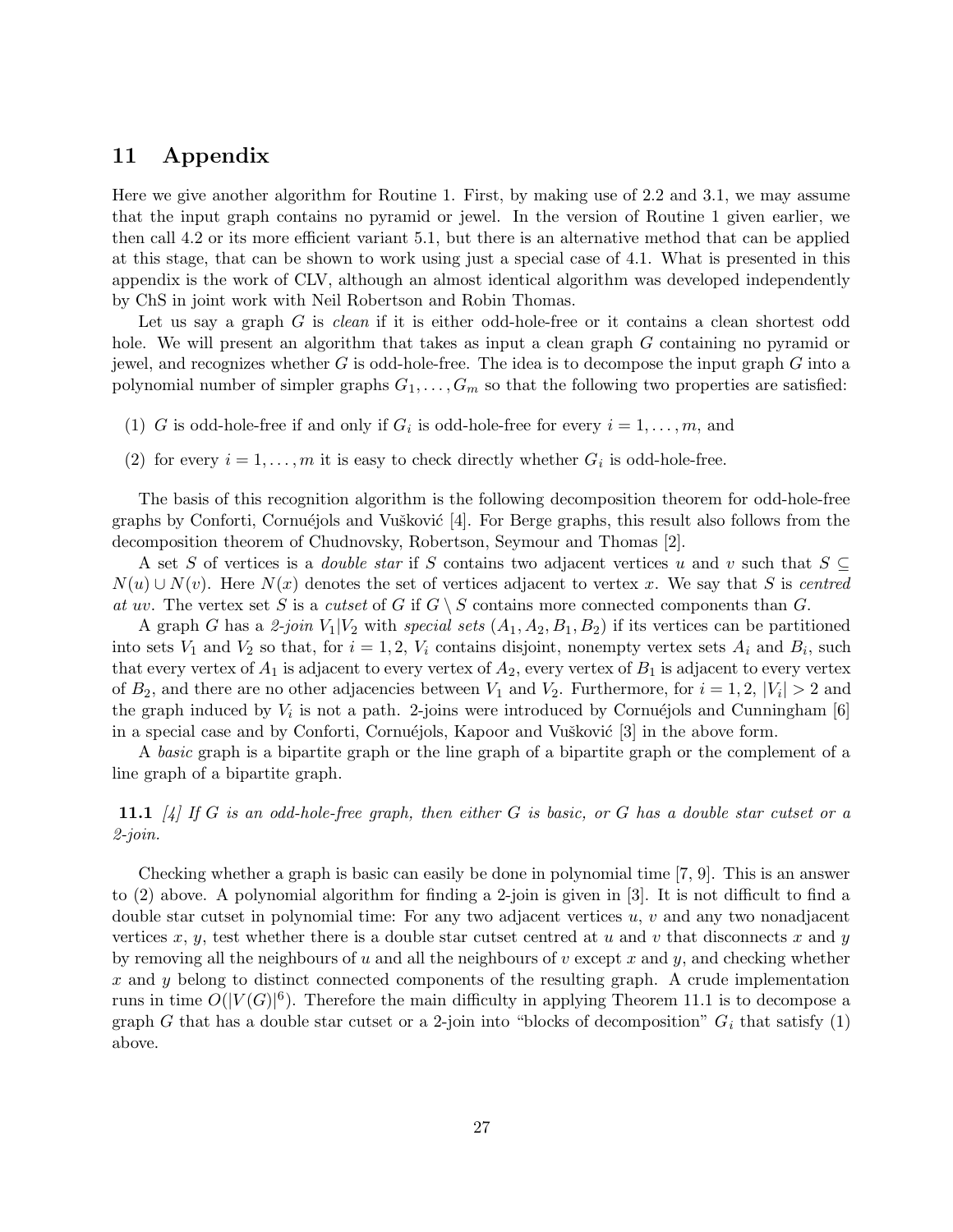## 11 Appendix

Here we give another algorithm for Routine 1. First, by making use of 2.2 and 3.1, we may assume that the input graph contains no pyramid or jewel. In the version of Routine 1 given earlier, we then call 4.2 or its more efficient variant 5.1, but there is an alternative method that can be applied at this stage, that can be shown to work using just a special case of 4.1. What is presented in this appendix is the work of CLV, although an almost identical algorithm was developed independently by ChS in joint work with Neil Robertson and Robin Thomas.

Let us say a graph $G$ is *clean* if it is either odd-hole-free or it contains a clean shortest odd hole. We will present an algorithm that takes as input a clean graph $G$ containing no pyramid or jewel, and recognizes whether $G$ is odd-hole-free. The idea is to decompose the input graph $G$ into a polynomial number of simpler graphs $G_1, \ldots, G_m$ so that the following two properties are satisfied:

(1) $G$ is odd-hole-free if and only if $G_i$ is odd-hole-free for every $i = 1, \ldots, m$, and

(2) for every $i = 1, \ldots, m$ it is easy to check directly whether $G_i$ is odd-hole-free.

The basis of this recognition algorithm is the following decomposition theorem for odd-hole-free graphs by Conforti, Cornuéjols and Vušković [4]. For Berge graphs, this result also follows from the decomposition theorem of Chudnovsky, Robertson, Seymour and Thomas [2].

A set $S$ of vertices is a *double star* if $S$ contains two adjacent vertices $u$ and $v$ such that $S \subseteq N(u) \cup N(v)$. Here $N(x)$ denotes the set of vertices adjacent to vertex $x$. We say that $S$ is *centred at uv*. The vertex set $S$ is a *cutset* of $G$ if $G \setminus S$ contains more connected components than $G$.

A graph $G$ has a *2-join* $V_1|V_2$ with *special sets* $(A_1, A_2, B_1, B_2)$ if its vertices can be partitioned into sets $V_1$ and $V_2$ so that, for $i = 1, 2$, $V_i$ contains disjoint, nonempty vertex sets $A_i$ and $B_i$, such that every vertex of $A_1$ is adjacent to every vertex of $A_2$, every vertex of $B_1$ is adjacent to every vertex of $B_2$, and there are no other adjacencies between $V_1$ and $V_2$. Furthermore, for $i = 1, 2$, $|V_i| > 2$ and the graph induced by $V_i$ is not a path. 2-joins were introduced by Cornuéjols and Cunningham [6] in a special case and by Conforti, Cornuéjols, Kapoor and Vušković [3] in the above form.

A *basic* graph is a bipartite graph or the line graph of a bipartite graph or the complement of a line graph of a bipartite graph.

**11.1** *[4] If $G$ is an odd-hole-free graph, then either $G$ is basic, or $G$ has a double star cutset or a 2-join.*

Checking whether a graph is basic can easily be done in polynomial time [7, 9]. This is an answer to (2) above. A polynomial algorithm for finding a 2-join is given in [3]. It is not difficult to find a double star cutset in polynomial time: For any two adjacent vertices $u$, $v$ and any two nonadjacent vertices $x$, $y$, test whether there is a double star cutset centred at $u$ and $v$ that disconnects $x$ and $y$ by removing all the neighbours of $u$ and all the neighbours of $v$ except $x$ and $y$, and checking whether $x$ and $y$ belong to distinct connected components of the resulting graph. A crude implementation runs in time $O(|V(G)|^6)$. Therefore the main difficulty in applying Theorem 11.1 is to decompose a graph $G$ that has a double star cutset or a 2-join into "blocks of decomposition" $G_i$ that satisfy (1) above.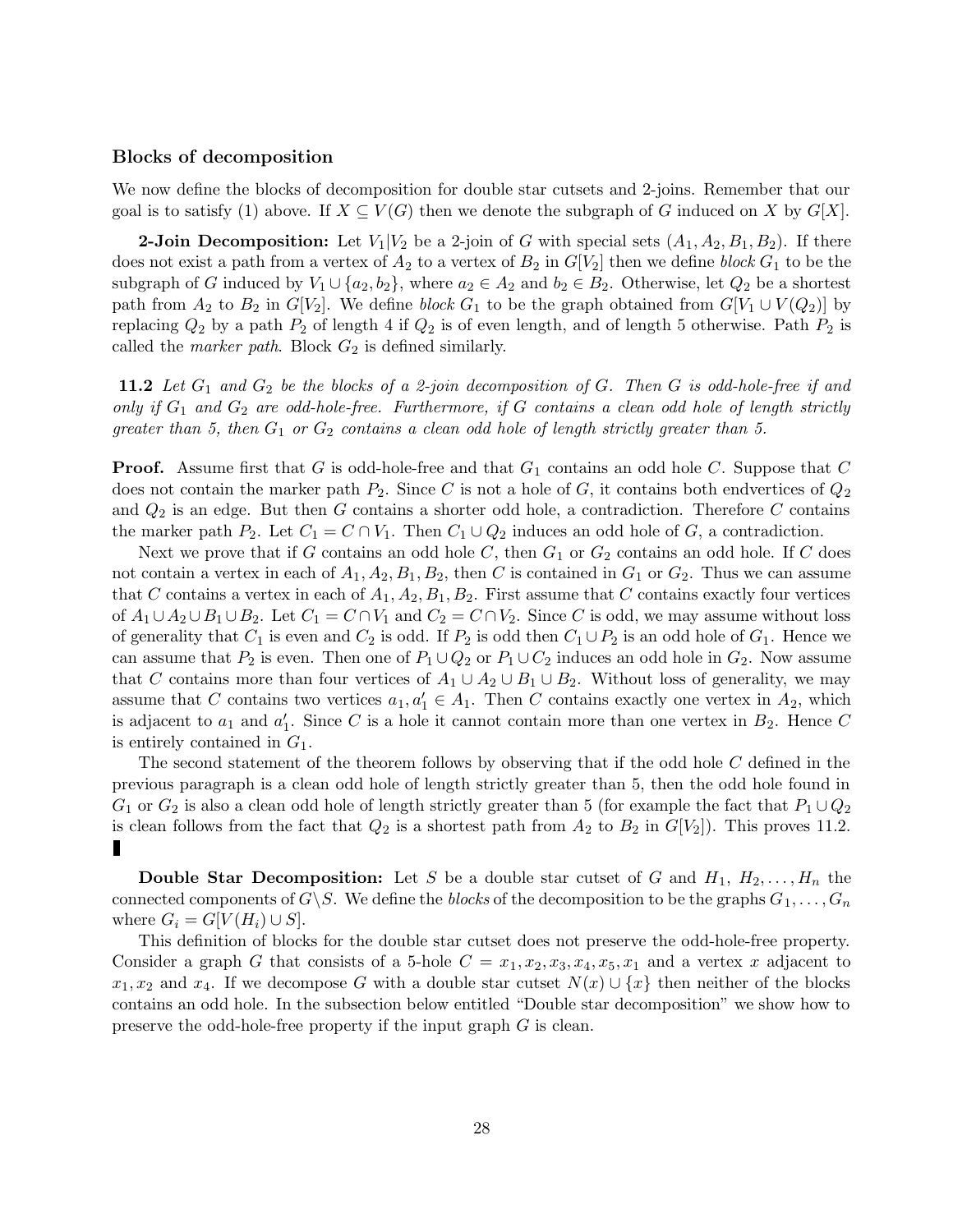### Blocks of decomposition

We now define the blocks of decomposition for double star cutsets and 2-joins. Remember that our goal is to satisfy (1) above. If $X \subseteq V(G)$ then we denote the subgraph of $G$ induced on $X$ by $G[X]$.

**2-Join Decomposition:** Let $V_1|V_2$ be a 2-join of $G$ with special sets $(A_1, A_2, B_1, B_2)$. If there does not exist a path from a vertex of $A_2$ to a vertex of $B_2$ in $G[V_2]$ then we define *block* $G_1$ to be the subgraph of $G$ induced by $V_1 \cup \{a_2, b_2\}$, where $a_2 \in A_2$ and $b_2 \in B_2$. Otherwise, let $Q_2$ be a shortest path from $A_2$ to $B_2$ in $G[V_2]$. We define *block* $G_1$ to be the graph obtained from $G[V_1 \cup V(Q_2)]$ by replacing $Q_2$ by a path $P_2$ of length 4 if $Q_2$ is of even length, and of length 5 otherwise. Path $P_2$ is called the *marker path*. Block $G_2$ is defined similarly.

**11.2** *Let $G_1$ and $G_2$ be the blocks of a 2-join decomposition of $G$. Then $G$ is odd-hole-free if and only if $G_1$ and $G_2$ are odd-hole-free. Furthermore, if $G$ contains a clean odd hole of length strictly greater than 5, then $G_1$ or $G_2$ contains a clean odd hole of length strictly greater than 5.*

**Proof.** Assume first that $G$ is odd-hole-free and that $G_1$ contains an odd hole $C$. Suppose that $C$ does not contain the marker path $P_2$. Since $C$ is not a hole of $G$, it contains both endvertices of $Q_2$ and $Q_2$ is an edge. But then $G$ contains a shorter odd hole, a contradiction. Therefore $C$ contains the marker path $P_2$. Let $C_1 = C \cap V_1$. Then $C_1 \cup Q_2$ induces an odd hole of $G$, a contradiction.

Next we prove that if $G$ contains an odd hole $C$, then $G_1$ or $G_2$ contains an odd hole. If $C$ does not contain a vertex in each of $A_1, A_2, B_1, B_2$, then $C$ is contained in $G_1$ or $G_2$. Thus we can assume that $C$ contains a vertex in each of $A_1, A_2, B_1, B_2$. First assume that $C$ contains exactly four vertices of $A_1 \cup A_2 \cup B_1 \cup B_2$. Let $C_1 = C \cap V_1$ and $C_2 = C \cap V_2$. Since $C$ is odd, we may assume without loss of generality that $C_1$ is even and $C_2$ is odd. If $P_2$ is odd then $C_1 \cup P_2$ is an odd hole of $G_1$. Hence we can assume that $P_2$ is even. Then one of $P_1 \cup Q_2$ or $P_1 \cup C_2$ induces an odd hole in $G_2$. Now assume that $C$ contains more than four vertices of $A_1 \cup A_2 \cup B_1 \cup B_2$. Without loss of generality, we may assume that $C$ contains two vertices $a_1, a_1' \in A_1$. Then $C$ contains exactly one vertex in $A_2$, which is adjacent to $a_1$ and $a_1'$. Since $C$ is a hole it cannot contain more than one vertex in $B_2$. Hence $C$ is entirely contained in $G_1$.

The second statement of the theorem follows by observing that if the odd hole $C$ defined in the previous paragraph is a clean odd hole of length strictly greater than 5, then the odd hole found in $G_1$ or $G_2$ is also a clean odd hole of length strictly greater than 5 (for example the fact that $P_1 \cup Q_2$ is clean follows from the fact that $Q_2$ is a shortest path from $A_2$ to $B_2$ in $G[V_2]$). This proves 11.2. ∎

**Double Star Decomposition:** Let $S$ be a double star cutset of $G$ and $H_1, H_2, \ldots, H_n$ the connected components of $G \backslash S$. We define the *blocks* of the decomposition to be the graphs $G_1, \ldots, G_n$ where $G_i = G[V(H_i) \cup S]$.

This definition of blocks for the double star cutset does not preserve the odd-hole-free property. Consider a graph $G$ that consists of a 5-hole $C = x_1, x_2, x_3, x_4, x_5, x_1$ and a vertex $x$ adjacent to $x_1, x_2$ and $x_4$. If we decompose $G$ with a double star cutset $N(x) \cup \{x\}$ then neither of the blocks contains an odd hole. In the subsection below entitled "Double star decomposition" we show how to preserve the odd-hole-free property if the input graph $G$ is clean.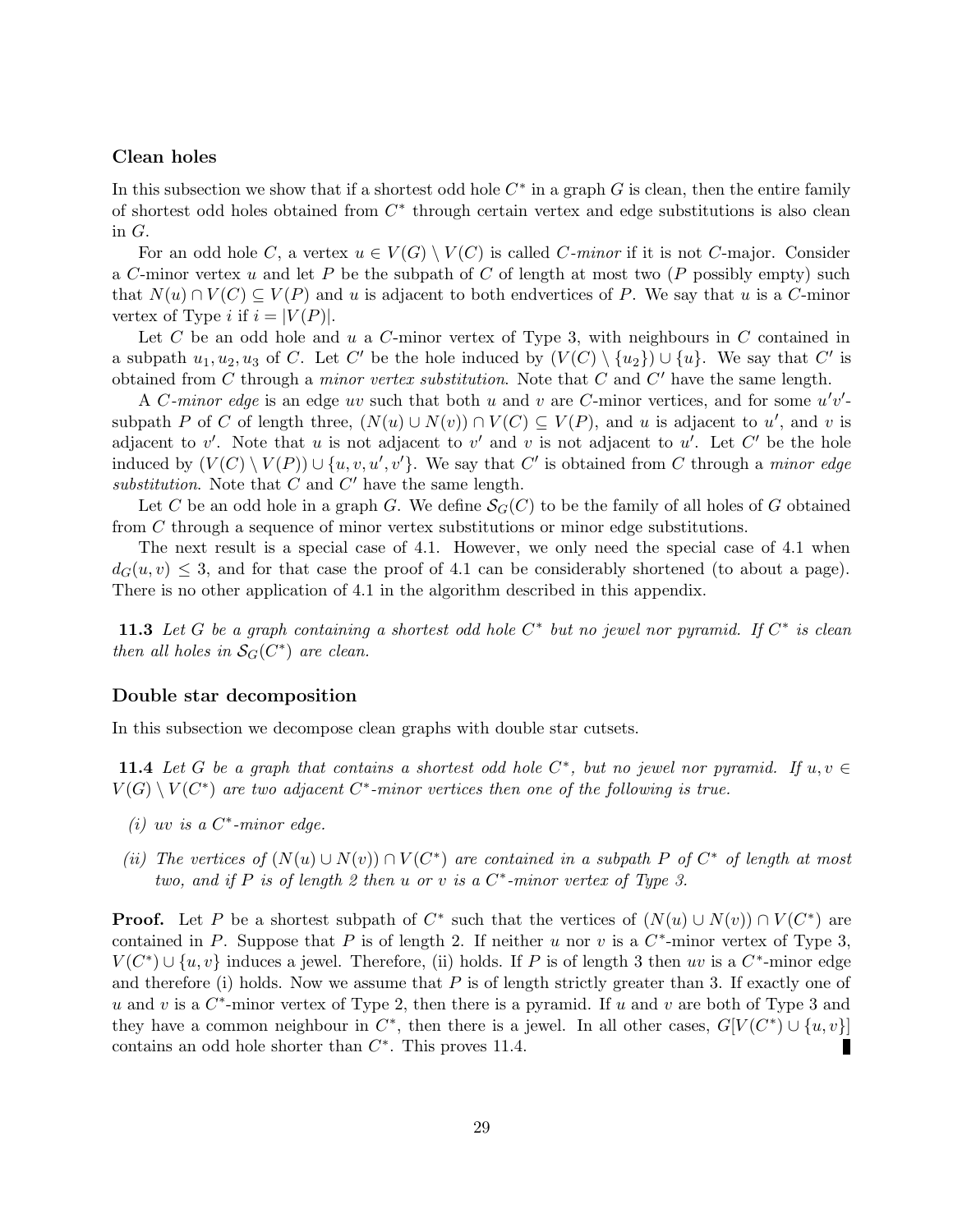### Clean holes

In this subsection we show that if a shortest odd hole $C^*$ in a graph $G$ is clean, then the entire family of shortest odd holes obtained from $C^*$ through certain vertex and edge substitutions is also clean in $G$.

For an odd hole $C$, a vertex $u \in V(G) \setminus V(C)$ is called *$C$-minor* if it is not $C$-major. Consider a $C$-minor vertex $u$ and let $P$ be the subpath of $C$ of length at most two ($P$ possibly empty) such that $N(u) \cap V(C) \subseteq V(P)$ and $u$ is adjacent to both endvertices of $P$. We say that $u$ is a $C$-minor vertex of Type $i$ if $i = |V(P)|$.

Let $C$ be an odd hole and $u$ a $C$-minor vertex of Type 3, with neighbours in $C$ contained in a subpath $u_1, u_2, u_3$ of $C$. Let $C'$ be the hole induced by $(V(C) \setminus \{u_2\}) \cup \{u\}$. We say that $C'$ is obtained from $C$ through a *minor vertex substitution*. Note that $C$ and $C'$ have the same length.

A *$C$-minor edge* is an edge $uv$ such that both $u$ and $v$ are $C$-minor vertices, and for some $u'v'$-subpath $P$ of $C$ of length three, $(N(u) \cup N(v)) \cap V(C) \subseteq V(P)$, and $u$ is adjacent to $u'$, and $v$ is adjacent to $v'$. Note that $u$ is not adjacent to $v'$ and $v$ is not adjacent to $u'$. Let $C'$ be the hole induced by $(V(C) \setminus V(P)) \cup \{u, v, u', v'\}$. We say that $C'$ is obtained from $C$ through a *minor edge substitution*. Note that $C$ and $C'$ have the same length.

Let $C$ be an odd hole in a graph $G$. We define $\mathcal{S}_G(C)$ to be the family of all holes of $G$ obtained from $C$ through a sequence of minor vertex substitutions or minor edge substitutions.

The next result is a special case of 4.1. However, we only need the special case of 4.1 when $d_G(u, v) \leq 3$, and for that case the proof of 4.1 can be considerably shortened (to about a page). There is no other application of 4.1 in the algorithm described in this appendix.

**11.3** *Let $G$ be a graph containing a shortest odd hole $C^*$ but no jewel nor pyramid. If $C^*$ is clean then all holes in $\mathcal{S}_G(C^*)$ are clean.*

### Double star decomposition

In this subsection we decompose clean graphs with double star cutsets.

**11.4** *Let $G$ be a graph that contains a shortest odd hole $C^*$, but no jewel nor pyramid. If $u, v \in V(G) \setminus V(C^*)$ are two adjacent $C^*$-minor vertices then one of the following is true.*

- *(i) $uv$ is a $C^*$-minor edge.*
- *(ii) The vertices of $(N(u) \cup N(v)) \cap V(C^*)$ are contained in a subpath $P$ of $C^*$ of length at most two, and if $P$ is of length 2 then $u$ or $v$ is a $C^*$-minor vertex of Type 3.*

**Proof.** Let $P$ be a shortest subpath of $C^*$ such that the vertices of $(N(u) \cup N(v)) \cap V(C^*)$ are contained in $P$. Suppose that $P$ is of length 2. If neither $u$ nor $v$ is a $C^*$-minor vertex of Type 3, $V(C^*) \cup \{u, v\}$ induces a jewel. Therefore, (ii) holds. If $P$ is of length 3 then $uv$ is a $C^*$-minor edge and therefore (i) holds. Now we assume that $P$ is of length strictly greater than 3. If exactly one of $u$ and $v$ is a $C^*$-minor vertex of Type 2, then there is a pyramid. If $u$ and $v$ are both of Type 3 and they have a common neighbour in $C^*$, then there is a jewel. In all other cases, $G[V(C^*) \cup \{u, v\}]$ contains an odd hole shorter than $C^*$. This proves 11.4. ∎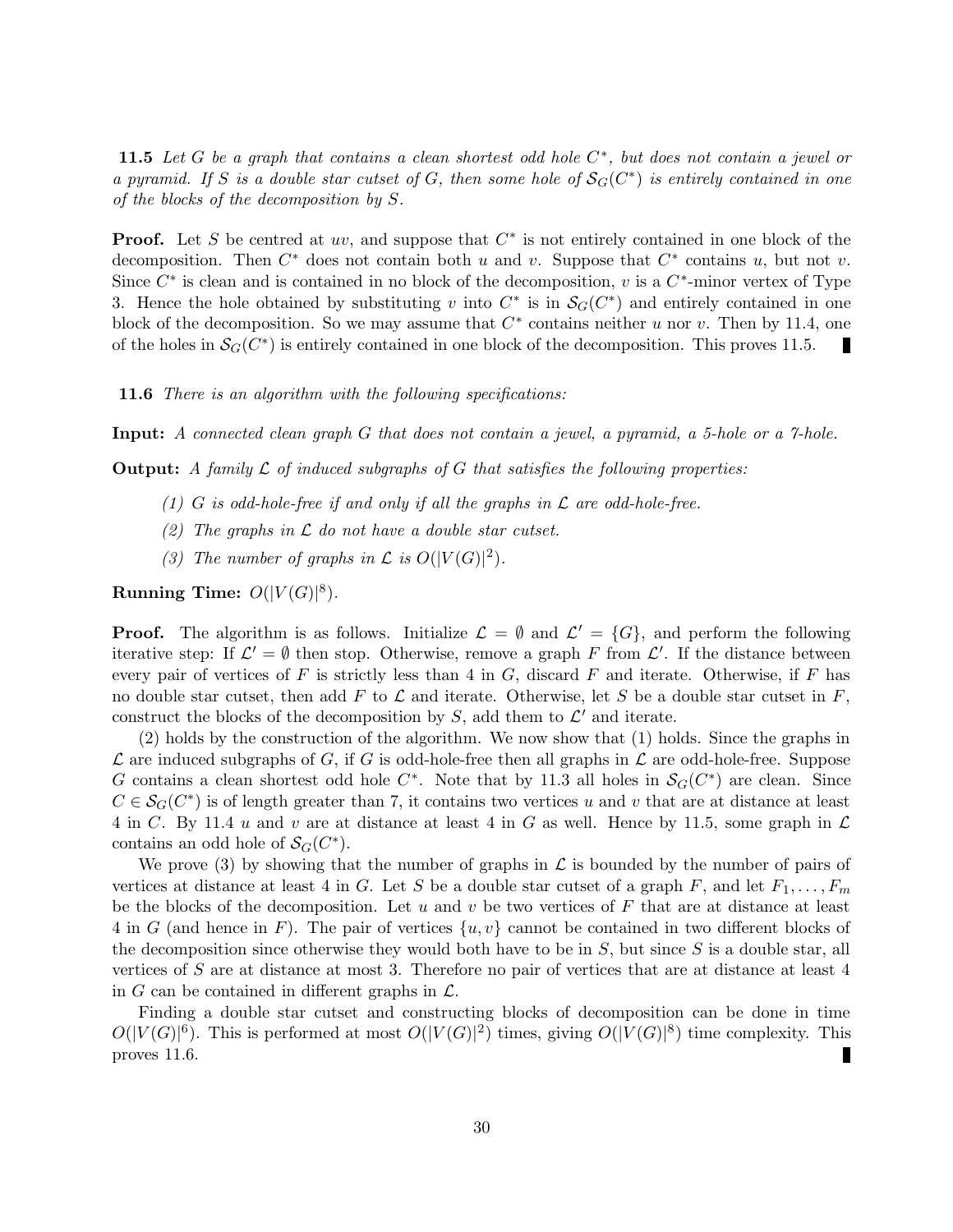**11.5** *Let $G$ be a graph that contains a clean shortest odd hole $C^*$, but does not contain a jewel or a pyramid. If $S$ is a double star cutset of $G$, then some hole of $\mathcal{S}_G(C^*)$ is entirely contained in one of the blocks of the decomposition by $S$.*

**Proof.** Let $S$ be centred at $uv$, and suppose that $C^*$ is not entirely contained in one block of the decomposition. Then $C^*$ does not contain both $u$ and $v$. Suppose that $C^*$ contains $u$, but not $v$. Since $C^*$ is clean and is contained in no block of the decomposition, $v$ is a $C^*$-minor vertex of Type 3. Hence the hole obtained by substituting $v$ into $C^*$ is in $\mathcal{S}_G(C^*)$ and entirely contained in one block of the decomposition. So we may assume that $C^*$ contains neither $u$ nor $v$. Then by 11.4, one of the holes in $\mathcal{S}_G(C^*)$ is entirely contained in one block of the decomposition. This proves 11.5. ∎

**11.6** *There is an algorithm with the following specifications:*

**Input:** *A connected clean graph $G$ that does not contain a jewel, a pyramid, a 5-hole or a 7-hole.*

**Output:** *A family $\mathcal{L}$ of induced subgraphs of $G$ that satisfies the following properties:*

*(1) $G$ is odd-hole-free if and only if all the graphs in $\mathcal{L}$ are odd-hole-free.*

*(2) The graphs in $\mathcal{L}$ do not have a double star cutset.*

*(3) The number of graphs in $\mathcal{L}$ is $O(|V(G)|^2)$.*

**Running Time:** $O(|V(G)|^8)$.

**Proof.** The algorithm is as follows. Initialize $\mathcal{L} = \emptyset$ and $\mathcal{L}' = \{G\}$, and perform the following iterative step: If $\mathcal{L}' = \emptyset$ then stop. Otherwise, remove a graph $F$ from $\mathcal{L}'$. If the distance between every pair of vertices of $F$ is strictly less than 4 in $G$, discard $F$ and iterate. Otherwise, if $F$ has no double star cutset, then add $F$ to $\mathcal{L}$ and iterate. Otherwise, let $S$ be a double star cutset in $F$, construct the blocks of the decomposition by $S$, add them to $\mathcal{L}'$ and iterate.

(2) holds by the construction of the algorithm. We now show that (1) holds. Since the graphs in $\mathcal{L}$ are induced subgraphs of $G$, if $G$ is odd-hole-free then all graphs in $\mathcal{L}$ are odd-hole-free. Suppose $G$ contains a clean shortest odd hole $C^*$. Note that by 11.3 all holes in $\mathcal{S}_G(C^*)$ are clean. Since $C \in \mathcal{S}_G(C^*)$ is of length greater than 7, it contains two vertices $u$ and $v$ that are at distance at least 4 in $C$. By 11.4 $u$ and $v$ are at distance at least 4 in $G$ as well. Hence by 11.5, some graph in $\mathcal{L}$ contains an odd hole of $\mathcal{S}_G(C^*)$.

We prove (3) by showing that the number of graphs in $\mathcal{L}$ is bounded by the number of pairs of vertices at distance at least 4 in $G$. Let $S$ be a double star cutset of a graph $F$, and let $F_1, \ldots, F_m$ be the blocks of the decomposition. Let $u$ and $v$ be two vertices of $F$ that are at distance at least 4 in $G$ (and hence in $F$). The pair of vertices $\{u, v\}$ cannot be contained in two different blocks of the decomposition since otherwise they would both have to be in $S$, but since $S$ is a double star, all vertices of $S$ are at distance at most 3. Therefore no pair of vertices that are at distance at least 4 in $G$ can be contained in different graphs in $\mathcal{L}$.

Finding a double star cutset and constructing blocks of decomposition can be done in time $O(|V(G)|^6)$. This is performed at most $O(|V(G)|^2)$ times, giving $O(|V(G)|^8)$ time complexity. This proves 11.6. ∎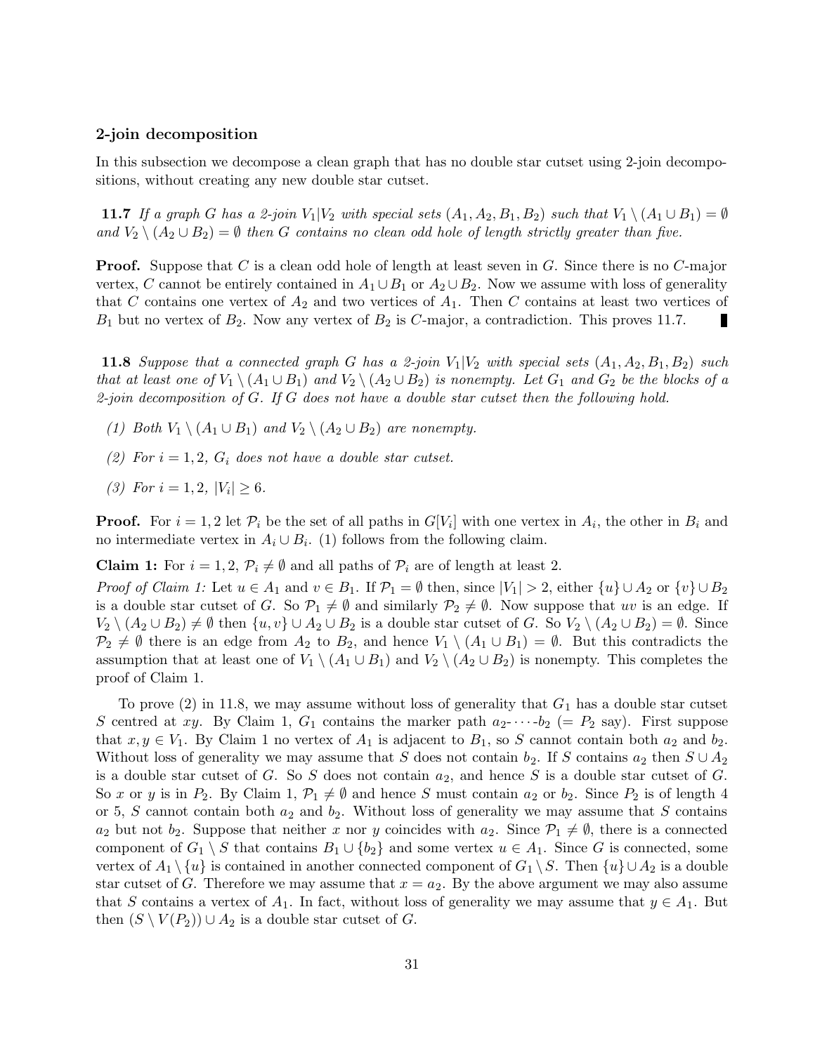### 2-join decomposition

In this subsection we decompose a clean graph that has no double star cutset using 2-join decompositions, without creating any new double star cutset.

**11.7** *If a graph $G$ has a 2-join $V_1|V_2$ with special sets $(A_1, A_2, B_1, B_2)$ such that $V_1 \setminus (A_1 \cup B_1) = \emptyset$ and $V_2 \setminus (A_2 \cup B_2) = \emptyset$ then $G$ contains no clean odd hole of length strictly greater than five.*

**Proof.** Suppose that $C$ is a clean odd hole of length at least seven in $G$. Since there is no $C$-major vertex, $C$ cannot be entirely contained in $A_1 \cup B_1$ or $A_2 \cup B_2$. Now we assume with loss of generality that $C$ contains one vertex of $A_2$ and two vertices of $A_1$. Then $C$ contains at least two vertices of $B_1$ but no vertex of $B_2$. Now any vertex of $B_2$ is $C$-major, a contradiction. This proves 11.7. ∎

**11.8** *Suppose that a connected graph $G$ has a 2-join $V_1|V_2$ with special sets $(A_1, A_2, B_1, B_2)$ such that at least one of $V_1 \setminus (A_1 \cup B_1)$ and $V_2 \setminus (A_2 \cup B_2)$ is nonempty. Let $G_1$ and $G_2$ be the blocks of a 2-join decomposition of $G$. If $G$ does not have a double star cutset then the following hold.*

*(1) Both $V_1 \setminus (A_1 \cup B_1)$ and $V_2 \setminus (A_2 \cup B_2)$ are nonempty.*

*(2) For $i = 1, 2$, $G_i$ does not have a double star cutset.*

*(3) For $i = 1, 2$, $|V_i| \geq 6$.*

**Proof.** For $i = 1, 2$ let $\mathcal{P}_i$ be the set of all paths in $G[V_i]$ with one vertex in $A_i$, the other in $B_i$ and no intermediate vertex in $A_i \cup B_i$. (1) follows from the following claim.

**Claim 1:** For $i = 1, 2$, $\mathcal{P}_i \neq \emptyset$ and all paths of $\mathcal{P}_i$ are of length at least 2.

*Proof of Claim 1:* Let $u \in A_1$ and $v \in B_1$. If $\mathcal{P}_1 = \emptyset$ then, since $|V_1| > 2$, either $\{u\} \cup A_2$ or $\{v\} \cup B_2$ is a double star cutset of $G$. So $\mathcal{P}_1 \neq \emptyset$ and similarly $\mathcal{P}_2 \neq \emptyset$. Now suppose that $uv$ is an edge. If $V_2 \setminus (A_2 \cup B_2) \neq \emptyset$ then $\{u, v\} \cup A_2 \cup B_2$ is a double star cutset of $G$. So $V_2 \setminus (A_2 \cup B_2) = \emptyset$. Since $\mathcal{P}_2 \neq \emptyset$ there is an edge from $A_2$ to $B_2$, and hence $V_1 \setminus (A_1 \cup B_1) = \emptyset$. But this contradicts the assumption that at least one of $V_1 \setminus (A_1 \cup B_1)$ and $V_2 \setminus (A_2 \cup B_2)$ is nonempty. This completes the proof of Claim 1.

To prove (2) in 11.8, we may assume without loss of generality that $G_1$ has a double star cutset $S$ centred at $xy$. By Claim 1, $G_1$ contains the marker path $a_2$-$\cdots$-$b_2$ ($= P_2$ say). First suppose that $x, y \in V_1$. By Claim 1 no vertex of $A_1$ is adjacent to $B_1$, so $S$ cannot contain both $a_2$ and $b_2$. Without loss of generality we may assume that $S$ does not contain $b_2$. If $S$ contains $a_2$ then $S \cup A_2$ is a double star cutset of $G$. So $S$ does not contain $a_2$, and hence $S$ is a double star cutset of $G$. So $x$ or $y$ is in $P_2$. By Claim 1, $\mathcal{P}_1 \neq \emptyset$ and hence $S$ must contain $a_2$ or $b_2$. Since $P_2$ is of length 4 or 5, $S$ cannot contain both $a_2$ and $b_2$. Without loss of generality we may assume that $S$ contains $a_2$ but not $b_2$. Suppose that neither $x$ nor $y$ coincides with $a_2$. Since $\mathcal{P}_1 \neq \emptyset$, there is a connected component of $G_1 \setminus S$ that contains $B_1 \cup \{b_2\}$ and some vertex $u \in A_1$. Since $G$ is connected, some vertex of $A_1 \setminus \{u\}$ is contained in another connected component of $G_1 \setminus S$. Then $\{u\} \cup A_2$ is a double star cutset of $G$. Therefore we may assume that $x = a_2$. By the above argument we may also assume that $S$ contains a vertex of $A_1$. In fact, without loss of generality we may assume that $y \in A_1$. But then $(S \setminus V(P_2)) \cup A_2$ is a double star cutset of $G$.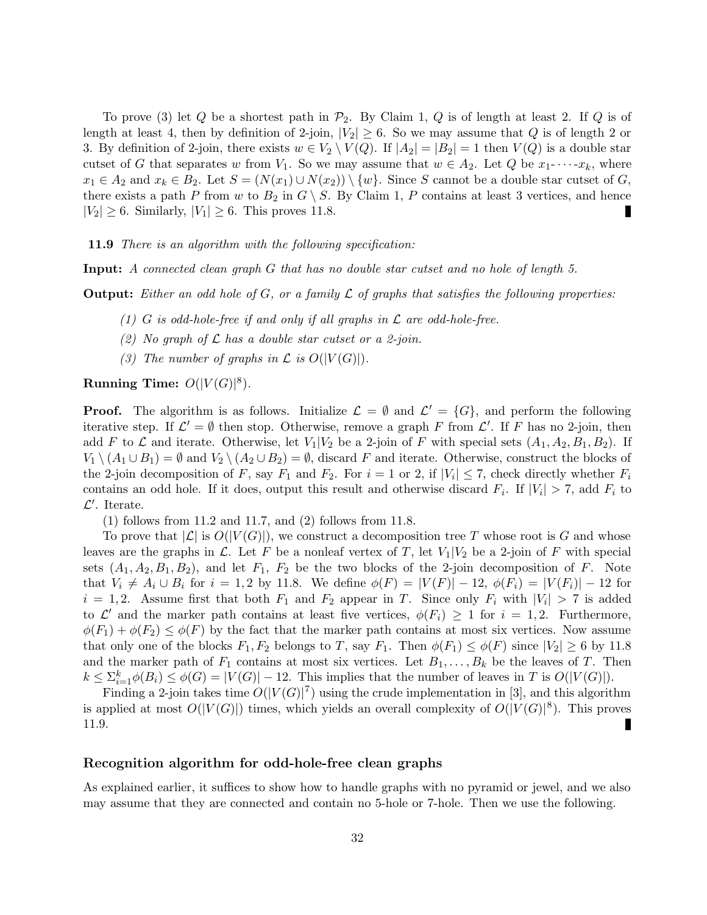To prove (3) let $Q$ be a shortest path in $\mathcal{P}_2$. By Claim 1, $Q$ is of length at least 2. If $Q$ is of length at least 4, then by definition of 2-join, $|V_2| \geq 6$. So we may assume that $Q$ is of length 2 or 3. By definition of 2-join, there exists $w \in V_2 \setminus V(Q)$. If $|A_2| = |B_2| = 1$ then $V(Q)$ is a double star cutset of $G$ that separates $w$ from $V_1$. So we may assume that $w \in A_2$. Let $Q$ be $x_1$-$\cdots$-$x_k$, where $x_1 \in A_2$ and $x_k \in B_2$. Let $S = (N(x_1) \cup N(x_2)) \setminus \{w\}$. Since $S$ cannot be a double star cutset of $G$, there exists a path $P$ from $w$ to $B_2$ in $G \setminus S$. By Claim 1, $P$ contains at least 3 vertices, and hence $|V_2| \geq 6$. Similarly, $|V_1| \geq 6$. This proves 11.8. ∎

**11.9** *There is an algorithm with the following specification:*

**Input:** *A connected clean graph $G$ that has no double star cutset and no hole of length 5.*

**Output:** *Either an odd hole of $G$, or a family $\mathcal{L}$ of graphs that satisfies the following properties:*

- *(1) $G$ is odd-hole-free if and only if all graphs in $\mathcal{L}$ are odd-hole-free.*
- *(2) No graph of $\mathcal{L}$ has a double star cutset or a 2-join.*
- *(3) The number of graphs in $\mathcal{L}$ is $O(|V(G)|)$.*

**Running Time:** $O(|V(G)|^8)$.

**Proof.** The algorithm is as follows. Initialize $\mathcal{L} = \emptyset$ and $\mathcal{L}' = \{G\}$, and perform the following iterative step. If $\mathcal{L}' = \emptyset$ then stop. Otherwise, remove a graph $F$ from $\mathcal{L}'$. If $F$ has no 2-join, then add $F$ to $\mathcal{L}$ and iterate. Otherwise, let $V_1|V_2$ be a 2-join of $F$ with special sets $(A_1, A_2, B_1, B_2)$. If $V_1 \setminus (A_1 \cup B_1) = \emptyset$ and $V_2 \setminus (A_2 \cup B_2) = \emptyset$, discard $F$ and iterate. Otherwise, construct the blocks of the 2-join decomposition of $F$, say $F_1$ and $F_2$. For $i = 1$ or 2, if $|V_i| \leq 7$, check directly whether $F_i$ contains an odd hole. If it does, output this result and otherwise discard $F_i$. If $|V_i| > 7$, add $F_i$ to $\mathcal{L}'$. Iterate.

(1) follows from 11.2 and 11.7, and (2) follows from 11.8.

To prove that $|\mathcal{L}|$ is $O(|V(G)|)$, we construct a decomposition tree $T$ whose root is $G$ and whose leaves are the graphs in $\mathcal{L}$. Let $F$ be a nonleaf vertex of $T$, let $V_1|V_2$ be a 2-join of $F$ with special sets $(A_1, A_2, B_1, B_2)$, and let $F_1$, $F_2$ be the two blocks of the 2-join decomposition of $F$. Note that $V_i \neq A_i \cup B_i$ for $i = 1, 2$ by 11.8. We define $\phi(F) = |V(F)| - 12$, $\phi(F_i) = |V(F_i)| - 12$ for $i = 1, 2$. Assume first that both $F_1$ and $F_2$ appear in $T$. Since only $F_i$ with $|V_i| > 7$ is added to $\mathcal{L}'$ and the marker path contains at least five vertices, $\phi(F_i) \geq 1$ for $i = 1, 2$. Furthermore, $\phi(F_1) + \phi(F_2) \leq \phi(F)$ by the fact that the marker path contains at most six vertices. Now assume that only one of the blocks $F_1, F_2$ belongs to $T$, say $F_1$. Then $\phi(F_1) \leq \phi(F)$ since $|V_2| \geq 6$ by 11.8 and the marker path of $F_1$ contains at most six vertices. Let $B_1, \ldots, B_k$ be the leaves of $T$. Then $k \leq \Sigma_{i=1}^{k} \phi(B_i) \leq \phi(G) = |V(G)| - 12$. This implies that the number of leaves in $T$ is $O(|V(G)|)$.

Finding a 2-join takes time $O(|V(G)|^7)$ using the crude implementation in [3], and this algorithm is applied at most $O(|V(G)|)$ times, which yields an overall complexity of $O(|V(G)|^8)$. This proves 11.9. ∎

### Recognition algorithm for odd-hole-free clean graphs

As explained earlier, it suffices to show how to handle graphs with no pyramid or jewel, and we also may assume that they are connected and contain no 5-hole or 7-hole. Then we use the following.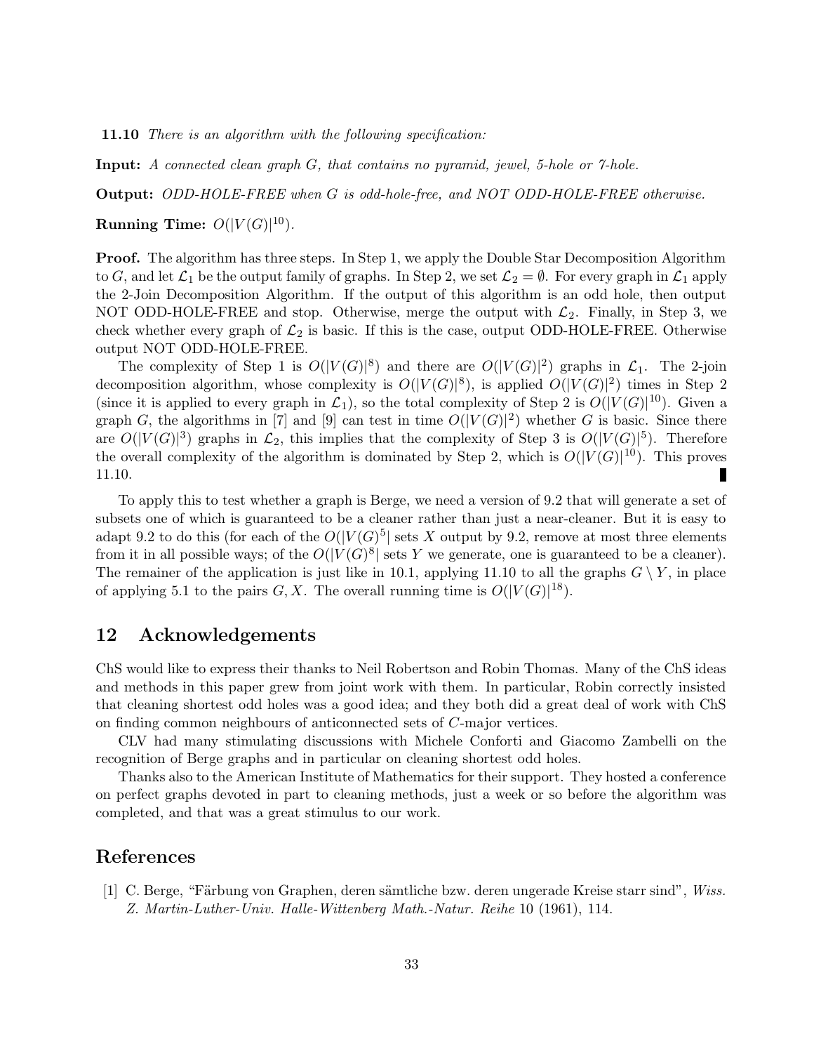**11.10** *There is an algorithm with the following specification:*

**Input:** *A connected clean graph $G$, that contains no pyramid, jewel, 5-hole or 7-hole.*

**Output:** *ODD-HOLE-FREE when $G$ is odd-hole-free, and NOT ODD-HOLE-FREE otherwise.*

**Running Time:** $O(|V(G)|^{10})$.

**Proof.** The algorithm has three steps. In Step 1, we apply the Double Star Decomposition Algorithm to $G$, and let $\mathcal{L}_1$ be the output family of graphs. In Step 2, we set $\mathcal{L}_2 = \emptyset$. For every graph in $\mathcal{L}_1$ apply the 2-Join Decomposition Algorithm. If the output of this algorithm is an odd hole, then output NOT ODD-HOLE-FREE and stop. Otherwise, merge the output with $\mathcal{L}_2$. Finally, in Step 3, we check whether every graph of $\mathcal{L}_2$ is basic. If this is the case, output ODD-HOLE-FREE. Otherwise output NOT ODD-HOLE-FREE.

The complexity of Step 1 is $O(|V(G)|^8)$ and there are $O(|V(G)|^2)$ graphs in $\mathcal{L}_1$. The 2-join decomposition algorithm, whose complexity is $O(|V(G)|^8)$, is applied $O(|V(G)|^2)$ times in Step 2 (since it is applied to every graph in $\mathcal{L}_1$), so the total complexity of Step 2 is $O(|V(G)|^{10})$. Given a graph $G$, the algorithms in [7] and [9] can test in time $O(|V(G)|^2)$ whether $G$ is basic. Since there are $O(|V(G)|^3)$ graphs in $\mathcal{L}_2$, this implies that the complexity of Step 3 is $O(|V(G)|^5)$. Therefore the overall complexity of the algorithm is dominated by Step 2, which is $O(|V(G)|^{10})$. This proves 11.10. ∎

To apply this to test whether a graph is Berge, we need a version of 9.2 that will generate a set of subsets one of which is guaranteed to be a cleaner rather than just a near-cleaner. But it is easy to adapt 9.2 to do this (for each of the $O(|V(G)^5|$ sets $X$ output by 9.2, remove at most three elements from it in all possible ways; of the $O(|V(G)^8|$ sets $Y$ we generate, one is guaranteed to be a cleaner). The remainer of the application is just like in 10.1, applying 11.10 to all the graphs $G \setminus Y$, in place of applying 5.1 to the pairs $G, X$. The overall running time is $O(|V(G)|^{18})$.

## 12 Acknowledgements

ChS would like to express their thanks to Neil Robertson and Robin Thomas. Many of the ChS ideas and methods in this paper grew from joint work with them. In particular, Robin correctly insisted that cleaning shortest odd holes was a good idea; and they both did a great deal of work with ChS on finding common neighbours of anticonnected sets of $C$-major vertices.

CLV had many stimulating discussions with Michele Conforti and Giacomo Zambelli on the recognition of Berge graphs and in particular on cleaning shortest odd holes.

Thanks also to the American Institute of Mathematics for their support. They hosted a conference on perfect graphs devoted in part to cleaning methods, just a week or so before the algorithm was completed, and that was a great stimulus to our work.

## References

[1] C. Berge, "Färbung von Graphen, deren sämtliche bzw. deren ungerade Kreise starr sind", *Wiss. Z. Martin-Luther-Univ. Halle-Wittenberg Math.-Natur. Reihe* 10 (1961), 114.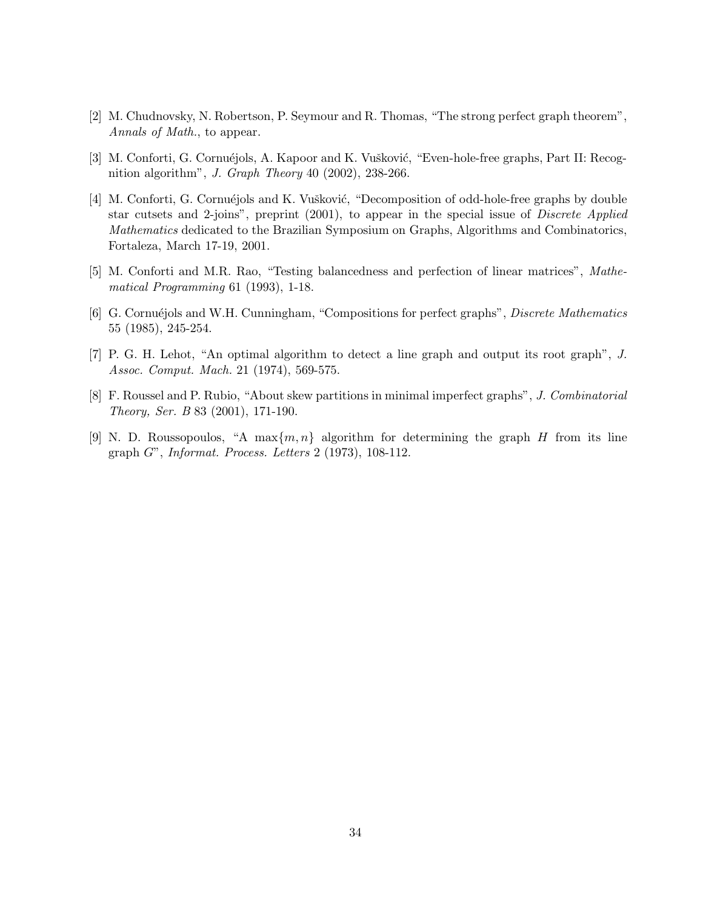[2] M. Chudnovsky, N. Robertson, P. Seymour and R. Thomas, "The strong perfect graph theorem", *Annals of Math.*, to appear.

[3] M. Conforti, G. Cornuéjols, A. Kapoor and K. Vušković, "Even-hole-free graphs, Part II: Recognition algorithm", *J. Graph Theory* 40 (2002), 238-266.

[4] M. Conforti, G. Cornuéjols and K. Vušković, "Decomposition of odd-hole-free graphs by double star cutsets and 2-joins", preprint (2001), to appear in the special issue of *Discrete Applied Mathematics* dedicated to the Brazilian Symposium on Graphs, Algorithms and Combinatorics, Fortaleza, March 17-19, 2001.

[5] M. Conforti and M.R. Rao, "Testing balancedness and perfection of linear matrices", *Mathematical Programming* 61 (1993), 1-18.

[6] G. Cornuéjols and W.H. Cunningham, "Compositions for perfect graphs", *Discrete Mathematics* 55 (1985), 245-254.

[7] P. G. H. Lehot, "An optimal algorithm to detect a line graph and output its root graph", *J. Assoc. Comput. Mach.* 21 (1974), 569-575.

[8] F. Roussel and P. Rubio, "About skew partitions in minimal imperfect graphs", *J. Combinatorial Theory, Ser. B* 83 (2001), 171-190.

[9] N. D. Roussopoulos, "A $\max\{m, n\}$ algorithm for determining the graph $H$ from its line graph $G$", *Informat. Process. Letters* 2 (1973), 108-112.